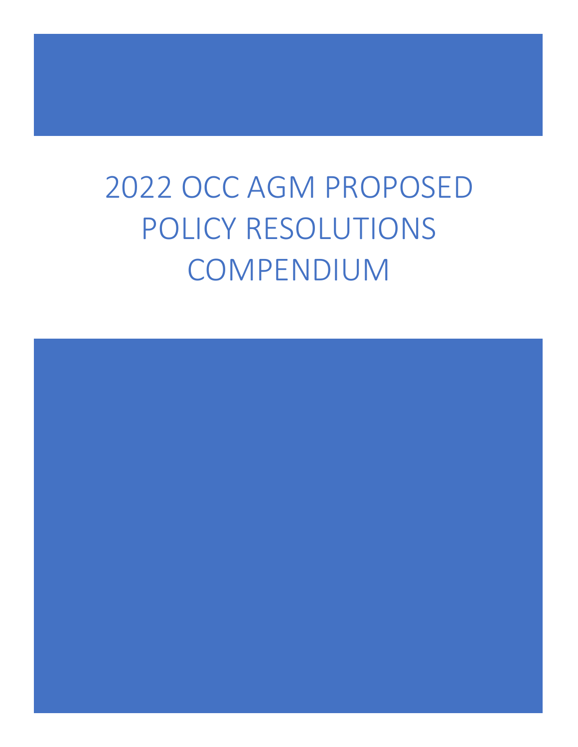# 2022 OCC AGM PROPOSED POLICY RESOLUTIONS COMPENDIUM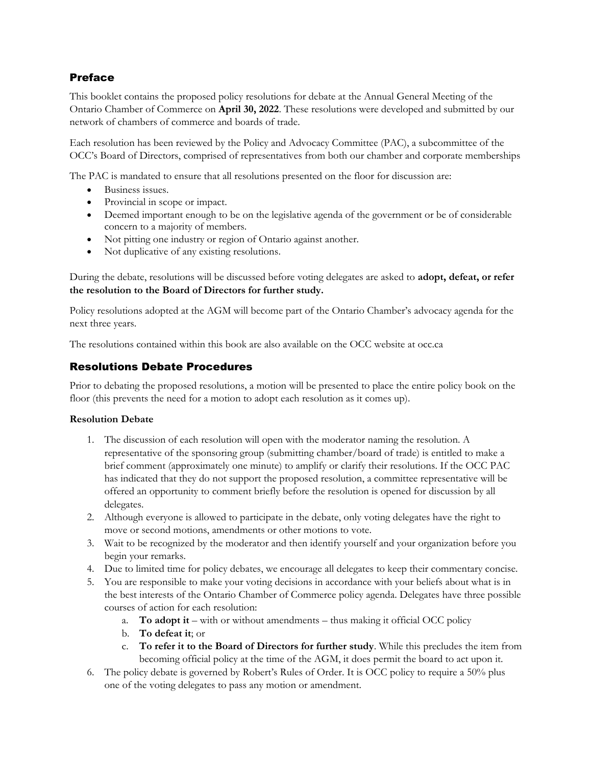## Preface

This booklet contains the proposed policy resolutions for debate at the Annual General Meeting of the Ontario Chamber of Commerce on **April 30, 2022**. These resolutions were developed and submitted by our network of chambers of commerce and boards of trade.

Each resolution has been reviewed by the Policy and Advocacy Committee (PAC), a subcommittee of the OCC's Board of Directors, comprised of representatives from both our chamber and corporate memberships

The PAC is mandated to ensure that all resolutions presented on the floor for discussion are:

- Business issues.
- Provincial in scope or impact.
- Deemed important enough to be on the legislative agenda of the government or be of considerable concern to a majority of members.
- Not pitting one industry or region of Ontario against another.
- Not duplicative of any existing resolutions.

During the debate, resolutions will be discussed before voting delegates are asked to **adopt, defeat, or refer the resolution to the Board of Directors for further study.**

Policy resolutions adopted at the AGM will become part of the Ontario Chamber's advocacy agenda for the next three years.

The resolutions contained within this book are also available on the OCC website at occ.ca

## Resolutions Debate Procedures

Prior to debating the proposed resolutions, a motion will be presented to place the entire policy book on the floor (this prevents the need for a motion to adopt each resolution as it comes up).

**Resolution Debate**

1. The discussion of each resolution will open with the moderator naming the resolution. A representative of the sponsoring group (submitting chamber/board of trade) is entitled to make a brief comment (approximately one minute) to amplify or clarify their resolutions. If the OCC PAC has indicated that they do not support the proposed resolution, a committee representative will be offered an opportunity to comment briefly before the resolution is opened for discussion by all delegates.
2. Although everyone is allowed to participate in the debate, only voting delegates have the right to move or second motions, amendments or other motions to vote.
3. Wait to be recognized by the moderator and then identify yourself and your organization before you begin your remarks.
4. Due to limited time for policy debates, we encourage all delegates to keep their commentary concise.
5. You are responsible to make your voting decisions in accordance with your beliefs about what is in the best interests of the Ontario Chamber of Commerce policy agenda. Delegates have three possible courses of action for each resolution:
   a. **To adopt it** – with or without amendments – thus making it official OCC policy
   b. **To defeat it**; or
   c. **To refer it to the Board of Directors for further study**. While this precludes the item from becoming official policy at the time of the AGM, it does permit the board to act upon it.
6. The policy debate is governed by Robert's Rules of Order. It is OCC policy to require a 50% plus one of the voting delegates to pass any motion or amendment.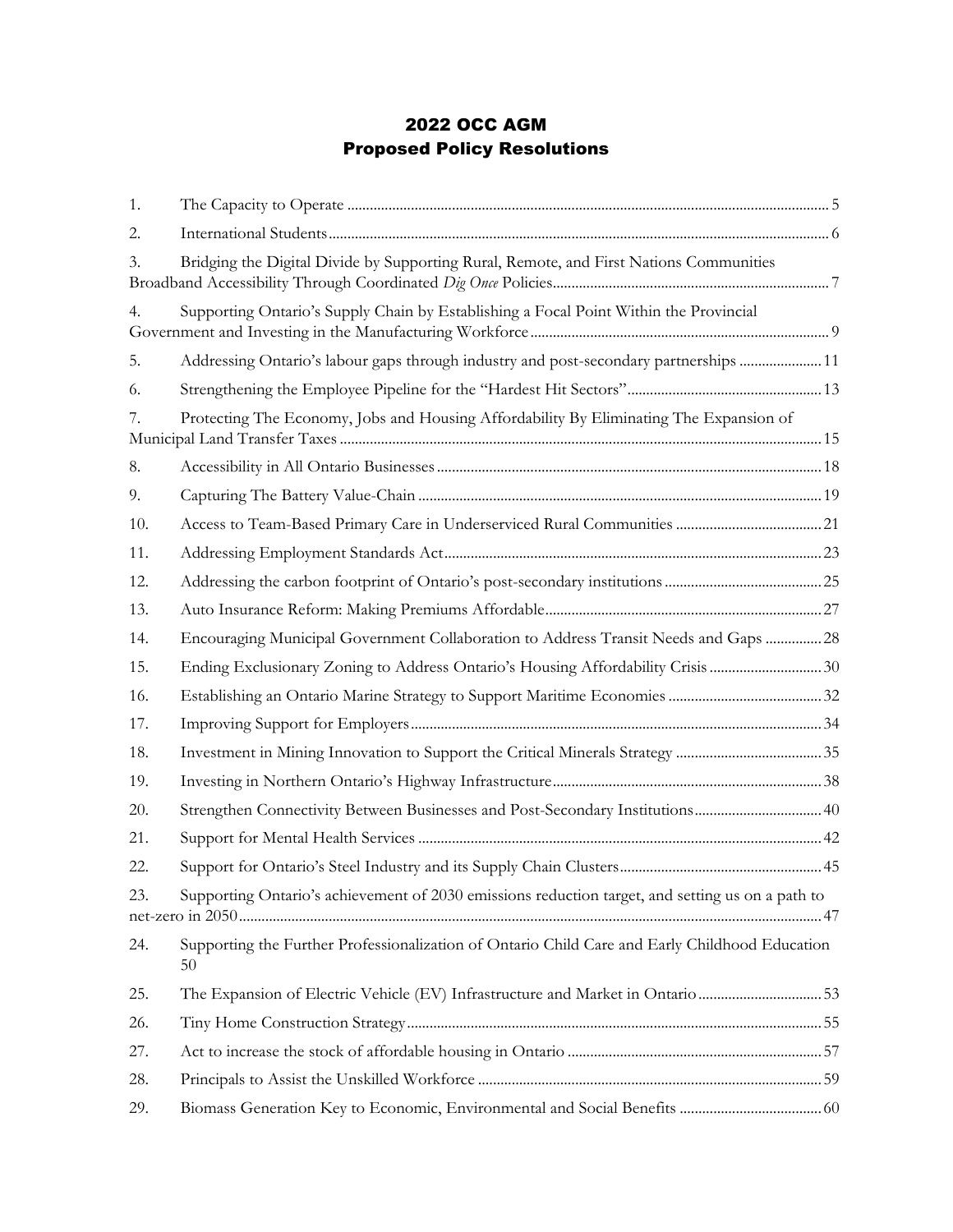# 2022 OCC AGM
# Proposed Policy Resolutions

1. The Capacity to Operate ............................................................................................................................ 5
2. International Students ................................................................................................................................ 6
3. Bridging the Digital Divide by Supporting Rural, Remote, and First Nations Communities Broadband Accessibility Through Coordinated *Dig Once* Policies ......................................................................... 7
4. Supporting Ontario's Supply Chain by Establishing a Focal Point Within the Provincial Government and Investing in the Manufacturing Workforce ............................................................................... 9
5. Addressing Ontario's labour gaps through industry and post-secondary partnerships ...................... 11
6. Strengthening the Employee Pipeline for the "Hardest Hit Sectors" .................................................... 13
7. Protecting The Economy, Jobs and Housing Affordability By Eliminating The Expansion of Municipal Land Transfer Taxes ............................................................................................................................... 15
8. Accessibility in All Ontario Businesses ...................................................................................................... 18
9. Capturing The Battery Value-Chain .......................................................................................................... 19
10. Access to Team-Based Primary Care in Underserviced Rural Communities ....................................... 21
11. Addressing Employment Standards Act .................................................................................................... 23
12. Addressing the carbon footprint of Ontario's post-secondary institutions .......................................... 25
13. Auto Insurance Reform: Making Premiums Affordable ......................................................................... 27
14. Encouraging Municipal Government Collaboration to Address Transit Needs and Gaps ............... 28
15. Ending Exclusionary Zoning to Address Ontario's Housing Affordability Crisis .............................. 30
16. Establishing an Ontario Marine Strategy to Support Maritime Economies ......................................... 32
17. Improving Support for Employers ............................................................................................................ 34
18. Investment in Mining Innovation to Support the Critical Minerals Strategy ....................................... 35
19. Investing in Northern Ontario's Highway Infrastructure ....................................................................... 38
20. Strengthen Connectivity Between Businesses and Post-Secondary Institutions ................................. 40
21. Support for Mental Health Services .......................................................................................................... 42
22. Support for Ontario's Steel Industry and its Supply Chain Clusters ...................................................... 45
23. Supporting Ontario's achievement of 2030 emissions reduction target, and setting us on a path to net-zero in 2050 ......................................................................................................................................... 47
24. Supporting the Further Professionalization of Ontario Child Care and Early Childhood Education 50
25. The Expansion of Electric Vehicle (EV) Infrastructure and Market in Ontario ................................. 53
26. Tiny Home Construction Strategy ............................................................................................................. 55
27. Act to increase the stock of affordable housing in Ontario ................................................................... 57
28. Principals to Assist the Unskilled Workforce ........................................................................................... 59
29. Biomass Generation Key to Economic, Environmental and Social Benefits ...................................... 60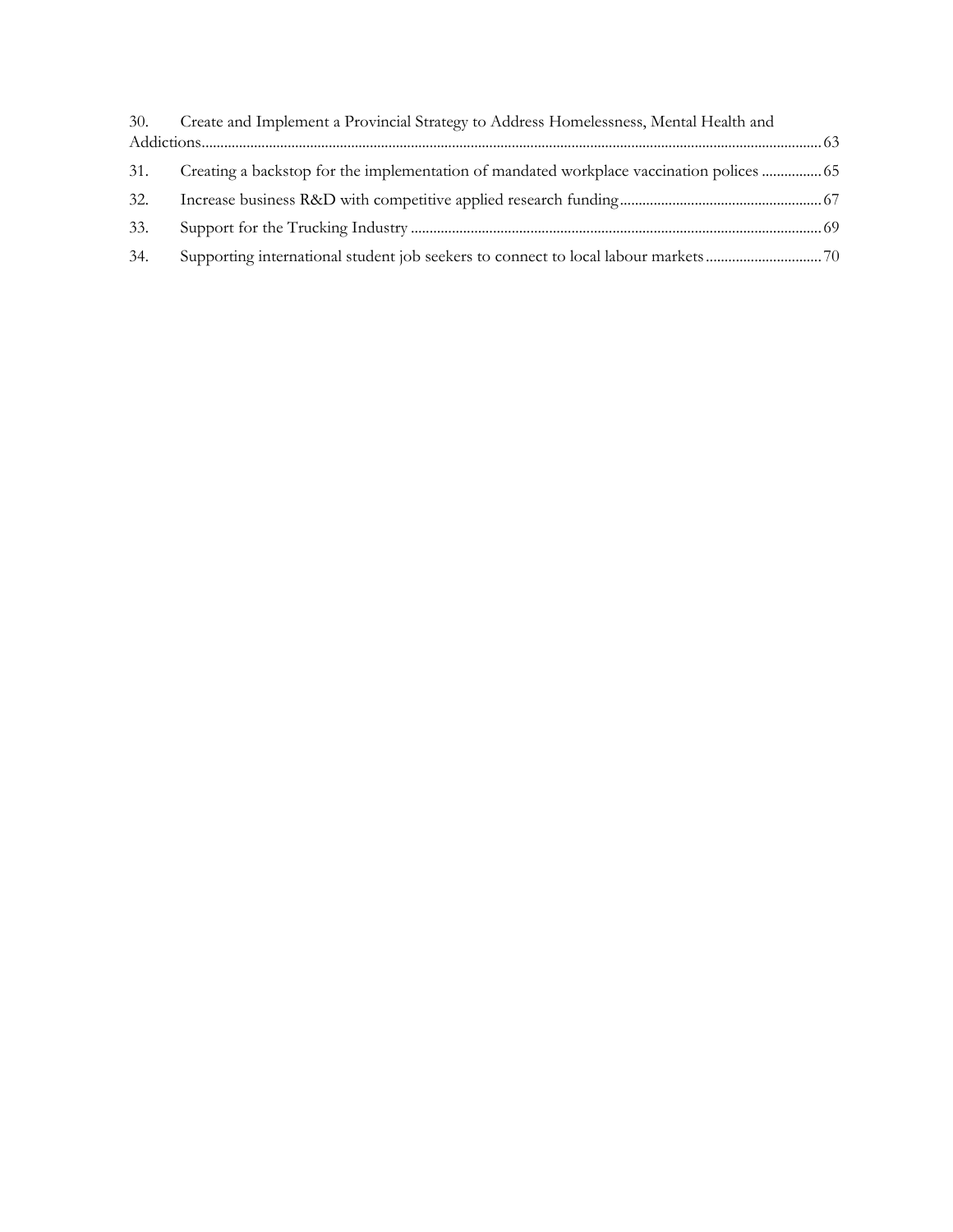30. Create and Implement a Provincial Strategy to Address Homelessness, Mental Health and Addictions ........ 63
31. Creating a backstop for the implementation of mandated workplace vaccination polices ........ 65
32. Increase business R&D with competitive applied research funding ........ 67
33. Support for the Trucking Industry ........ 69
34. Supporting international student job seekers to connect to local labour markets ........ 70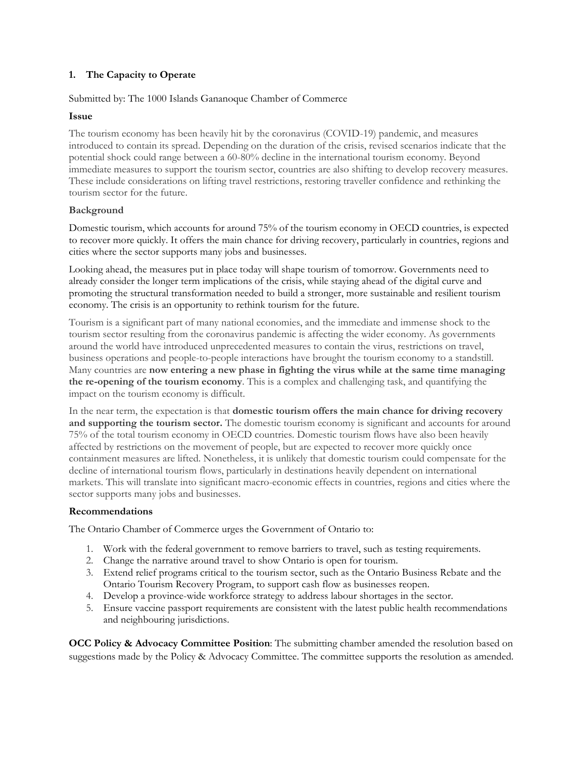## 1. The Capacity to Operate

Submitted by: The 1000 Islands Gananoque Chamber of Commerce

### Issue

The tourism economy has been heavily hit by the coronavirus (COVID-19) pandemic, and measures introduced to contain its spread. Depending on the duration of the crisis, revised scenarios indicate that the potential shock could range between a 60-80% decline in the international tourism economy. Beyond immediate measures to support the tourism sector, countries are also shifting to develop recovery measures. These include considerations on lifting travel restrictions, restoring traveller confidence and rethinking the tourism sector for the future.

### Background

Domestic tourism, which accounts for around 75% of the tourism economy in OECD countries, is expected to recover more quickly. It offers the main chance for driving recovery, particularly in countries, regions and cities where the sector supports many jobs and businesses.

Looking ahead, the measures put in place today will shape tourism of tomorrow. Governments need to already consider the longer term implications of the crisis, while staying ahead of the digital curve and promoting the structural transformation needed to build a stronger, more sustainable and resilient tourism economy. The crisis is an opportunity to rethink tourism for the future.

Tourism is a significant part of many national economies, and the immediate and immense shock to the tourism sector resulting from the coronavirus pandemic is affecting the wider economy. As governments around the world have introduced unprecedented measures to contain the virus, restrictions on travel, business operations and people-to-people interactions have brought the tourism economy to a standstill. Many countries are **now entering a new phase in fighting the virus while at the same time managing the re-opening of the tourism economy**. This is a complex and challenging task, and quantifying the impact on the tourism economy is difficult.

In the near term, the expectation is that **domestic tourism offers the main chance for driving recovery and supporting the tourism sector.** The domestic tourism economy is significant and accounts for around 75% of the total tourism economy in OECD countries. Domestic tourism flows have also been heavily affected by restrictions on the movement of people, but are expected to recover more quickly once containment measures are lifted. Nonetheless, it is unlikely that domestic tourism could compensate for the decline of international tourism flows, particularly in destinations heavily dependent on international markets. This will translate into significant macro-economic effects in countries, regions and cities where the sector supports many jobs and businesses.

### Recommendations

The Ontario Chamber of Commerce urges the Government of Ontario to:

1. Work with the federal government to remove barriers to travel, such as testing requirements.
2. Change the narrative around travel to show Ontario is open for tourism.
3. Extend relief programs critical to the tourism sector, such as the Ontario Business Rebate and the Ontario Tourism Recovery Program, to support cash flow as businesses reopen.
4. Develop a province-wide workforce strategy to address labour shortages in the sector.
5. Ensure vaccine passport requirements are consistent with the latest public health recommendations and neighbouring jurisdictions.

**OCC Policy & Advocacy Committee Position**: The submitting chamber amended the resolution based on suggestions made by the Policy & Advocacy Committee. The committee supports the resolution as amended.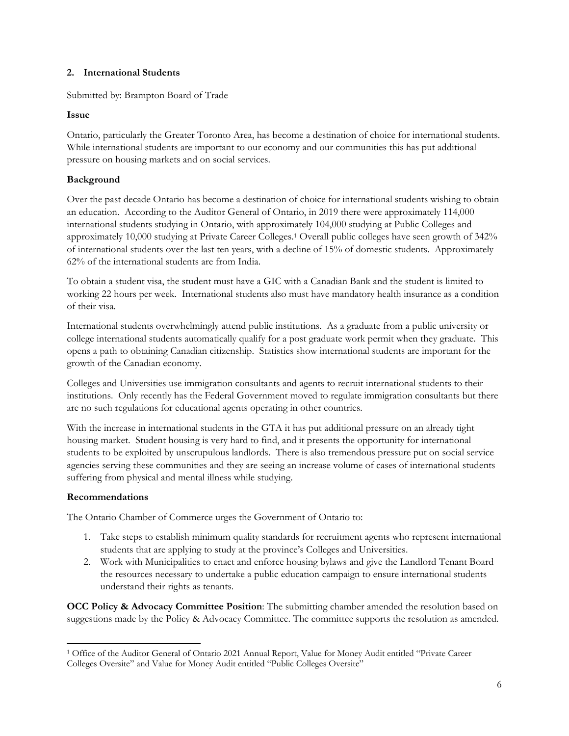## 2. International Students

Submitted by: Brampton Board of Trade

### Issue

Ontario, particularly the Greater Toronto Area, has become a destination of choice for international students. While international students are important to our economy and our communities this has put additional pressure on housing markets and on social services.

### Background

Over the past decade Ontario has become a destination of choice for international students wishing to obtain an education. According to the Auditor General of Ontario, in 2019 there were approximately 114,000 international students studying in Ontario, with approximately 104,000 studying at Public Colleges and approximately 10,000 studying at Private Career Colleges.[1] Overall public colleges have seen growth of 342% of international students over the last ten years, with a decline of 15% of domestic students. Approximately 62% of the international students are from India.

To obtain a student visa, the student must have a GIC with a Canadian Bank and the student is limited to working 22 hours per week. International students also must have mandatory health insurance as a condition of their visa.

International students overwhelmingly attend public institutions. As a graduate from a public university or college international students automatically qualify for a post graduate work permit when they graduate. This opens a path to obtaining Canadian citizenship. Statistics show international students are important for the growth of the Canadian economy.

Colleges and Universities use immigration consultants and agents to recruit international students to their institutions. Only recently has the Federal Government moved to regulate immigration consultants but there are no such regulations for educational agents operating in other countries.

With the increase in international students in the GTA it has put additional pressure on an already tight housing market. Student housing is very hard to find, and it presents the opportunity for international students to be exploited by unscrupulous landlords. There is also tremendous pressure put on social service agencies serving these communities and they are seeing an increase volume of cases of international students suffering from physical and mental illness while studying.

### Recommendations

The Ontario Chamber of Commerce urges the Government of Ontario to:

1. Take steps to establish minimum quality standards for recruitment agents who represent international students that are applying to study at the province's Colleges and Universities.
2. Work with Municipalities to enact and enforce housing bylaws and give the Landlord Tenant Board the resources necessary to undertake a public education campaign to ensure international students understand their rights as tenants.

**OCC Policy & Advocacy Committee Position**: The submitting chamber amended the resolution based on suggestions made by the Policy & Advocacy Committee. The committee supports the resolution as amended.

---

[1] Office of the Auditor General of Ontario 2021 Annual Report, Value for Money Audit entitled "Private Career Colleges Oversite" and Value for Money Audit entitled "Public Colleges Oversite"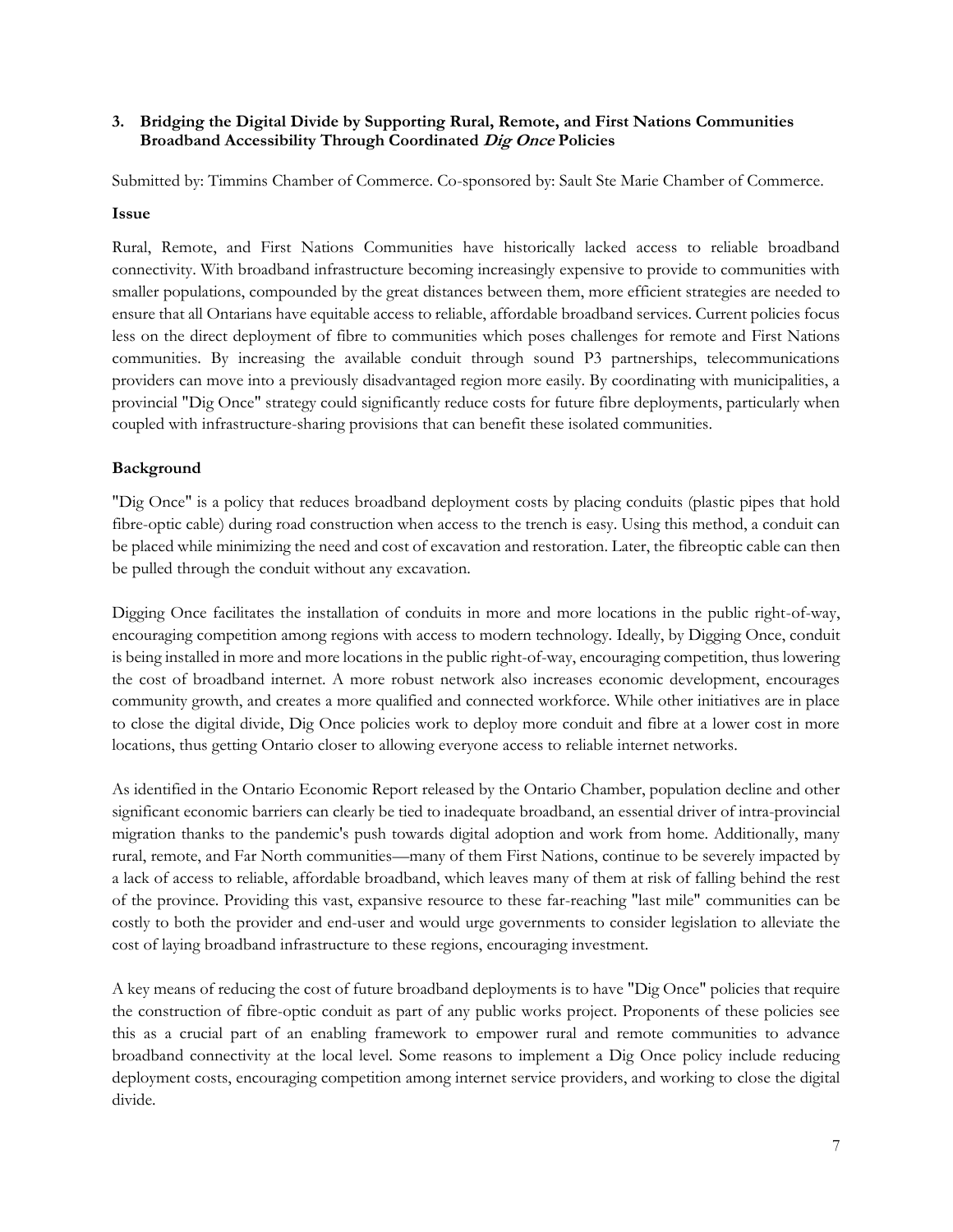### 3. Bridging the Digital Divide by Supporting Rural, Remote, and First Nations Communities Broadband Accessibility Through Coordinated *Dig Once* Policies

Submitted by: Timmins Chamber of Commerce. Co-sponsored by: Sault Ste Marie Chamber of Commerce.

**Issue**

Rural, Remote, and First Nations Communities have historically lacked access to reliable broadband connectivity. With broadband infrastructure becoming increasingly expensive to provide to communities with smaller populations, compounded by the great distances between them, more efficient strategies are needed to ensure that all Ontarians have equitable access to reliable, affordable broadband services. Current policies focus less on the direct deployment of fibre to communities which poses challenges for remote and First Nations communities. By increasing the available conduit through sound P3 partnerships, telecommunications providers can move into a previously disadvantaged region more easily. By coordinating with municipalities, a provincial "Dig Once" strategy could significantly reduce costs for future fibre deployments, particularly when coupled with infrastructure-sharing provisions that can benefit these isolated communities.

**Background**

"Dig Once" is a policy that reduces broadband deployment costs by placing conduits (plastic pipes that hold fibre-optic cable) during road construction when access to the trench is easy. Using this method, a conduit can be placed while minimizing the need and cost of excavation and restoration. Later, the fibreoptic cable can then be pulled through the conduit without any excavation.

Digging Once facilitates the installation of conduits in more and more locations in the public right-of-way, encouraging competition among regions with access to modern technology. Ideally, by Digging Once, conduit is being installed in more and more locations in the public right-of-way, encouraging competition, thus lowering the cost of broadband internet. A more robust network also increases economic development, encourages community growth, and creates a more qualified and connected workforce. While other initiatives are in place to close the digital divide, Dig Once policies work to deploy more conduit and fibre at a lower cost in more locations, thus getting Ontario closer to allowing everyone access to reliable internet networks.

As identified in the Ontario Economic Report released by the Ontario Chamber, population decline and other significant economic barriers can clearly be tied to inadequate broadband, an essential driver of intra-provincial migration thanks to the pandemic's push towards digital adoption and work from home. Additionally, many rural, remote, and Far North communities—many of them First Nations, continue to be severely impacted by a lack of access to reliable, affordable broadband, which leaves many of them at risk of falling behind the rest of the province. Providing this vast, expansive resource to these far-reaching "last mile" communities can be costly to both the provider and end-user and would urge governments to consider legislation to alleviate the cost of laying broadband infrastructure to these regions, encouraging investment.

A key means of reducing the cost of future broadband deployments is to have "Dig Once" policies that require the construction of fibre-optic conduit as part of any public works project. Proponents of these policies see this as a crucial part of an enabling framework to empower rural and remote communities to advance broadband connectivity at the local level. Some reasons to implement a Dig Once policy include reducing deployment costs, encouraging competition among internet service providers, and working to close the digital divide.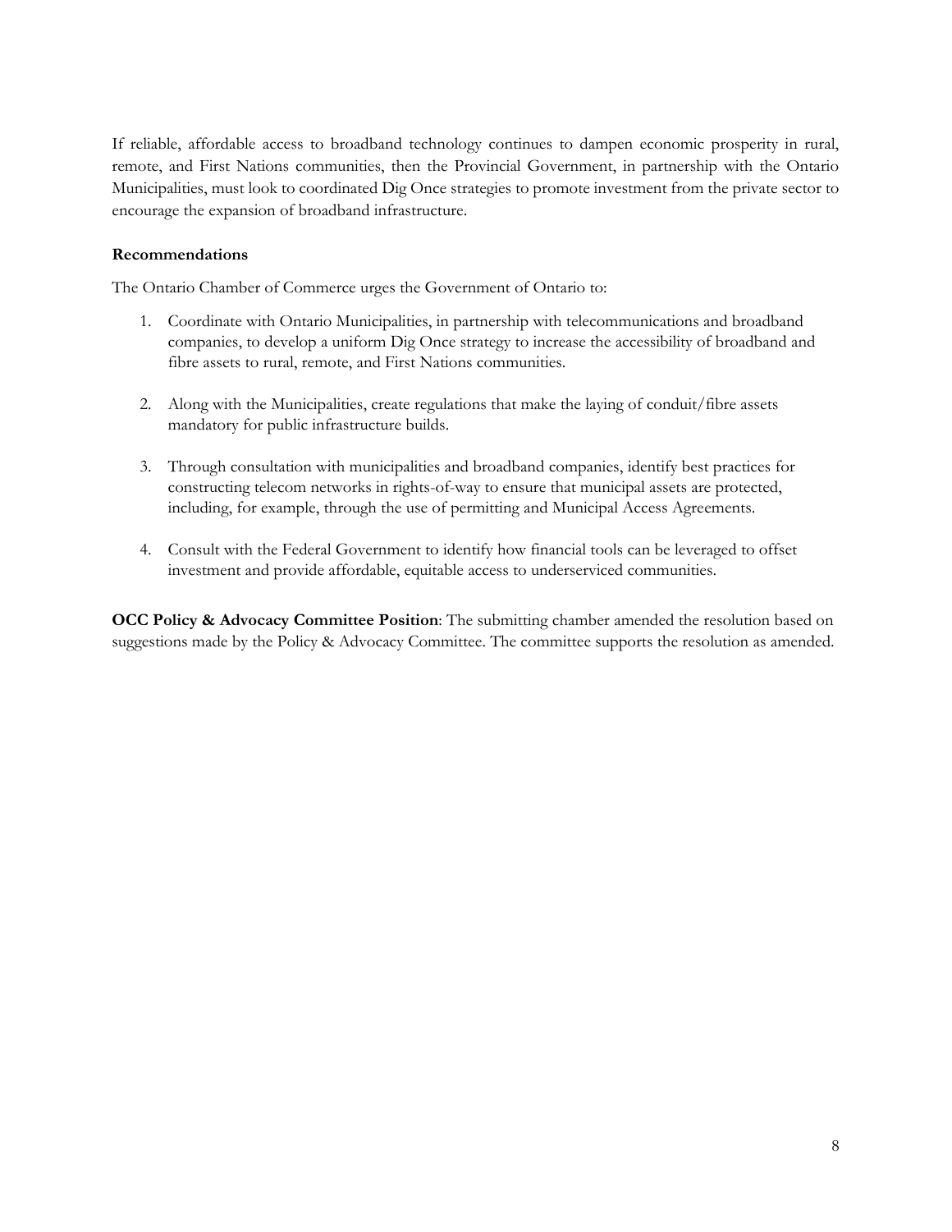If reliable, affordable access to broadband technology continues to dampen economic prosperity in rural, remote, and First Nations communities, then the Provincial Government, in partnership with the Ontario Municipalities, must look to coordinated Dig Once strategies to promote investment from the private sector to encourage the expansion of broadband infrastructure.

**Recommendations**

The Ontario Chamber of Commerce urges the Government of Ontario to:

1. Coordinate with Ontario Municipalities, in partnership with telecommunications and broadband companies, to develop a uniform Dig Once strategy to increase the accessibility of broadband and fibre assets to rural, remote, and First Nations communities.

2. Along with the Municipalities, create regulations that make the laying of conduit/fibre assets mandatory for public infrastructure builds.

3. Through consultation with municipalities and broadband companies, identify best practices for constructing telecom networks in rights-of-way to ensure that municipal assets are protected, including, for example, through the use of permitting and Municipal Access Agreements.

4. Consult with the Federal Government to identify how financial tools can be leveraged to offset investment and provide affordable, equitable access to underserviced communities.

**OCC Policy & Advocacy Committee Position**: The submitting chamber amended the resolution based on suggestions made by the Policy & Advocacy Committee. The committee supports the resolution as amended.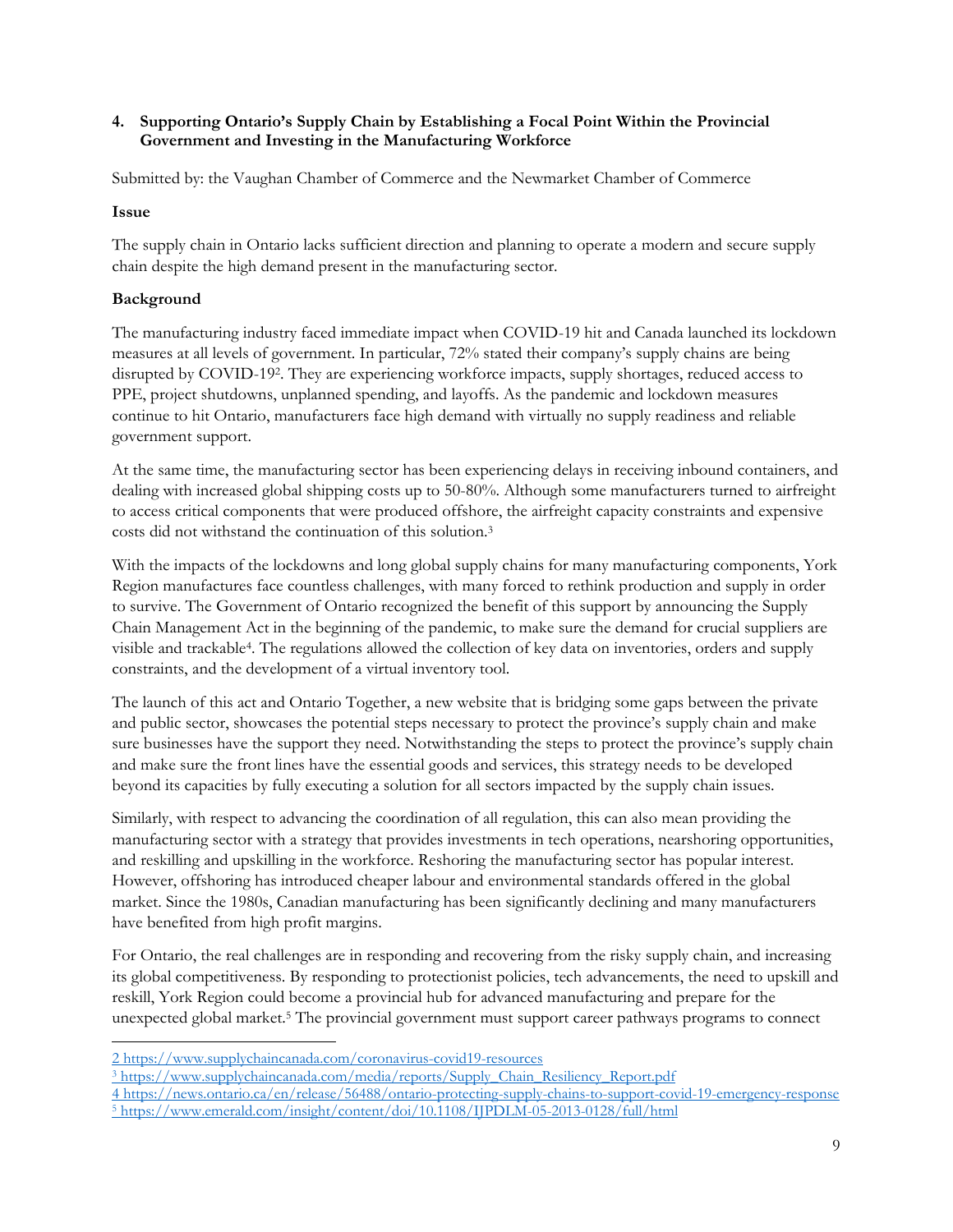### 4. Supporting Ontario's Supply Chain by Establishing a Focal Point Within the Provincial Government and Investing in the Manufacturing Workforce

Submitted by: the Vaughan Chamber of Commerce and the Newmarket Chamber of Commerce

**Issue**

The supply chain in Ontario lacks sufficient direction and planning to operate a modern and secure supply chain despite the high demand present in the manufacturing sector.

**Background**

The manufacturing industry faced immediate impact when COVID-19 hit and Canada launched its lockdown measures at all levels of government. In particular, 72% stated their company's supply chains are being disrupted by COVID-19[2]. They are experiencing workforce impacts, supply shortages, reduced access to PPE, project shutdowns, unplanned spending, and layoffs. As the pandemic and lockdown measures continue to hit Ontario, manufacturers face high demand with virtually no supply readiness and reliable government support.

At the same time, the manufacturing sector has been experiencing delays in receiving inbound containers, and dealing with increased global shipping costs up to 50-80%. Although some manufacturers turned to airfreight to access critical components that were produced offshore, the airfreight capacity constraints and expensive costs did not withstand the continuation of this solution.[3]

With the impacts of the lockdowns and long global supply chains for many manufacturing components, York Region manufactures face countless challenges, with many forced to rethink production and supply in order to survive. The Government of Ontario recognized the benefit of this support by announcing the Supply Chain Management Act in the beginning of the pandemic, to make sure the demand for crucial suppliers are visible and trackable[4]. The regulations allowed the collection of key data on inventories, orders and supply constraints, and the development of a virtual inventory tool.

The launch of this act and Ontario Together, a new website that is bridging some gaps between the private and public sector, showcases the potential steps necessary to protect the province's supply chain and make sure businesses have the support they need. Notwithstanding the steps to protect the province's supply chain and make sure the front lines have the essential goods and services, this strategy needs to be developed beyond its capacities by fully executing a solution for all sectors impacted by the supply chain issues.

Similarly, with respect to advancing the coordination of all regulation, this can also mean providing the manufacturing sector with a strategy that provides investments in tech operations, nearshoring opportunities, and reskilling and upskilling in the workforce. Reshoring the manufacturing sector has popular interest. However, offshoring has introduced cheaper labour and environmental standards offered in the global market. Since the 1980s, Canadian manufacturing has been significantly declining and many manufacturers have benefited from high profit margins.

For Ontario, the real challenges are in responding and recovering from the risky supply chain, and increasing its global competitiveness. By responding to protectionist policies, tech advancements, the need to upskill and reskill, York Region could become a provincial hub for advanced manufacturing and prepare for the unexpected global market.[5] The provincial government must support career pathways programs to connect

---

[2] https://www.supplychaincanada.com/coronavirus-covid19-resources

[3] https://www.supplychaincanada.com/media/reports/Supply_Chain_Resiliency_Report.pdf

[4] https://news.ontario.ca/en/release/56488/ontario-protecting-supply-chains-to-support-covid-19-emergency-response

[5] https://www.emerald.com/insight/content/doi/10.1108/IJPDLM-05-2013-0128/full/html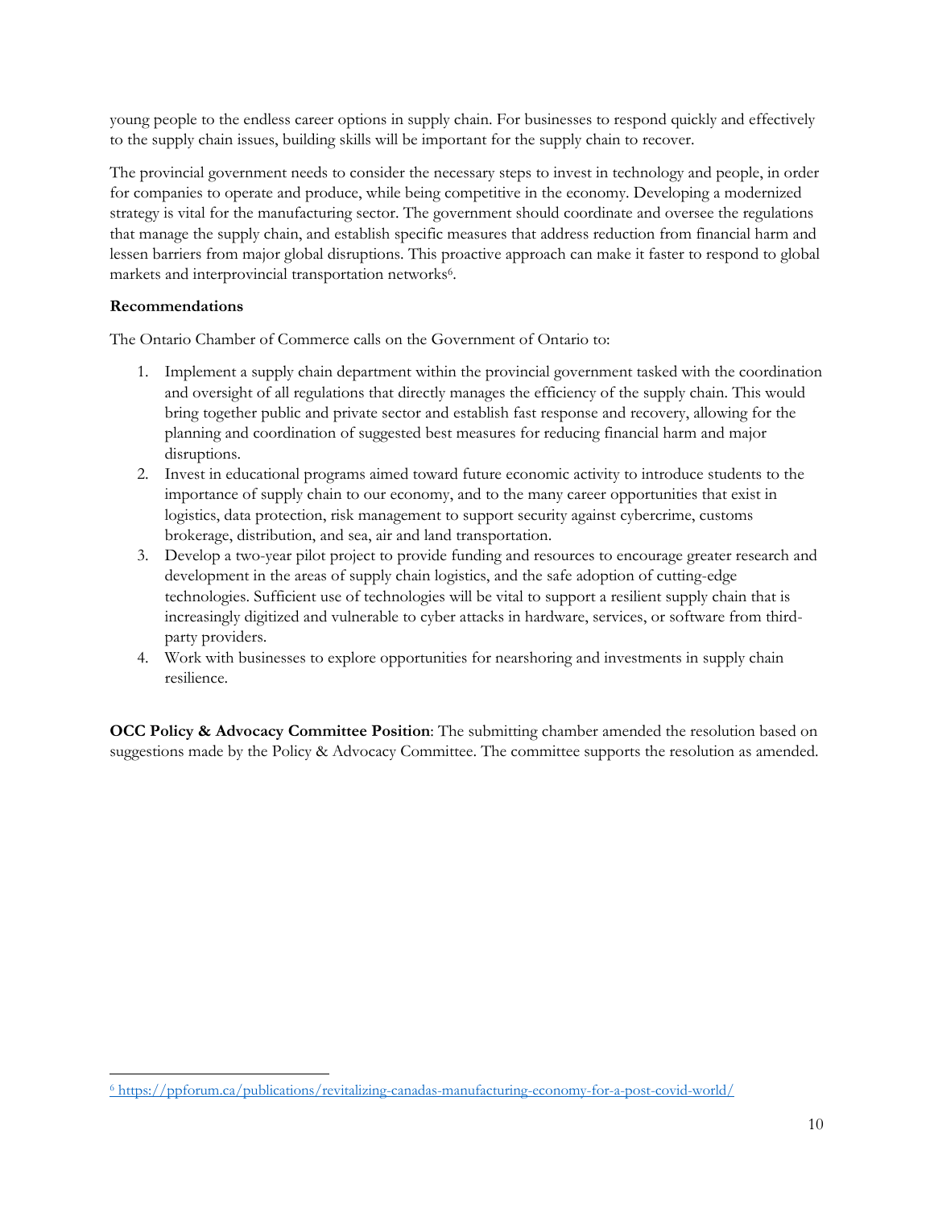young people to the endless career options in supply chain. For businesses to respond quickly and effectively to the supply chain issues, building skills will be important for the supply chain to recover.

The provincial government needs to consider the necessary steps to invest in technology and people, in order for companies to operate and produce, while being competitive in the economy. Developing a modernized strategy is vital for the manufacturing sector. The government should coordinate and oversee the regulations that manage the supply chain, and establish specific measures that address reduction from financial harm and lessen barriers from major global disruptions. This proactive approach can make it faster to respond to global markets and interprovincial transportation networks[6].

**Recommendations**

The Ontario Chamber of Commerce calls on the Government of Ontario to:

1. Implement a supply chain department within the provincial government tasked with the coordination and oversight of all regulations that directly manages the efficiency of the supply chain. This would bring together public and private sector and establish fast response and recovery, allowing for the planning and coordination of suggested best measures for reducing financial harm and major disruptions.
2. Invest in educational programs aimed toward future economic activity to introduce students to the importance of supply chain to our economy, and to the many career opportunities that exist in logistics, data protection, risk management to support security against cybercrime, customs brokerage, distribution, and sea, air and land transportation.
3. Develop a two-year pilot project to provide funding and resources to encourage greater research and development in the areas of supply chain logistics, and the safe adoption of cutting-edge technologies. Sufficient use of technologies will be vital to support a resilient supply chain that is increasingly digitized and vulnerable to cyber attacks in hardware, services, or software from third-party providers.
4. Work with businesses to explore opportunities for nearshoring and investments in supply chain resilience.

**OCC Policy & Advocacy Committee Position**: The submitting chamber amended the resolution based on suggestions made by the Policy & Advocacy Committee. The committee supports the resolution as amended.

---

[6] https://ppforum.ca/publications/revitalizing-canadas-manufacturing-economy-for-a-post-covid-world/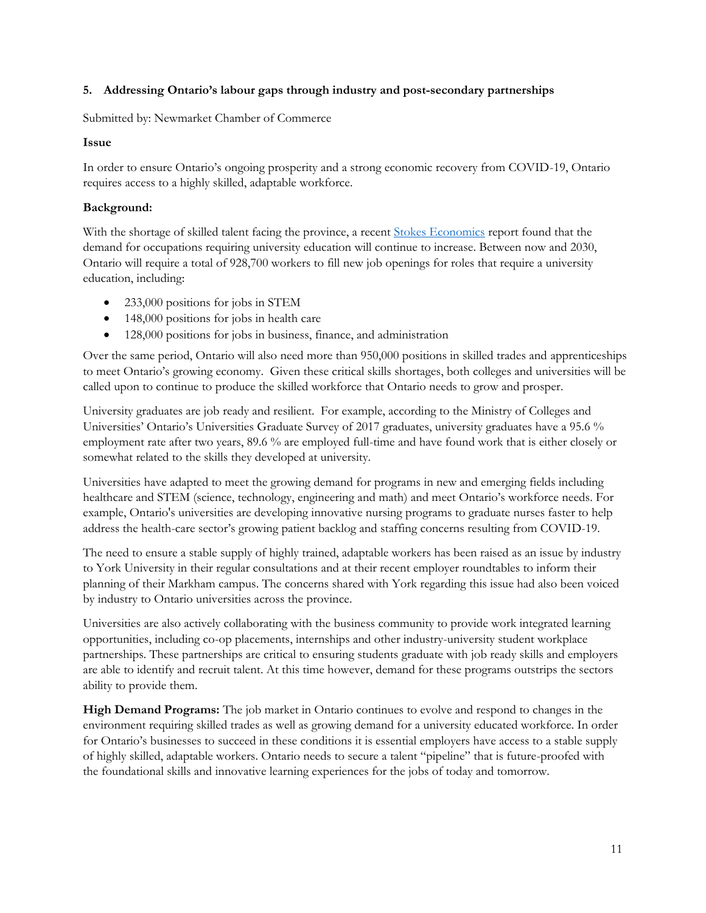### 5. Addressing Ontario's labour gaps through industry and post-secondary partnerships

Submitted by: Newmarket Chamber of Commerce

**Issue**

In order to ensure Ontario's ongoing prosperity and a strong economic recovery from COVID-19, Ontario requires access to a highly skilled, adaptable workforce.

**Background:**

With the shortage of skilled talent facing the province, a recent [Stokes Economics] report found that the demand for occupations requiring university education will continue to increase. Between now and 2030, Ontario will require a total of 928,700 workers to fill new job openings for roles that require a university education, including:

- 233,000 positions for jobs in STEM
- 148,000 positions for jobs in health care
- 128,000 positions for jobs in business, finance, and administration

Over the same period, Ontario will also need more than 950,000 positions in skilled trades and apprenticeships to meet Ontario's growing economy. Given these critical skills shortages, both colleges and universities will be called upon to continue to produce the skilled workforce that Ontario needs to grow and prosper.

University graduates are job ready and resilient. For example, according to the Ministry of Colleges and Universities' Ontario's Universities Graduate Survey of 2017 graduates, university graduates have a 95.6 % employment rate after two years, 89.6 % are employed full-time and have found work that is either closely or somewhat related to the skills they developed at university.

Universities have adapted to meet the growing demand for programs in new and emerging fields including healthcare and STEM (science, technology, engineering and math) and meet Ontario's workforce needs. For example, Ontario's universities are developing innovative nursing programs to graduate nurses faster to help address the health-care sector's growing patient backlog and staffing concerns resulting from COVID-19.

The need to ensure a stable supply of highly trained, adaptable workers has been raised as an issue by industry to York University in their regular consultations and at their recent employer roundtables to inform their planning of their Markham campus. The concerns shared with York regarding this issue had also been voiced by industry to Ontario universities across the province.

Universities are also actively collaborating with the business community to provide work integrated learning opportunities, including co-op placements, internships and other industry-university student workplace partnerships. These partnerships are critical to ensuring students graduate with job ready skills and employers are able to identify and recruit talent. At this time however, demand for these programs outstrips the sectors ability to provide them.

**High Demand Programs:** The job market in Ontario continues to evolve and respond to changes in the environment requiring skilled trades as well as growing demand for a university educated workforce. In order for Ontario's businesses to succeed in these conditions it is essential employers have access to a stable supply of highly skilled, adaptable workers. Ontario needs to secure a talent "pipeline" that is future-proofed with the foundational skills and innovative learning experiences for the jobs of today and tomorrow.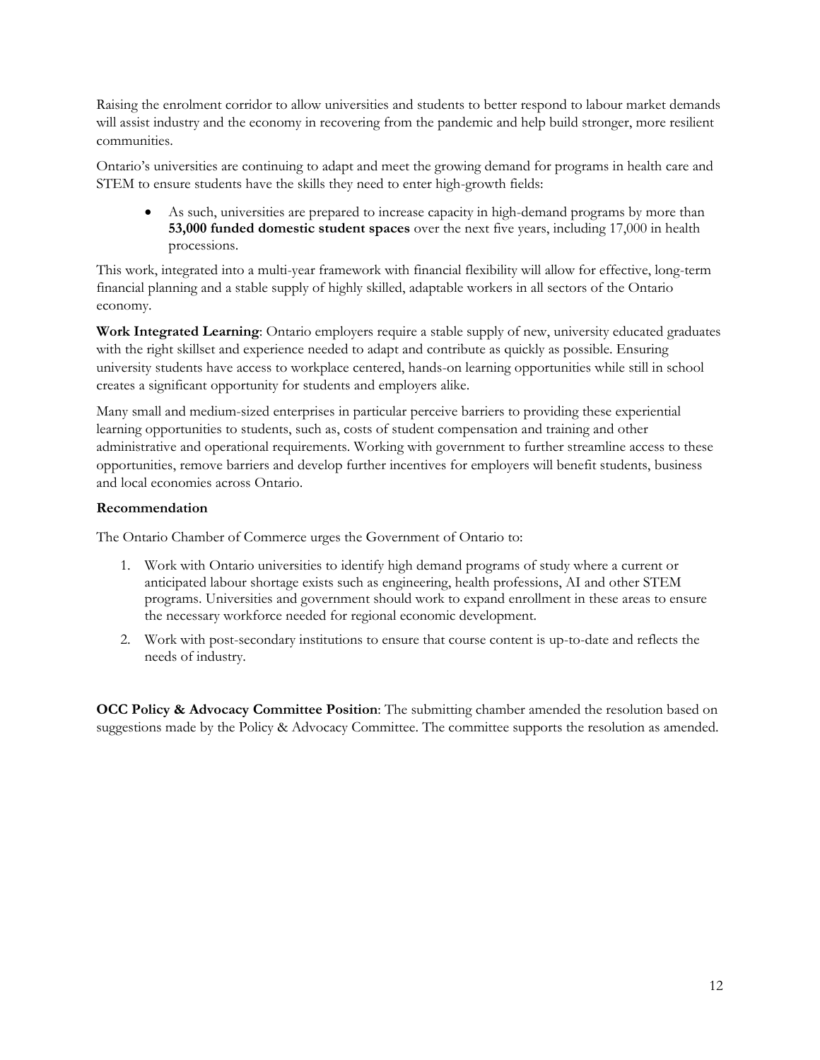Raising the enrolment corridor to allow universities and students to better respond to labour market demands will assist industry and the economy in recovering from the pandemic and help build stronger, more resilient communities.

Ontario's universities are continuing to adapt and meet the growing demand for programs in health care and STEM to ensure students have the skills they need to enter high-growth fields:

- As such, universities are prepared to increase capacity in high-demand programs by more than **53,000 funded domestic student spaces** over the next five years, including 17,000 in health processions.

This work, integrated into a multi-year framework with financial flexibility will allow for effective, long-term financial planning and a stable supply of highly skilled, adaptable workers in all sectors of the Ontario economy.

**Work Integrated Learning**: Ontario employers require a stable supply of new, university educated graduates with the right skillset and experience needed to adapt and contribute as quickly as possible. Ensuring university students have access to workplace centered, hands-on learning opportunities while still in school creates a significant opportunity for students and employers alike.

Many small and medium-sized enterprises in particular perceive barriers to providing these experiential learning opportunities to students, such as, costs of student compensation and training and other administrative and operational requirements. Working with government to further streamline access to these opportunities, remove barriers and develop further incentives for employers will benefit students, business and local economies across Ontario.

**Recommendation**

The Ontario Chamber of Commerce urges the Government of Ontario to:

1. Work with Ontario universities to identify high demand programs of study where a current or anticipated labour shortage exists such as engineering, health professions, AI and other STEM programs. Universities and government should work to expand enrollment in these areas to ensure the necessary workforce needed for regional economic development.
2. Work with post-secondary institutions to ensure that course content is up-to-date and reflects the needs of industry.

**OCC Policy & Advocacy Committee Position**: The submitting chamber amended the resolution based on suggestions made by the Policy & Advocacy Committee. The committee supports the resolution as amended.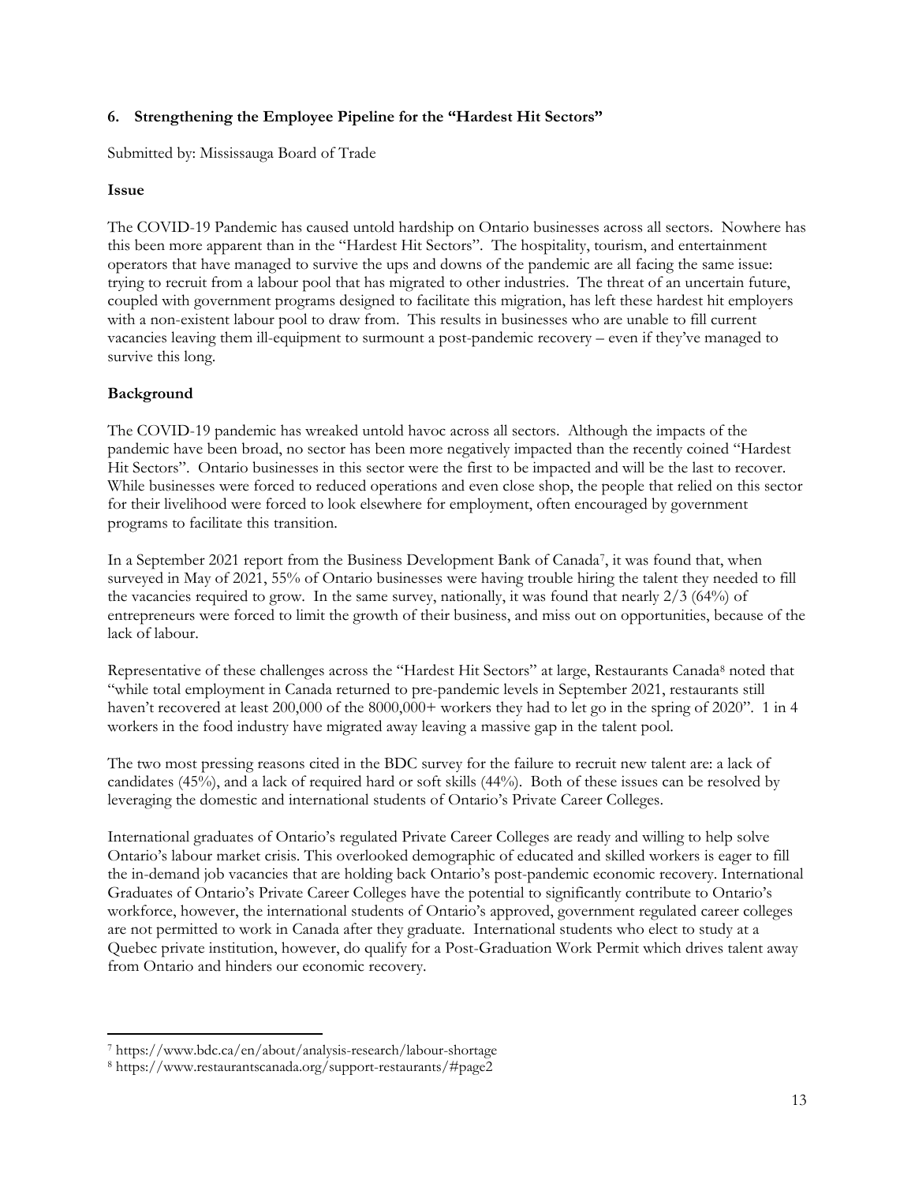## 6. Strengthening the Employee Pipeline for the "Hardest Hit Sectors"

Submitted by: Mississauga Board of Trade

### Issue

The COVID-19 Pandemic has caused untold hardship on Ontario businesses across all sectors. Nowhere has this been more apparent than in the "Hardest Hit Sectors". The hospitality, tourism, and entertainment operators that have managed to survive the ups and downs of the pandemic are all facing the same issue: trying to recruit from a labour pool that has migrated to other industries. The threat of an uncertain future, coupled with government programs designed to facilitate this migration, has left these hardest hit employers with a non-existent labour pool to draw from. This results in businesses who are unable to fill current vacancies leaving them ill-equipment to surmount a post-pandemic recovery – even if they've managed to survive this long.

### Background

The COVID-19 pandemic has wreaked untold havoc across all sectors. Although the impacts of the pandemic have been broad, no sector has been more negatively impacted than the recently coined "Hardest Hit Sectors". Ontario businesses in this sector were the first to be impacted and will be the last to recover. While businesses were forced to reduced operations and even close shop, the people that relied on this sector for their livelihood were forced to look elsewhere for employment, often encouraged by government programs to facilitate this transition.

In a September 2021 report from the Business Development Bank of Canada[7], it was found that, when surveyed in May of 2021, 55% of Ontario businesses were having trouble hiring the talent they needed to fill the vacancies required to grow. In the same survey, nationally, it was found that nearly 2/3 (64%) of entrepreneurs were forced to limit the growth of their business, and miss out on opportunities, because of the lack of labour.

Representative of these challenges across the "Hardest Hit Sectors" at large, Restaurants Canada[8] noted that "while total employment in Canada returned to pre-pandemic levels in September 2021, restaurants still haven't recovered at least 200,000 of the 8000,000+ workers they had to let go in the spring of 2020". 1 in 4 workers in the food industry have migrated away leaving a massive gap in the talent pool.

The two most pressing reasons cited in the BDC survey for the failure to recruit new talent are: a lack of candidates (45%), and a lack of required hard or soft skills (44%). Both of these issues can be resolved by leveraging the domestic and international students of Ontario's Private Career Colleges.

International graduates of Ontario's regulated Private Career Colleges are ready and willing to help solve Ontario's labour market crisis. This overlooked demographic of educated and skilled workers is eager to fill the in-demand job vacancies that are holding back Ontario's post-pandemic economic recovery. International Graduates of Ontario's Private Career Colleges have the potential to significantly contribute to Ontario's workforce, however, the international students of Ontario's approved, government regulated career colleges are not permitted to work in Canada after they graduate. International students who elect to study at a Quebec private institution, however, do qualify for a Post-Graduation Work Permit which drives talent away from Ontario and hinders our economic recovery.

---

[7] https://www.bdc.ca/en/about/analysis-research/labour-shortage

[8] https://www.restaurantscanada.org/support-restaurants/#page2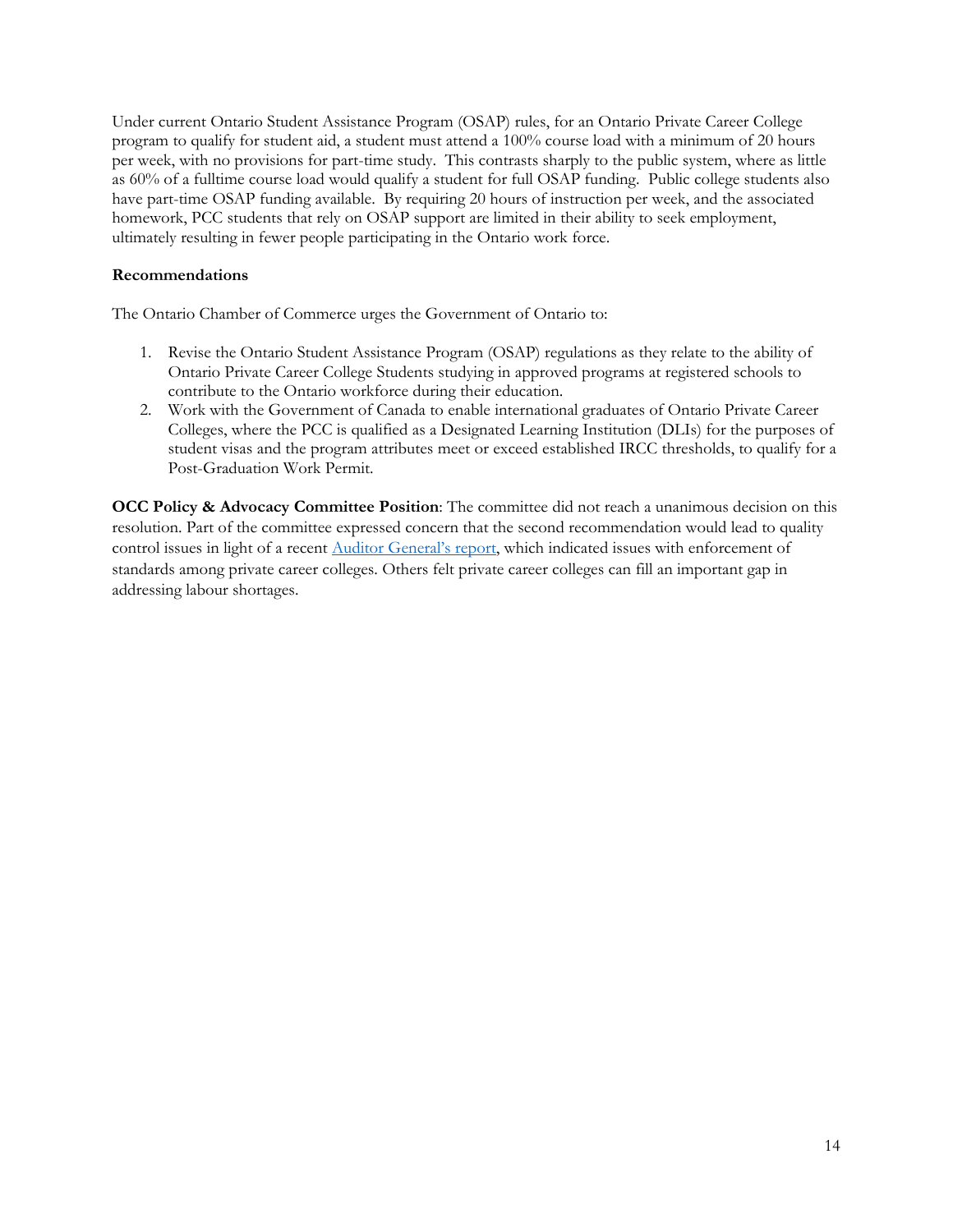Under current Ontario Student Assistance Program (OSAP) rules, for an Ontario Private Career College program to qualify for student aid, a student must attend a 100% course load with a minimum of 20 hours per week, with no provisions for part-time study. This contrasts sharply to the public system, where as little as 60% of a fulltime course load would qualify a student for full OSAP funding. Public college students also have part-time OSAP funding available. By requiring 20 hours of instruction per week, and the associated homework, PCC students that rely on OSAP support are limited in their ability to seek employment, ultimately resulting in fewer people participating in the Ontario work force.

**Recommendations**

The Ontario Chamber of Commerce urges the Government of Ontario to:

1. Revise the Ontario Student Assistance Program (OSAP) regulations as they relate to the ability of Ontario Private Career College Students studying in approved programs at registered schools to contribute to the Ontario workforce during their education.
2. Work with the Government of Canada to enable international graduates of Ontario Private Career Colleges, where the PCC is qualified as a Designated Learning Institution (DLIs) for the purposes of student visas and the program attributes meet or exceed established IRCC thresholds, to qualify for a Post-Graduation Work Permit.

**OCC Policy & Advocacy Committee Position**: The committee did not reach a unanimous decision on this resolution. Part of the committee expressed concern that the second recommendation would lead to quality control issues in light of a recent Auditor General's report, which indicated issues with enforcement of standards among private career colleges. Others felt private career colleges can fill an important gap in addressing labour shortages.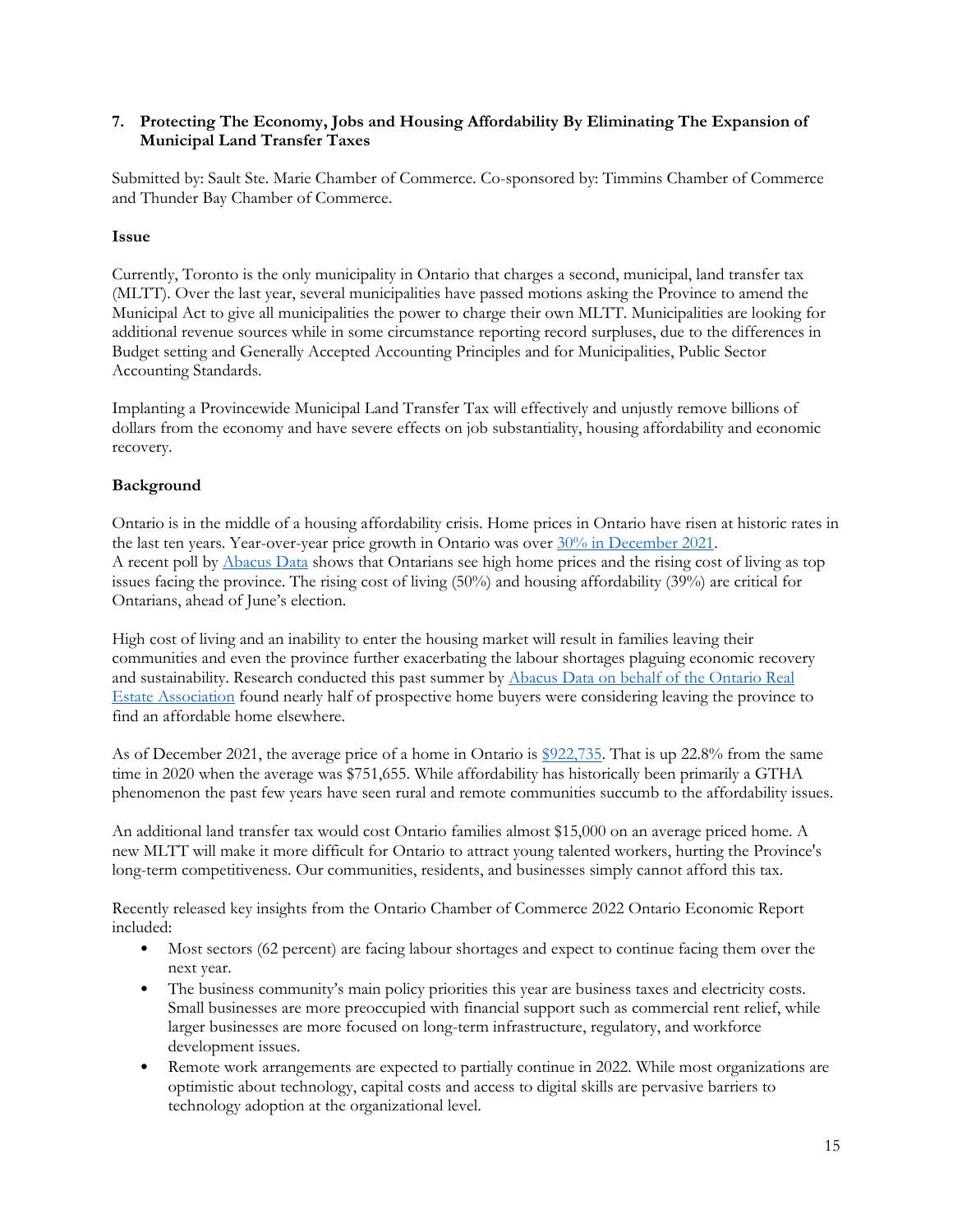## 7. Protecting The Economy, Jobs and Housing Affordability By Eliminating The Expansion of Municipal Land Transfer Taxes

Submitted by: Sault Ste. Marie Chamber of Commerce. Co-sponsored by: Timmins Chamber of Commerce and Thunder Bay Chamber of Commerce.

### Issue

Currently, Toronto is the only municipality in Ontario that charges a second, municipal, land transfer tax (MLTT). Over the last year, several municipalities have passed motions asking the Province to amend the Municipal Act to give all municipalities the power to charge their own MLTT. Municipalities are looking for additional revenue sources while in some circumstance reporting record surpluses, due to the differences in Budget setting and Generally Accepted Accounting Principles and for Municipalities, Public Sector Accounting Standards.

Implanting a Provincewide Municipal Land Transfer Tax will effectively and unjustly remove billions of dollars from the economy and have severe effects on job substantiality, housing affordability and economic recovery.

### Background

Ontario is in the middle of a housing affordability crisis. Home prices in Ontario have risen at historic rates in the last ten years. Year-over-year price growth in Ontario was over 30% in December 2021.
A recent poll by Abacus Data shows that Ontarians see high home prices and the rising cost of living as top issues facing the province. The rising cost of living (50%) and housing affordability (39%) are critical for Ontarians, ahead of June's election.

High cost of living and an inability to enter the housing market will result in families leaving their communities and even the province further exacerbating the labour shortages plaguing economic recovery and sustainability. Research conducted this past summer by Abacus Data on behalf of the Ontario Real Estate Association found nearly half of prospective home buyers were considering leaving the province to find an affordable home elsewhere.

As of December 2021, the average price of a home in Ontario is $922,735. That is up 22.8% from the same time in 2020 when the average was $751,655. While affordability has historically been primarily a GTHA phenomenon the past few years have seen rural and remote communities succumb to the affordability issues.

An additional land transfer tax would cost Ontario families almost $15,000 on an average priced home. A new MLTT will make it more difficult for Ontario to attract young talented workers, hurting the Province's long-term competitiveness. Our communities, residents, and businesses simply cannot afford this tax.

Recently released key insights from the Ontario Chamber of Commerce 2022 Ontario Economic Report included:

- Most sectors (62 percent) are facing labour shortages and expect to continue facing them over the next year.
- The business community's main policy priorities this year are business taxes and electricity costs. Small businesses are more preoccupied with financial support such as commercial rent relief, while larger businesses are more focused on long-term infrastructure, regulatory, and workforce development issues.
- Remote work arrangements are expected to partially continue in 2022. While most organizations are optimistic about technology, capital costs and access to digital skills are pervasive barriers to technology adoption at the organizational level.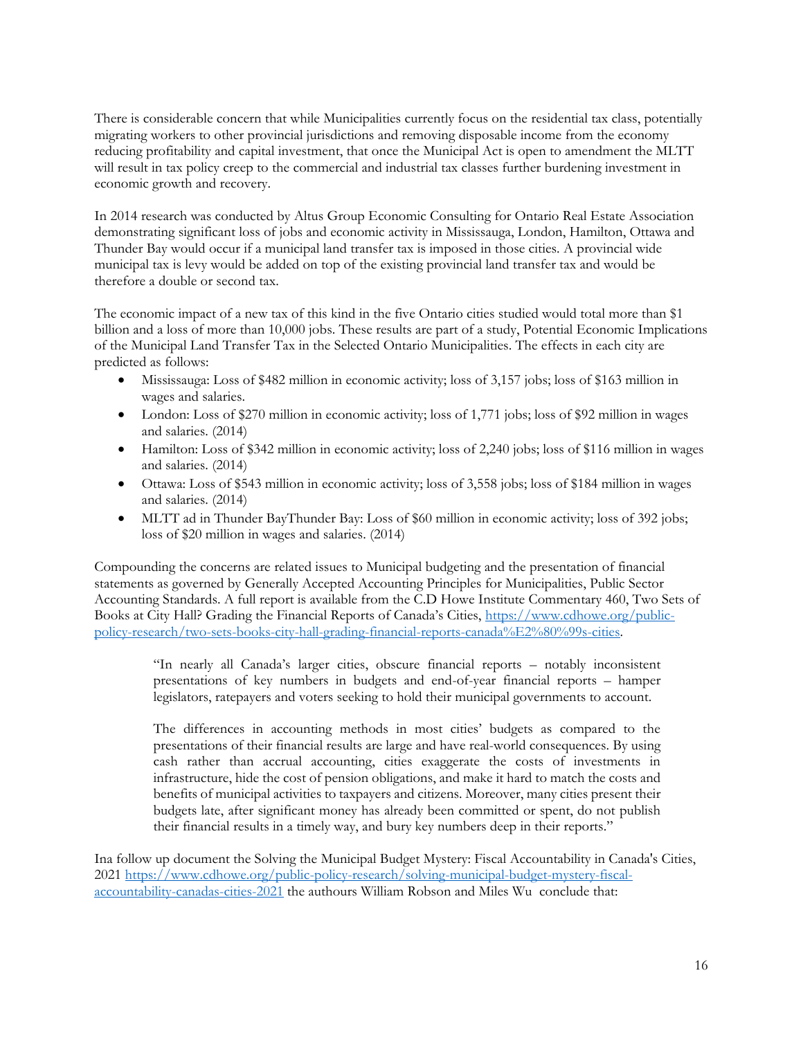There is considerable concern that while Municipalities currently focus on the residential tax class, potentially migrating workers to other provincial jurisdictions and removing disposable income from the economy reducing profitability and capital investment, that once the Municipal Act is open to amendment the MLTT will result in tax policy creep to the commercial and industrial tax classes further burdening investment in economic growth and recovery.

In 2014 research was conducted by Altus Group Economic Consulting for Ontario Real Estate Association demonstrating significant loss of jobs and economic activity in Mississauga, London, Hamilton, Ottawa and Thunder Bay would occur if a municipal land transfer tax is imposed in those cities. A provincial wide municipal tax is levy would be added on top of the existing provincial land transfer tax and would be therefore a double or second tax.

The economic impact of a new tax of this kind in the five Ontario cities studied would total more than $1 billion and a loss of more than 10,000 jobs. These results are part of a study, Potential Economic Implications of the Municipal Land Transfer Tax in the Selected Ontario Municipalities. The effects in each city are predicted as follows:

- Mississauga: Loss of $482 million in economic activity; loss of 3,157 jobs; loss of $163 million in wages and salaries.
- London: Loss of $270 million in economic activity; loss of 1,771 jobs; loss of $92 million in wages and salaries. (2014)
- Hamilton: Loss of $342 million in economic activity; loss of 2,240 jobs; loss of $116 million in wages and salaries. (2014)
- Ottawa: Loss of $543 million in economic activity; loss of 3,558 jobs; loss of $184 million in wages and salaries. (2014)
- MLTT ad in Thunder BayThunder Bay: Loss of $60 million in economic activity; loss of 392 jobs; loss of $20 million in wages and salaries. (2014)

Compounding the concerns are related issues to Municipal budgeting and the presentation of financial statements as governed by Generally Accepted Accounting Principles for Municipalities, Public Sector Accounting Standards. A full report is available from the C.D Howe Institute Commentary 460, Two Sets of Books at City Hall? Grading the Financial Reports of Canada's Cities, https://www.cdhowe.org/public-policy-research/two-sets-books-city-hall-grading-financial-reports-canada%E2%80%99s-cities.

> "In nearly all Canada's larger cities, obscure financial reports – notably inconsistent presentations of key numbers in budgets and end-of-year financial reports – hamper legislators, ratepayers and voters seeking to hold their municipal governments to account.
>
> The differences in accounting methods in most cities' budgets as compared to the presentations of their financial results are large and have real-world consequences. By using cash rather than accrual accounting, cities exaggerate the costs of investments in infrastructure, hide the cost of pension obligations, and make it hard to match the costs and benefits of municipal activities to taxpayers and citizens. Moreover, many cities present their budgets late, after significant money has already been committed or spent, do not publish their financial results in a timely way, and bury key numbers deep in their reports."

Ina follow up document the Solving the Municipal Budget Mystery: Fiscal Accountability in Canada's Cities, 2021 https://www.cdhowe.org/public-policy-research/solving-municipal-budget-mystery-fiscal-accountability-canadas-cities-2021 the authours William Robson and Miles Wu conclude that: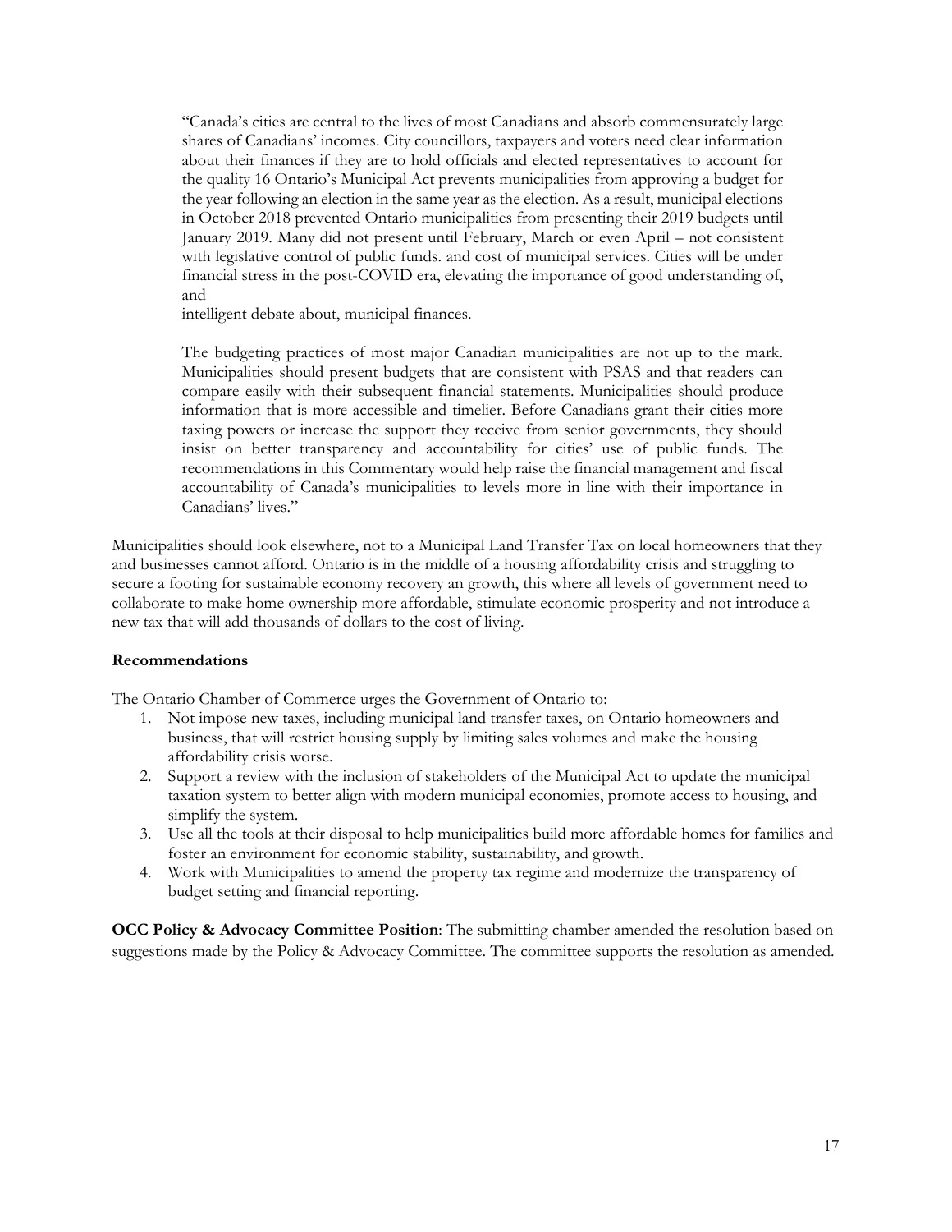> "Canada's cities are central to the lives of most Canadians and absorb commensurately large shares of Canadians' incomes. City councillors, taxpayers and voters need clear information about their finances if they are to hold officials and elected representatives to account for the quality 16 Ontario's Municipal Act prevents municipalities from approving a budget for the year following an election in the same year as the election. As a result, municipal elections in October 2018 prevented Ontario municipalities from presenting their 2019 budgets until January 2019. Many did not present until February, March or even April – not consistent with legislative control of public funds. and cost of municipal services. Cities will be under financial stress in the post-COVID era, elevating the importance of good understanding of, and
> intelligent debate about, municipal finances.
>
> The budgeting practices of most major Canadian municipalities are not up to the mark. Municipalities should present budgets that are consistent with PSAS and that readers can compare easily with their subsequent financial statements. Municipalities should produce information that is more accessible and timelier. Before Canadians grant their cities more taxing powers or increase the support they receive from senior governments, they should insist on better transparency and accountability for cities' use of public funds. The recommendations in this Commentary would help raise the financial management and fiscal accountability of Canada's municipalities to levels more in line with their importance in Canadians' lives."

Municipalities should look elsewhere, not to a Municipal Land Transfer Tax on local homeowners that they and businesses cannot afford. Ontario is in the middle of a housing affordability crisis and struggling to secure a footing for sustainable economy recovery an growth, this where all levels of government need to collaborate to make home ownership more affordable, stimulate economic prosperity and not introduce a new tax that will add thousands of dollars to the cost of living.

**Recommendations**

The Ontario Chamber of Commerce urges the Government of Ontario to:

1. Not impose new taxes, including municipal land transfer taxes, on Ontario homeowners and business, that will restrict housing supply by limiting sales volumes and make the housing affordability crisis worse.
2. Support a review with the inclusion of stakeholders of the Municipal Act to update the municipal taxation system to better align with modern municipal economies, promote access to housing, and simplify the system.
3. Use all the tools at their disposal to help municipalities build more affordable homes for families and foster an environment for economic stability, sustainability, and growth.
4. Work with Municipalities to amend the property tax regime and modernize the transparency of budget setting and financial reporting.

**OCC Policy & Advocacy Committee Position**: The submitting chamber amended the resolution based on suggestions made by the Policy & Advocacy Committee. The committee supports the resolution as amended.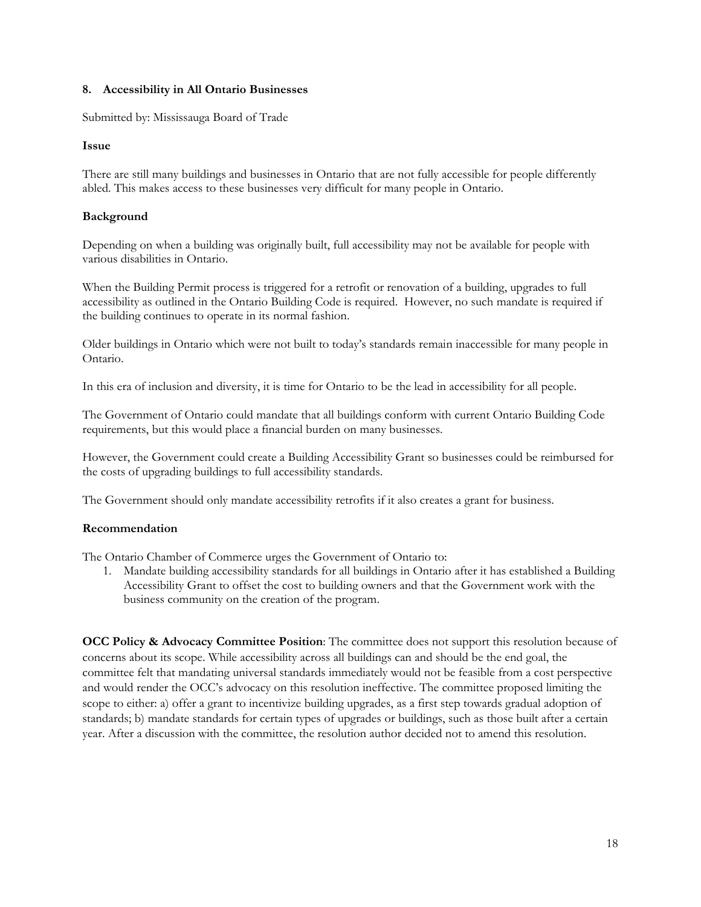### 8. Accessibility in All Ontario Businesses

Submitted by: Mississauga Board of Trade

**Issue**

There are still many buildings and businesses in Ontario that are not fully accessible for people differently abled. This makes access to these businesses very difficult for many people in Ontario.

**Background**

Depending on when a building was originally built, full accessibility may not be available for people with various disabilities in Ontario.

When the Building Permit process is triggered for a retrofit or renovation of a building, upgrades to full accessibility as outlined in the Ontario Building Code is required. However, no such mandate is required if the building continues to operate in its normal fashion.

Older buildings in Ontario which were not built to today's standards remain inaccessible for many people in Ontario.

In this era of inclusion and diversity, it is time for Ontario to be the lead in accessibility for all people.

The Government of Ontario could mandate that all buildings conform with current Ontario Building Code requirements, but this would place a financial burden on many businesses.

However, the Government could create a Building Accessibility Grant so businesses could be reimbursed for the costs of upgrading buildings to full accessibility standards.

The Government should only mandate accessibility retrofits if it also creates a grant for business.

**Recommendation**

The Ontario Chamber of Commerce urges the Government of Ontario to:

1. Mandate building accessibility standards for all buildings in Ontario after it has established a Building Accessibility Grant to offset the cost to building owners and that the Government work with the business community on the creation of the program.

**OCC Policy & Advocacy Committee Position**: The committee does not support this resolution because of concerns about its scope. While accessibility across all buildings can and should be the end goal, the committee felt that mandating universal standards immediately would not be feasible from a cost perspective and would render the OCC's advocacy on this resolution ineffective. The committee proposed limiting the scope to either: a) offer a grant to incentivize building upgrades, as a first step towards gradual adoption of standards; b) mandate standards for certain types of upgrades or buildings, such as those built after a certain year. After a discussion with the committee, the resolution author decided not to amend this resolution.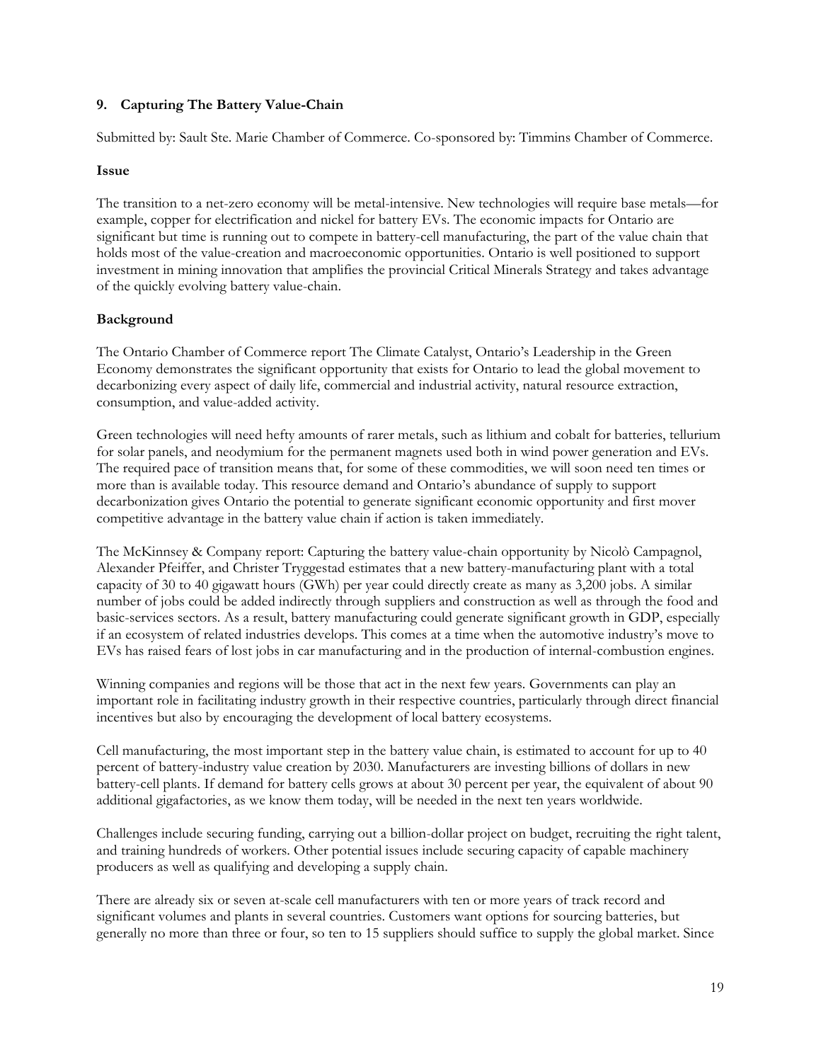## 9. Capturing The Battery Value-Chain

Submitted by: Sault Ste. Marie Chamber of Commerce. Co-sponsored by: Timmins Chamber of Commerce.

### Issue

The transition to a net-zero economy will be metal-intensive. New technologies will require base metals—for example, copper for electrification and nickel for battery EVs. The economic impacts for Ontario are significant but time is running out to compete in battery-cell manufacturing, the part of the value chain that holds most of the value-creation and macroeconomic opportunities. Ontario is well positioned to support investment in mining innovation that amplifies the provincial Critical Minerals Strategy and takes advantage of the quickly evolving battery value-chain.

### Background

The Ontario Chamber of Commerce report The Climate Catalyst, Ontario's Leadership in the Green Economy demonstrates the significant opportunity that exists for Ontario to lead the global movement to decarbonizing every aspect of daily life, commercial and industrial activity, natural resource extraction, consumption, and value-added activity.

Green technologies will need hefty amounts of rarer metals, such as lithium and cobalt for batteries, tellurium for solar panels, and neodymium for the permanent magnets used both in wind power generation and EVs. The required pace of transition means that, for some of these commodities, we will soon need ten times or more than is available today. This resource demand and Ontario's abundance of supply to support decarbonization gives Ontario the potential to generate significant economic opportunity and first mover competitive advantage in the battery value chain if action is taken immediately.

The McKinnsey & Company report: Capturing the battery value-chain opportunity by Nicolò Campagnol, Alexander Pfeiffer, and Christer Tryggestad estimates that a new battery-manufacturing plant with a total capacity of 30 to 40 gigawatt hours (GWh) per year could directly create as many as 3,200 jobs. A similar number of jobs could be added indirectly through suppliers and construction as well as through the food and basic-services sectors. As a result, battery manufacturing could generate significant growth in GDP, especially if an ecosystem of related industries develops. This comes at a time when the automotive industry's move to EVs has raised fears of lost jobs in car manufacturing and in the production of internal-combustion engines.

Winning companies and regions will be those that act in the next few years. Governments can play an important role in facilitating industry growth in their respective countries, particularly through direct financial incentives but also by encouraging the development of local battery ecosystems.

Cell manufacturing, the most important step in the battery value chain, is estimated to account for up to 40 percent of battery-industry value creation by 2030. Manufacturers are investing billions of dollars in new battery-cell plants. If demand for battery cells grows at about 30 percent per year, the equivalent of about 90 additional gigafactories, as we know them today, will be needed in the next ten years worldwide.

Challenges include securing funding, carrying out a billion-dollar project on budget, recruiting the right talent, and training hundreds of workers. Other potential issues include securing capacity of capable machinery producers as well as qualifying and developing a supply chain.

There are already six or seven at-scale cell manufacturers with ten or more years of track record and significant volumes and plants in several countries. Customers want options for sourcing batteries, but generally no more than three or four, so ten to 15 suppliers should suffice to supply the global market. Since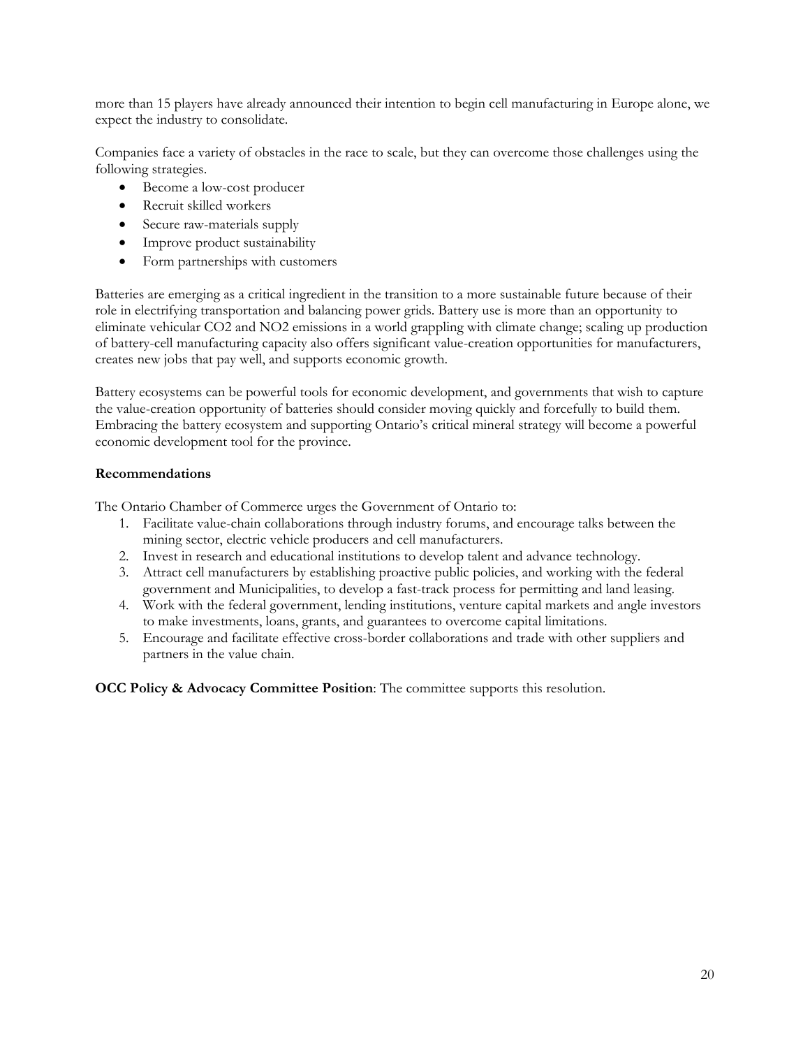more than 15 players have already announced their intention to begin cell manufacturing in Europe alone, we expect the industry to consolidate.

Companies face a variety of obstacles in the race to scale, but they can overcome those challenges using the following strategies.

- Become a low-cost producer
- Recruit skilled workers
- Secure raw-materials supply
- Improve product sustainability
- Form partnerships with customers

Batteries are emerging as a critical ingredient in the transition to a more sustainable future because of their role in electrifying transportation and balancing power grids. Battery use is more than an opportunity to eliminate vehicular $CO_2$ and $NO_2$ emissions in a world grappling with climate change; scaling up production of battery-cell manufacturing capacity also offers significant value-creation opportunities for manufacturers, creates new jobs that pay well, and supports economic growth.

Battery ecosystems can be powerful tools for economic development, and governments that wish to capture the value-creation opportunity of batteries should consider moving quickly and forcefully to build them. Embracing the battery ecosystem and supporting Ontario's critical mineral strategy will become a powerful economic development tool for the province.

**Recommendations**

The Ontario Chamber of Commerce urges the Government of Ontario to:

1. Facilitate value-chain collaborations through industry forums, and encourage talks between the mining sector, electric vehicle producers and cell manufacturers.
2. Invest in research and educational institutions to develop talent and advance technology.
3. Attract cell manufacturers by establishing proactive public policies, and working with the federal government and Municipalities, to develop a fast-track process for permitting and land leasing.
4. Work with the federal government, lending institutions, venture capital markets and angle investors to make investments, loans, grants, and guarantees to overcome capital limitations.
5. Encourage and facilitate effective cross-border collaborations and trade with other suppliers and partners in the value chain.

**OCC Policy & Advocacy Committee Position**: The committee supports this resolution.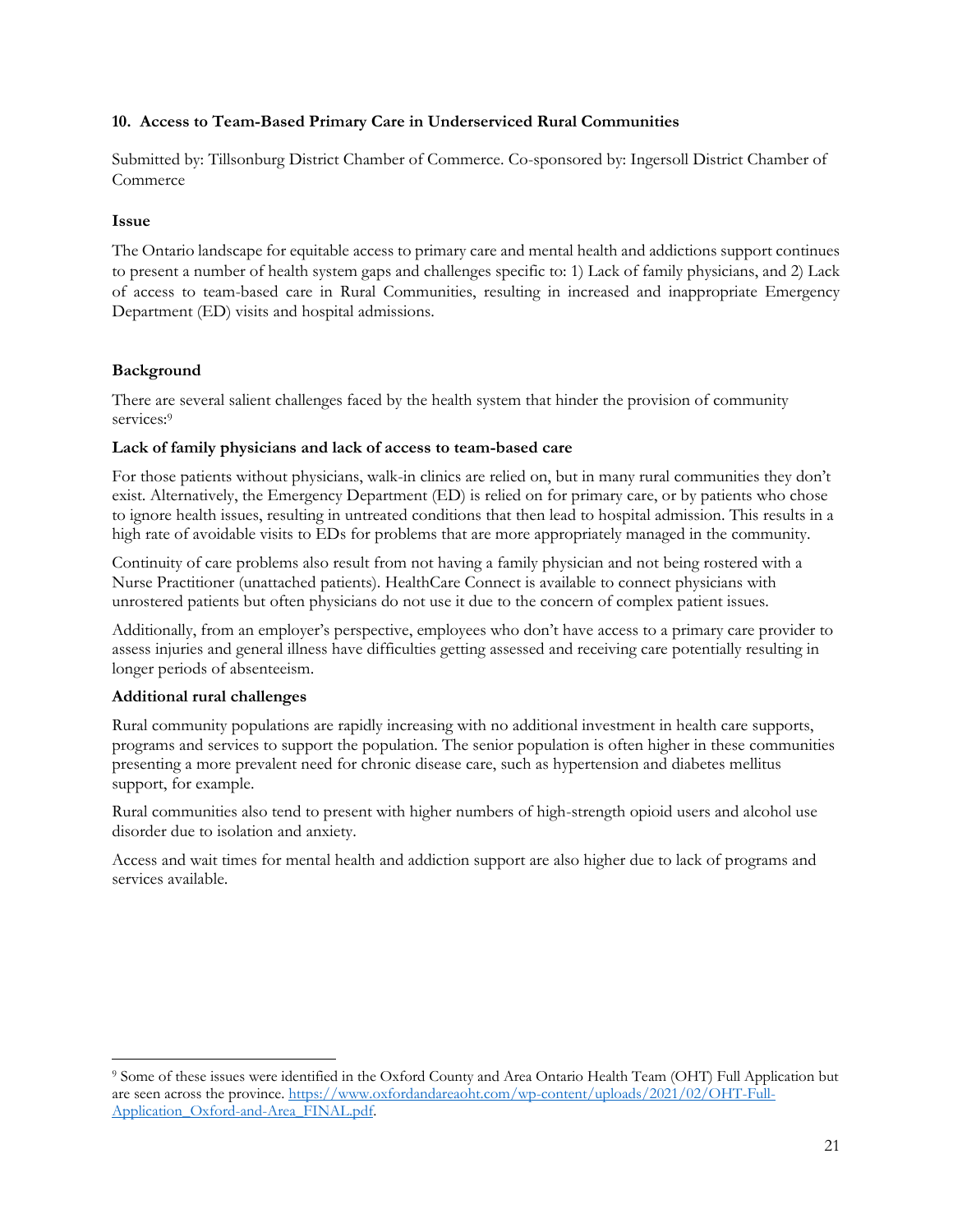## 10. Access to Team-Based Primary Care in Underserviced Rural Communities

Submitted by: Tillsonburg District Chamber of Commerce. Co-sponsored by: Ingersoll District Chamber of Commerce

### Issue

The Ontario landscape for equitable access to primary care and mental health and addictions support continues to present a number of health system gaps and challenges specific to: 1) Lack of family physicians, and 2) Lack of access to team-based care in Rural Communities, resulting in increased and inappropriate Emergency Department (ED) visits and hospital admissions.

### Background

There are several salient challenges faced by the health system that hinder the provision of community services:[9]

**Lack of family physicians and lack of access to team-based care**

For those patients without physicians, walk-in clinics are relied on, but in many rural communities they don't exist. Alternatively, the Emergency Department (ED) is relied on for primary care, or by patients who chose to ignore health issues, resulting in untreated conditions that then lead to hospital admission. This results in a high rate of avoidable visits to EDs for problems that are more appropriately managed in the community.

Continuity of care problems also result from not having a family physician and not being rostered with a Nurse Practitioner (unattached patients). HealthCare Connect is available to connect physicians with unrostered patients but often physicians do not use it due to the concern of complex patient issues.

Additionally, from an employer's perspective, employees who don't have access to a primary care provider to assess injuries and general illness have difficulties getting assessed and receiving care potentially resulting in longer periods of absenteeism.

**Additional rural challenges**

Rural community populations are rapidly increasing with no additional investment in health care supports, programs and services to support the population. The senior population is often higher in these communities presenting a more prevalent need for chronic disease care, such as hypertension and diabetes mellitus support, for example.

Rural communities also tend to present with higher numbers of high-strength opioid users and alcohol use disorder due to isolation and anxiety.

Access and wait times for mental health and addiction support are also higher due to lack of programs and services available.

---

[9] Some of these issues were identified in the Oxford County and Area Ontario Health Team (OHT) Full Application but are seen across the province. https://www.oxfordandareaoht.com/wp-content/uploads/2021/02/OHT-Full-Application_Oxford-and-Area_FINAL.pdf.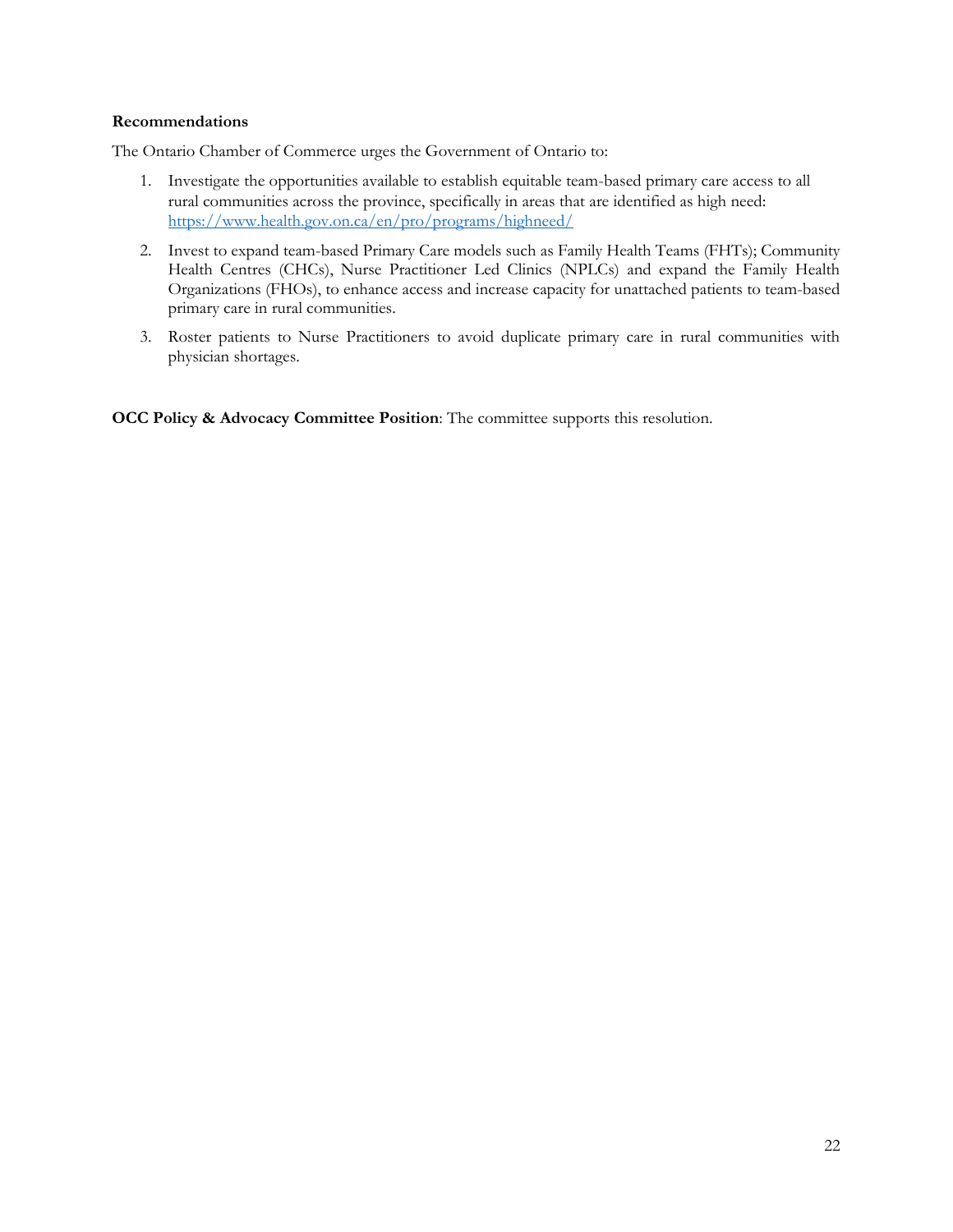**Recommendations**

The Ontario Chamber of Commerce urges the Government of Ontario to:

1. Investigate the opportunities available to establish equitable team-based primary care access to all rural communities across the province, specifically in areas that are identified as high need: https://www.health.gov.on.ca/en/pro/programs/highneed/
2. Invest to expand team-based Primary Care models such as Family Health Teams (FHTs); Community Health Centres (CHCs), Nurse Practitioner Led Clinics (NPLCs) and expand the Family Health Organizations (FHOs), to enhance access and increase capacity for unattached patients to team-based primary care in rural communities.
3. Roster patients to Nurse Practitioners to avoid duplicate primary care in rural communities with physician shortages.

**OCC Policy & Advocacy Committee Position**: The committee supports this resolution.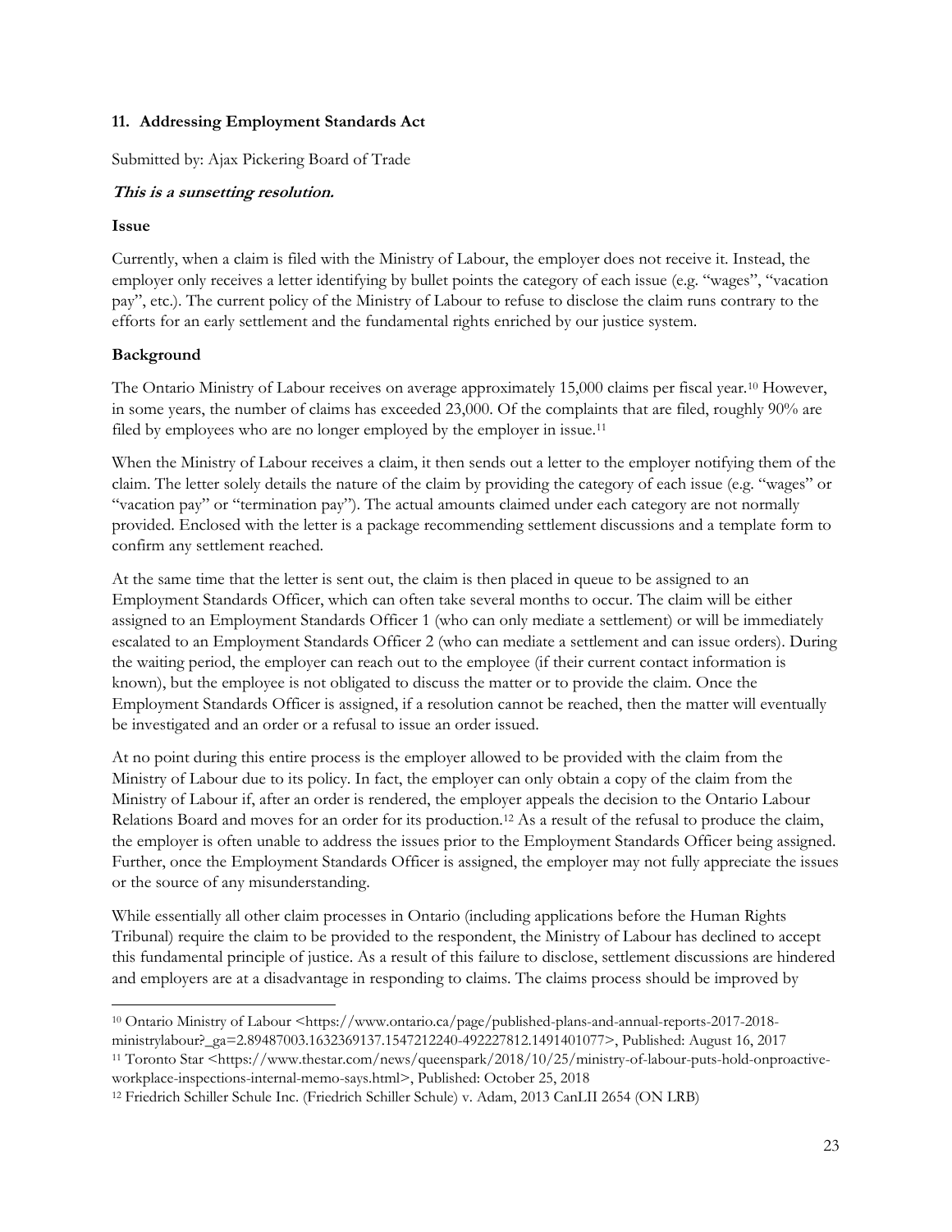### 11. Addressing Employment Standards Act

Submitted by: Ajax Pickering Board of Trade

***This is a sunsetting resolution.***

**Issue**

Currently, when a claim is filed with the Ministry of Labour, the employer does not receive it. Instead, the employer only receives a letter identifying by bullet points the category of each issue (e.g. "wages", "vacation pay", etc.). The current policy of the Ministry of Labour to refuse to disclose the claim runs contrary to the efforts for an early settlement and the fundamental rights enriched by our justice system.

**Background**

The Ontario Ministry of Labour receives on average approximately 15,000 claims per fiscal year.[10] However, in some years, the number of claims has exceeded 23,000. Of the complaints that are filed, roughly 90% are filed by employees who are no longer employed by the employer in issue.[11]

When the Ministry of Labour receives a claim, it then sends out a letter to the employer notifying them of the claim. The letter solely details the nature of the claim by providing the category of each issue (e.g. "wages" or "vacation pay" or "termination pay"). The actual amounts claimed under each category are not normally provided. Enclosed with the letter is a package recommending settlement discussions and a template form to confirm any settlement reached.

At the same time that the letter is sent out, the claim is then placed in queue to be assigned to an Employment Standards Officer, which can often take several months to occur. The claim will be either assigned to an Employment Standards Officer 1 (who can only mediate a settlement) or will be immediately escalated to an Employment Standards Officer 2 (who can mediate a settlement and can issue orders). During the waiting period, the employer can reach out to the employee (if their current contact information is known), but the employee is not obligated to discuss the matter or to provide the claim. Once the Employment Standards Officer is assigned, if a resolution cannot be reached, then the matter will eventually be investigated and an order or a refusal to issue an order issued.

At no point during this entire process is the employer allowed to be provided with the claim from the Ministry of Labour due to its policy. In fact, the employer can only obtain a copy of the claim from the Ministry of Labour if, after an order is rendered, the employer appeals the decision to the Ontario Labour Relations Board and moves for an order for its production.[12] As a result of the refusal to produce the claim, the employer is often unable to address the issues prior to the Employment Standards Officer being assigned. Further, once the Employment Standards Officer is assigned, the employer may not fully appreciate the issues or the source of any misunderstanding.

While essentially all other claim processes in Ontario (including applications before the Human Rights Tribunal) require the claim to be provided to the respondent, the Ministry of Labour has declined to accept this fundamental principle of justice. As a result of this failure to disclose, settlement discussions are hindered and employers are at a disadvantage in responding to claims. The claims process should be improved by

---

[10] Ontario Ministry of Labour <https://www.ontario.ca/page/published-plans-and-annual-reports-2017-2018-ministrylabour?_ga=2.89487003.1632369137.1547212240-492227812.1491401077>, Published: August 16, 2017

[11] Toronto Star <https://www.thestar.com/news/queenspark/2018/10/25/ministry-of-labour-puts-hold-onproactive-workplace-inspections-internal-memo-says.html>, Published: October 25, 2018

[12] Friedrich Schiller Schule Inc. (Friedrich Schiller Schule) v. Adam, 2013 CanLII 2654 (ON LRB)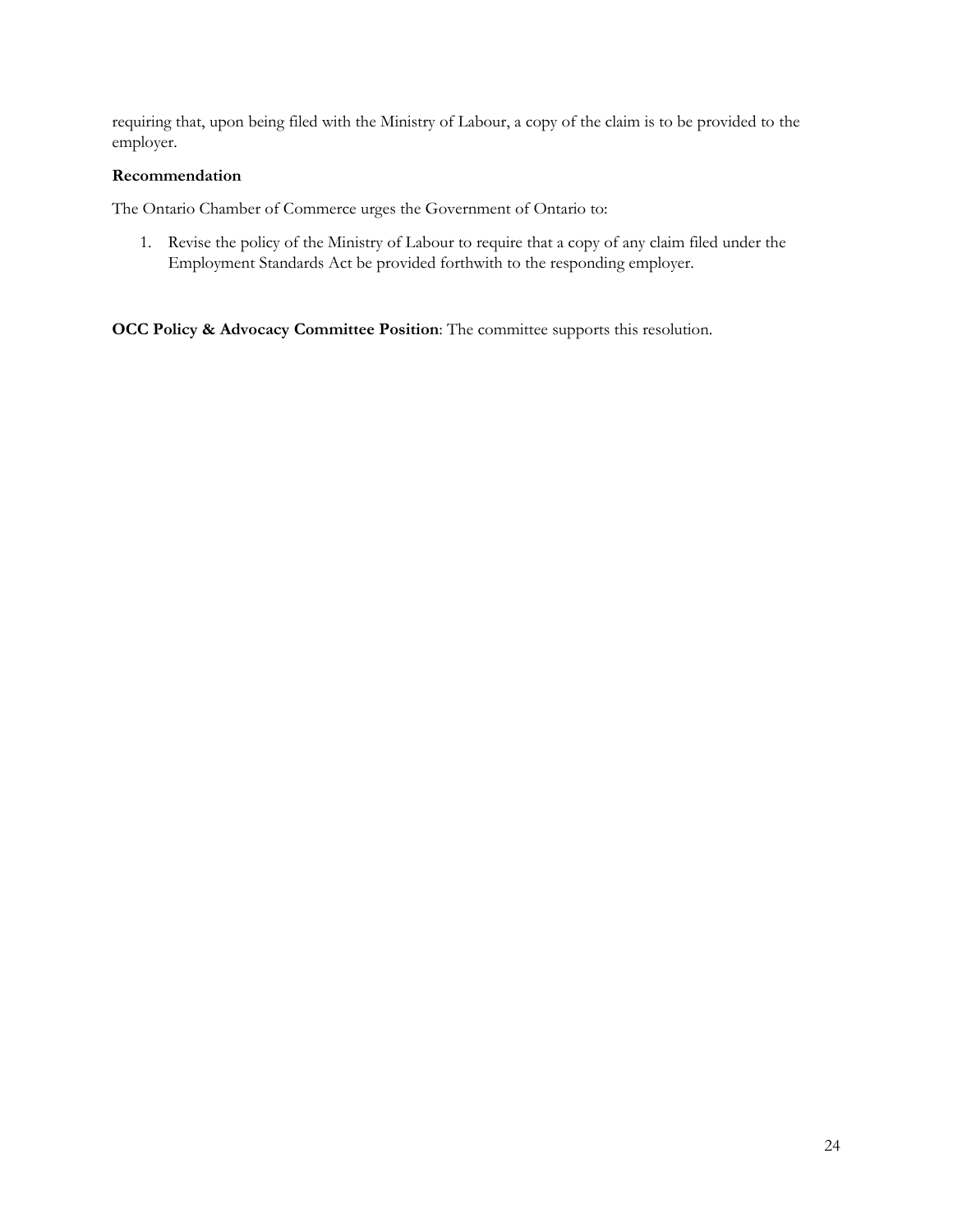requiring that, upon being filed with the Ministry of Labour, a copy of the claim is to be provided to the employer.

**Recommendation**

The Ontario Chamber of Commerce urges the Government of Ontario to:

1. Revise the policy of the Ministry of Labour to require that a copy of any claim filed under the Employment Standards Act be provided forthwith to the responding employer.

**OCC Policy & Advocacy Committee Position**: The committee supports this resolution.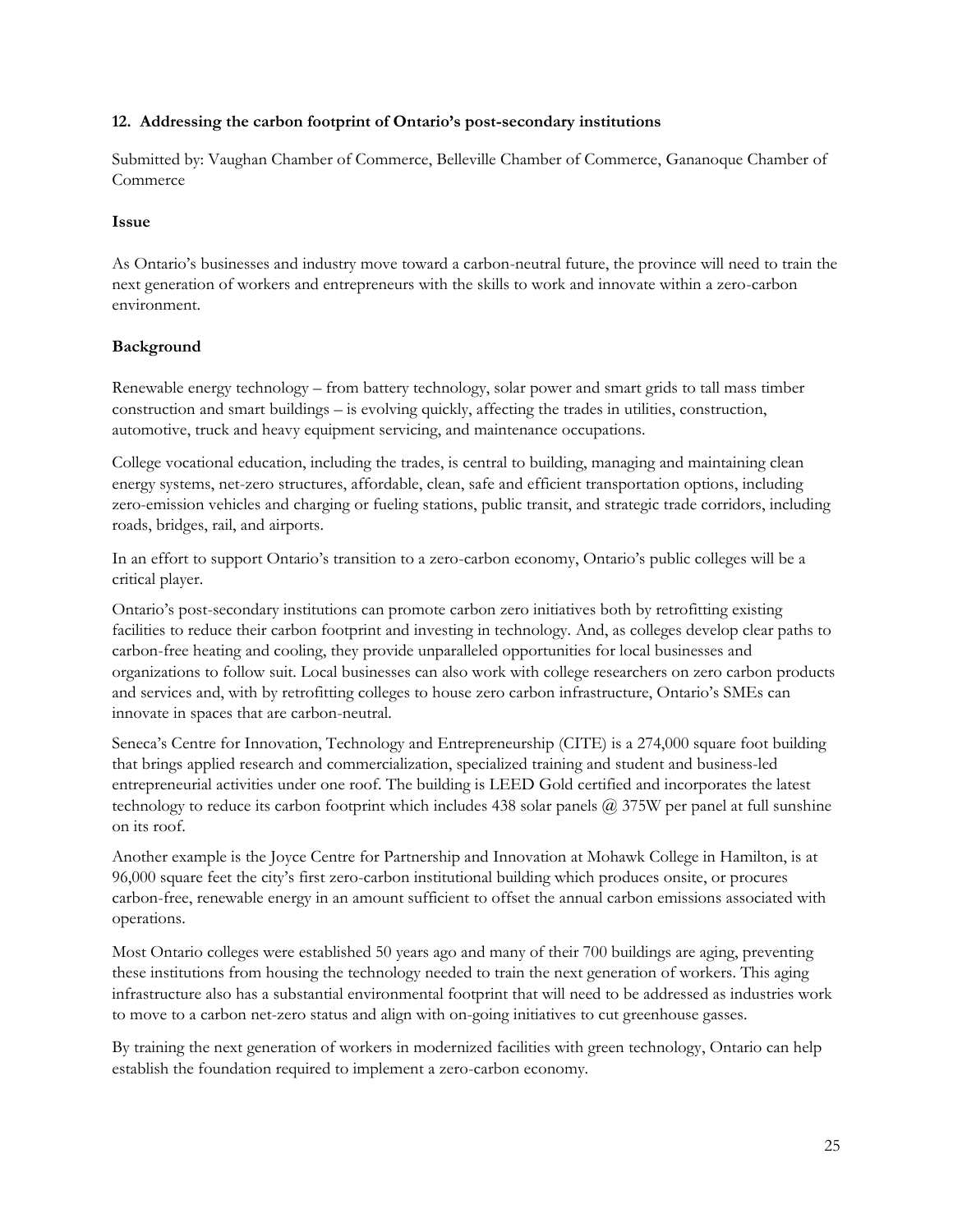### 12. Addressing the carbon footprint of Ontario's post-secondary institutions

Submitted by: Vaughan Chamber of Commerce, Belleville Chamber of Commerce, Gananoque Chamber of Commerce

#### Issue

As Ontario's businesses and industry move toward a carbon-neutral future, the province will need to train the next generation of workers and entrepreneurs with the skills to work and innovate within a zero-carbon environment.

#### Background

Renewable energy technology – from battery technology, solar power and smart grids to tall mass timber construction and smart buildings – is evolving quickly, affecting the trades in utilities, construction, automotive, truck and heavy equipment servicing, and maintenance occupations.

College vocational education, including the trades, is central to building, managing and maintaining clean energy systems, net-zero structures, affordable, clean, safe and efficient transportation options, including zero-emission vehicles and charging or fueling stations, public transit, and strategic trade corridors, including roads, bridges, rail, and airports.

In an effort to support Ontario's transition to a zero-carbon economy, Ontario's public colleges will be a critical player.

Ontario's post-secondary institutions can promote carbon zero initiatives both by retrofitting existing facilities to reduce their carbon footprint and investing in technology. And, as colleges develop clear paths to carbon-free heating and cooling, they provide unparalleled opportunities for local businesses and organizations to follow suit. Local businesses can also work with college researchers on zero carbon products and services and, with by retrofitting colleges to house zero carbon infrastructure, Ontario's SMEs can innovate in spaces that are carbon-neutral.

Seneca's Centre for Innovation, Technology and Entrepreneurship (CITE) is a 274,000 square foot building that brings applied research and commercialization, specialized training and student and business-led entrepreneurial activities under one roof. The building is LEED Gold certified and incorporates the latest technology to reduce its carbon footprint which includes 438 solar panels @ 375W per panel at full sunshine on its roof.

Another example is the Joyce Centre for Partnership and Innovation at Mohawk College in Hamilton, is at 96,000 square feet the city's first zero-carbon institutional building which produces onsite, or procures carbon-free, renewable energy in an amount sufficient to offset the annual carbon emissions associated with operations.

Most Ontario colleges were established 50 years ago and many of their 700 buildings are aging, preventing these institutions from housing the technology needed to train the next generation of workers. This aging infrastructure also has a substantial environmental footprint that will need to be addressed as industries work to move to a carbon net-zero status and align with on-going initiatives to cut greenhouse gasses.

By training the next generation of workers in modernized facilities with green technology, Ontario can help establish the foundation required to implement a zero-carbon economy.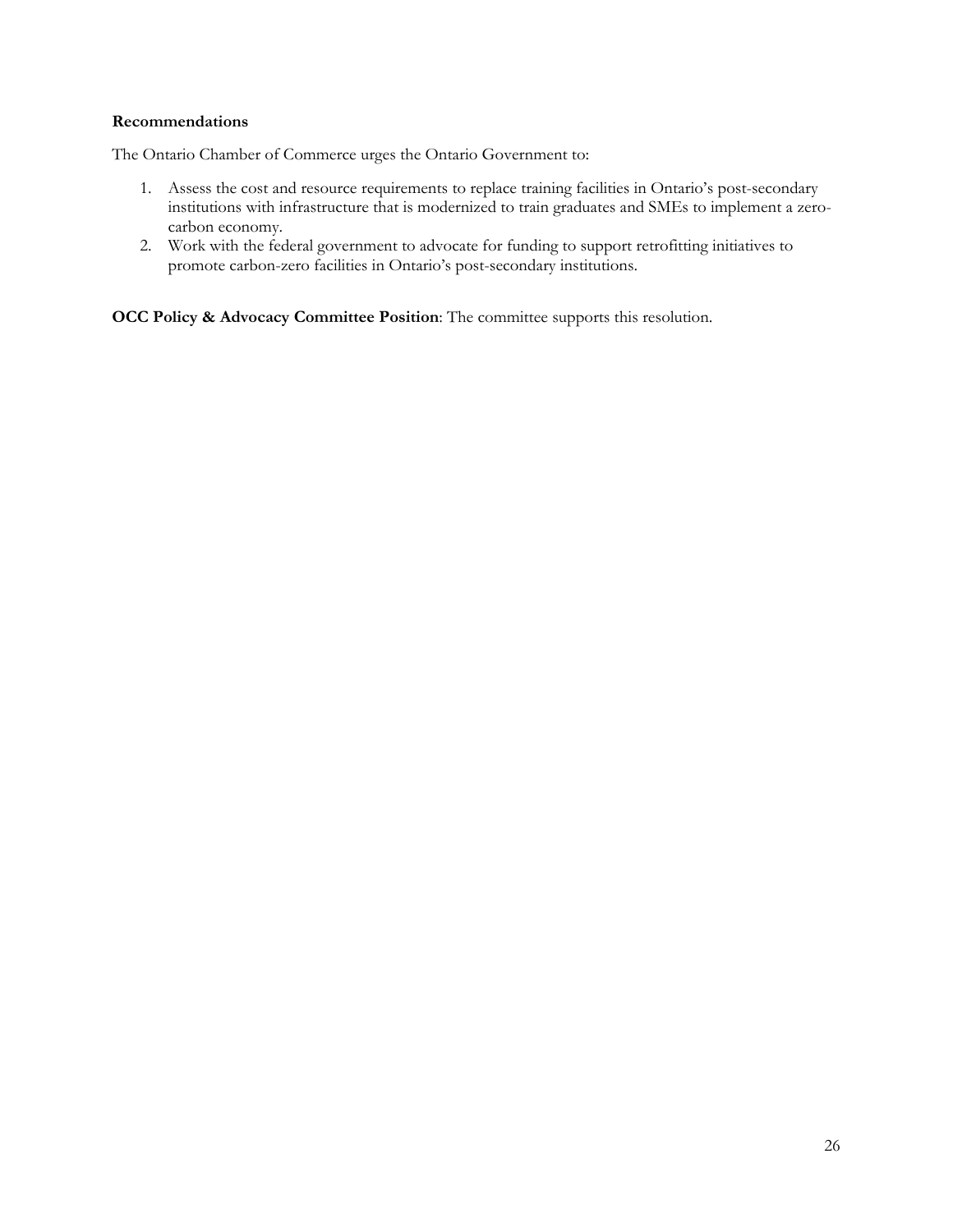**Recommendations**

The Ontario Chamber of Commerce urges the Ontario Government to:

1. Assess the cost and resource requirements to replace training facilities in Ontario's post-secondary institutions with infrastructure that is modernized to train graduates and SMEs to implement a zero-carbon economy.
2. Work with the federal government to advocate for funding to support retrofitting initiatives to promote carbon-zero facilities in Ontario's post-secondary institutions.

**OCC Policy & Advocacy Committee Position**: The committee supports this resolution.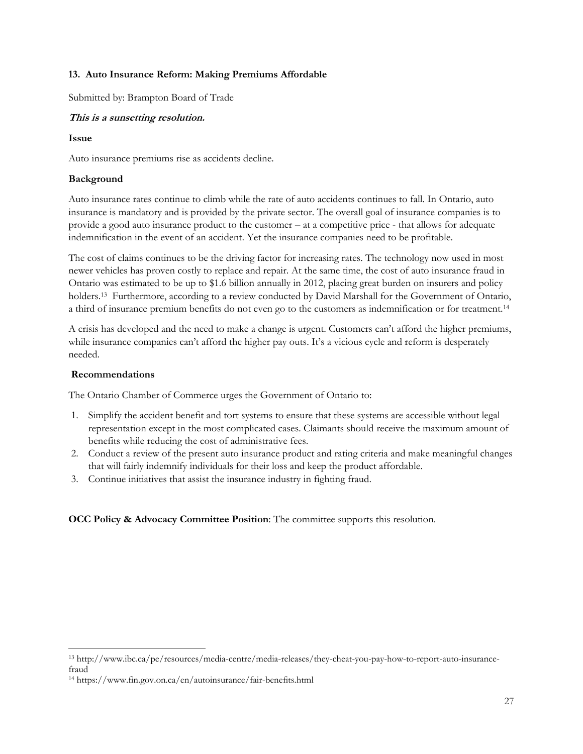### 13. Auto Insurance Reform: Making Premiums Affordable

Submitted by: Brampton Board of Trade

***This is a sunsetting resolution.***

**Issue**

Auto insurance premiums rise as accidents decline.

**Background**

Auto insurance rates continue to climb while the rate of auto accidents continues to fall. In Ontario, auto insurance is mandatory and is provided by the private sector. The overall goal of insurance companies is to provide a good auto insurance product to the customer – at a competitive price - that allows for adequate indemnification in the event of an accident. Yet the insurance companies need to be profitable.

The cost of claims continues to be the driving factor for increasing rates. The technology now used in most newer vehicles has proven costly to replace and repair. At the same time, the cost of auto insurance fraud in Ontario was estimated to be up to $1.6 billion annually in 2012, placing great burden on insurers and policy holders.[13] Furthermore, according to a review conducted by David Marshall for the Government of Ontario, a third of insurance premium benefits do not even go to the customers as indemnification or for treatment.[14]

A crisis has developed and the need to make a change is urgent. Customers can't afford the higher premiums, while insurance companies can't afford the higher pay outs. It's a vicious cycle and reform is desperately needed.

**Recommendations**

The Ontario Chamber of Commerce urges the Government of Ontario to:

1. Simplify the accident benefit and tort systems to ensure that these systems are accessible without legal representation except in the most complicated cases. Claimants should receive the maximum amount of benefits while reducing the cost of administrative fees.
2. Conduct a review of the present auto insurance product and rating criteria and make meaningful changes that will fairly indemnify individuals for their loss and keep the product affordable.
3. Continue initiatives that assist the insurance industry in fighting fraud.

**OCC Policy & Advocacy Committee Position**: The committee supports this resolution.

---

[13] http://www.ibc.ca/pe/resources/media-centre/media-releases/they-cheat-you-pay-how-to-report-auto-insurance-fraud

[14] https://www.fin.gov.on.ca/en/autoinsurance/fair-benefits.html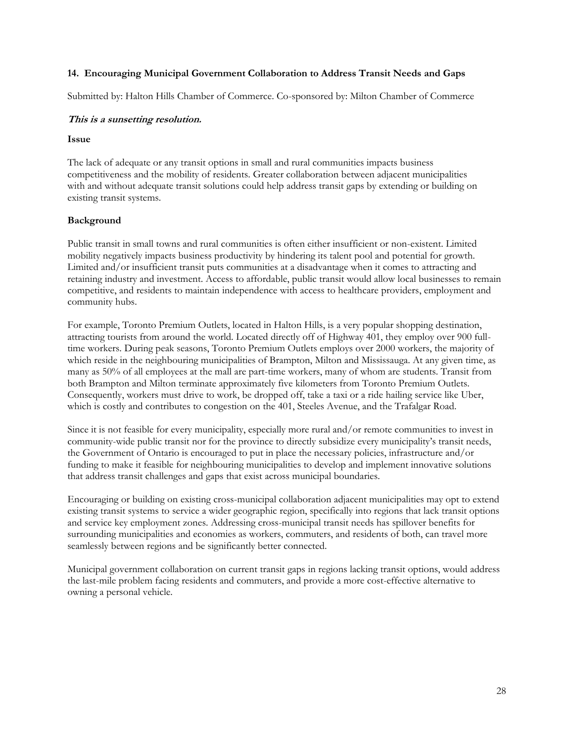### 14. Encouraging Municipal Government Collaboration to Address Transit Needs and Gaps

Submitted by: Halton Hills Chamber of Commerce. Co-sponsored by: Milton Chamber of Commerce

***This is a sunsetting resolution.***

**Issue**

The lack of adequate or any transit options in small and rural communities impacts business competitiveness and the mobility of residents. Greater collaboration between adjacent municipalities with and without adequate transit solutions could help address transit gaps by extending or building on existing transit systems.

**Background**

Public transit in small towns and rural communities is often either insufficient or non-existent. Limited mobility negatively impacts business productivity by hindering its talent pool and potential for growth. Limited and/or insufficient transit puts communities at a disadvantage when it comes to attracting and retaining industry and investment. Access to affordable, public transit would allow local businesses to remain competitive, and residents to maintain independence with access to healthcare providers, employment and community hubs.

For example, Toronto Premium Outlets, located in Halton Hills, is a very popular shopping destination, attracting tourists from around the world. Located directly off of Highway 401, they employ over 900 full-time workers. During peak seasons, Toronto Premium Outlets employs over 2000 workers, the majority of which reside in the neighbouring municipalities of Brampton, Milton and Mississauga. At any given time, as many as 50% of all employees at the mall are part-time workers, many of whom are students. Transit from both Brampton and Milton terminate approximately five kilometers from Toronto Premium Outlets. Consequently, workers must drive to work, be dropped off, take a taxi or a ride hailing service like Uber, which is costly and contributes to congestion on the 401, Steeles Avenue, and the Trafalgar Road.

Since it is not feasible for every municipality, especially more rural and/or remote communities to invest in community-wide public transit nor for the province to directly subsidize every municipality's transit needs, the Government of Ontario is encouraged to put in place the necessary policies, infrastructure and/or funding to make it feasible for neighbouring municipalities to develop and implement innovative solutions that address transit challenges and gaps that exist across municipal boundaries.

Encouraging or building on existing cross-municipal collaboration adjacent municipalities may opt to extend existing transit systems to service a wider geographic region, specifically into regions that lack transit options and service key employment zones. Addressing cross-municipal transit needs has spillover benefits for surrounding municipalities and economies as workers, commuters, and residents of both, can travel more seamlessly between regions and be significantly better connected.

Municipal government collaboration on current transit gaps in regions lacking transit options, would address the last-mile problem facing residents and commuters, and provide a more cost-effective alternative to owning a personal vehicle.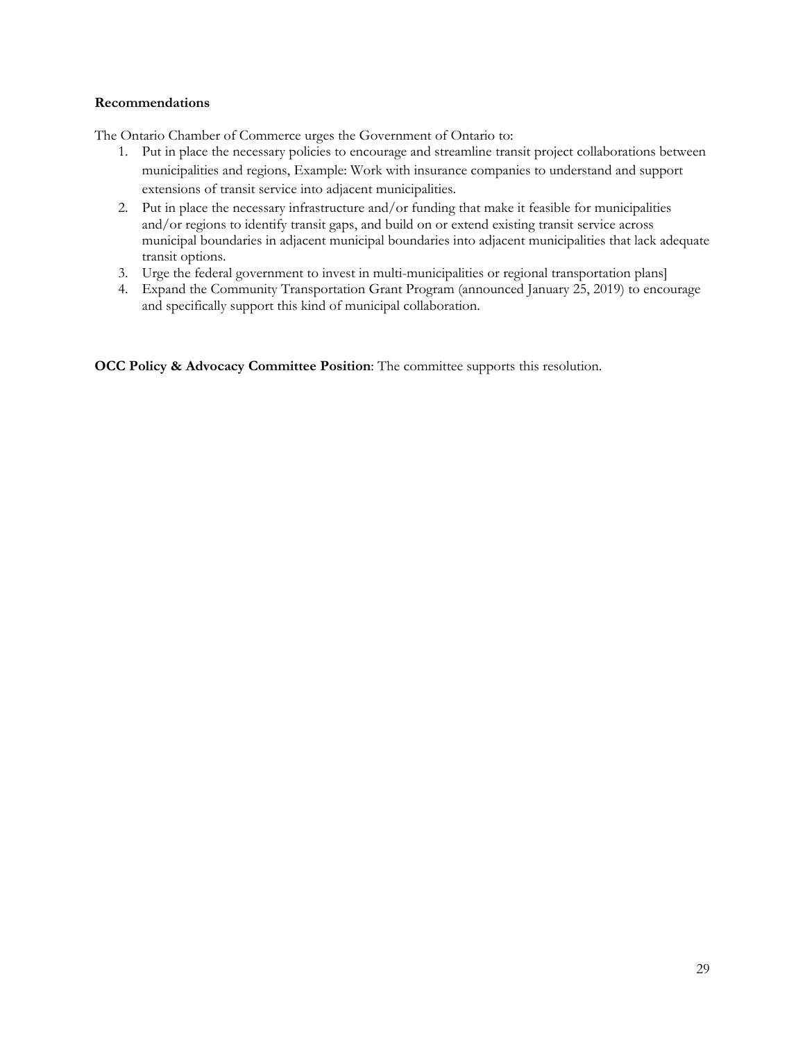**Recommendations**

The Ontario Chamber of Commerce urges the Government of Ontario to:

1. Put in place the necessary policies to encourage and streamline transit project collaborations between municipalities and regions, Example: Work with insurance companies to understand and support extensions of transit service into adjacent municipalities.
2. Put in place the necessary infrastructure and/or funding that make it feasible for municipalities and/or regions to identify transit gaps, and build on or extend existing transit service across municipal boundaries in adjacent municipal boundaries into adjacent municipalities that lack adequate transit options.
3. Urge the federal government to invest in multi-municipalities or regional transportation plans]
4. Expand the Community Transportation Grant Program (announced January 25, 2019) to encourage and specifically support this kind of municipal collaboration.

**OCC Policy & Advocacy Committee Position**: The committee supports this resolution.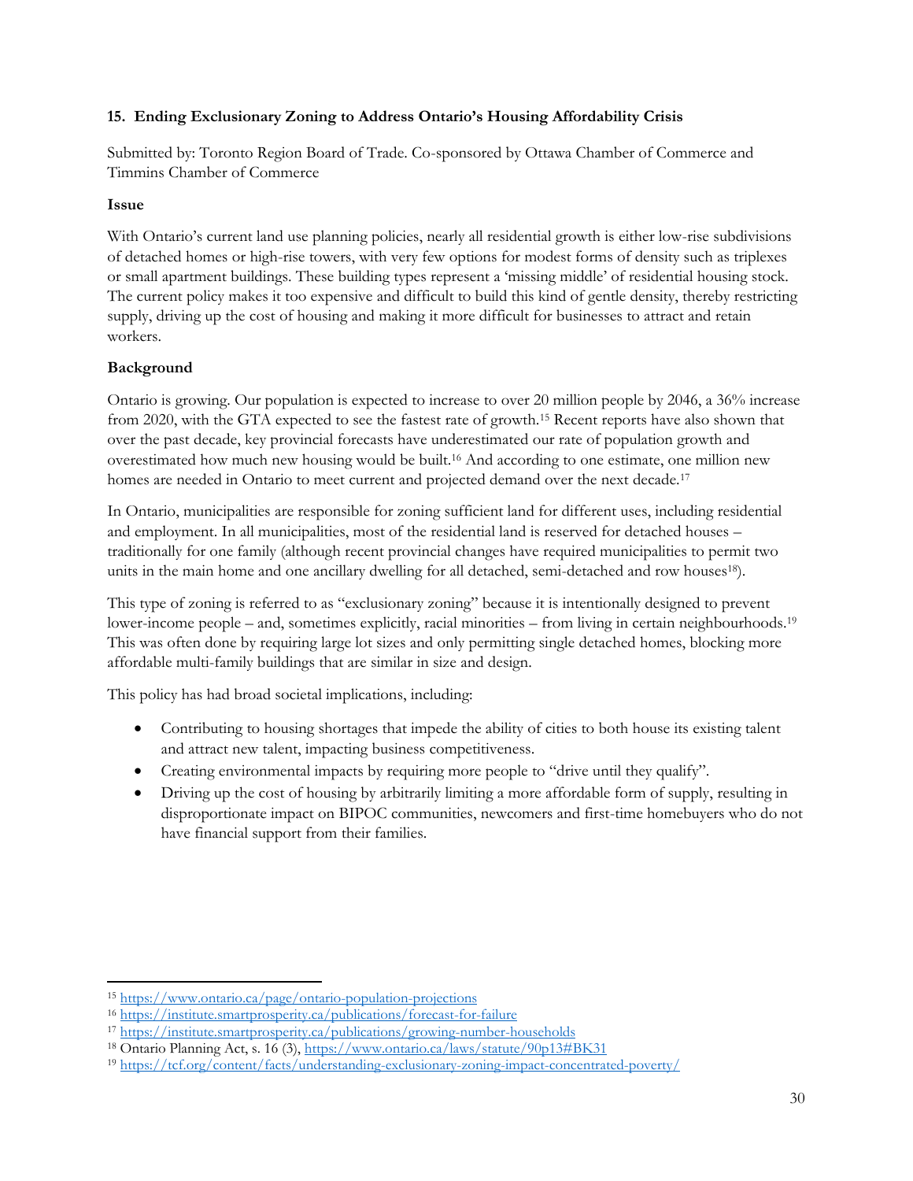### 15. Ending Exclusionary Zoning to Address Ontario's Housing Affordability Crisis

Submitted by: Toronto Region Board of Trade. Co-sponsored by Ottawa Chamber of Commerce and Timmins Chamber of Commerce

**Issue**

With Ontario's current land use planning policies, nearly all residential growth is either low-rise subdivisions of detached homes or high-rise towers, with very few options for modest forms of density such as triplexes or small apartment buildings. These building types represent a 'missing middle' of residential housing stock. The current policy makes it too expensive and difficult to build this kind of gentle density, thereby restricting supply, driving up the cost of housing and making it more difficult for businesses to attract and retain workers.

**Background**

Ontario is growing. Our population is expected to increase to over 20 million people by 2046, a 36% increase from 2020, with the GTA expected to see the fastest rate of growth.[15] Recent reports have also shown that over the past decade, key provincial forecasts have underestimated our rate of population growth and overestimated how much new housing would be built.[16] And according to one estimate, one million new homes are needed in Ontario to meet current and projected demand over the next decade.[17]

In Ontario, municipalities are responsible for zoning sufficient land for different uses, including residential and employment. In all municipalities, most of the residential land is reserved for detached houses – traditionally for one family (although recent provincial changes have required municipalities to permit two units in the main home and one ancillary dwelling for all detached, semi-detached and row houses[18]).

This type of zoning is referred to as "exclusionary zoning" because it is intentionally designed to prevent lower-income people – and, sometimes explicitly, racial minorities – from living in certain neighbourhoods.[19] This was often done by requiring large lot sizes and only permitting single detached homes, blocking more affordable multi-family buildings that are similar in size and design.

This policy has had broad societal implications, including:

- Contributing to housing shortages that impede the ability of cities to both house its existing talent and attract new talent, impacting business competitiveness.
- Creating environmental impacts by requiring more people to "drive until they qualify".
- Driving up the cost of housing by arbitrarily limiting a more affordable form of supply, resulting in disproportionate impact on BIPOC communities, newcomers and first-time homebuyers who do not have financial support from their families.

---

[15] https://www.ontario.ca/page/ontario-population-projections
[16] https://institute.smartprosperity.ca/publications/forecast-for-failure
[17] https://institute.smartprosperity.ca/publications/growing-number-households
[18] Ontario Planning Act, s. 16 (3), https://www.ontario.ca/laws/statute/90p13#BK31
[19] https://tcf.org/content/facts/understanding-exclusionary-zoning-impact-concentrated-poverty/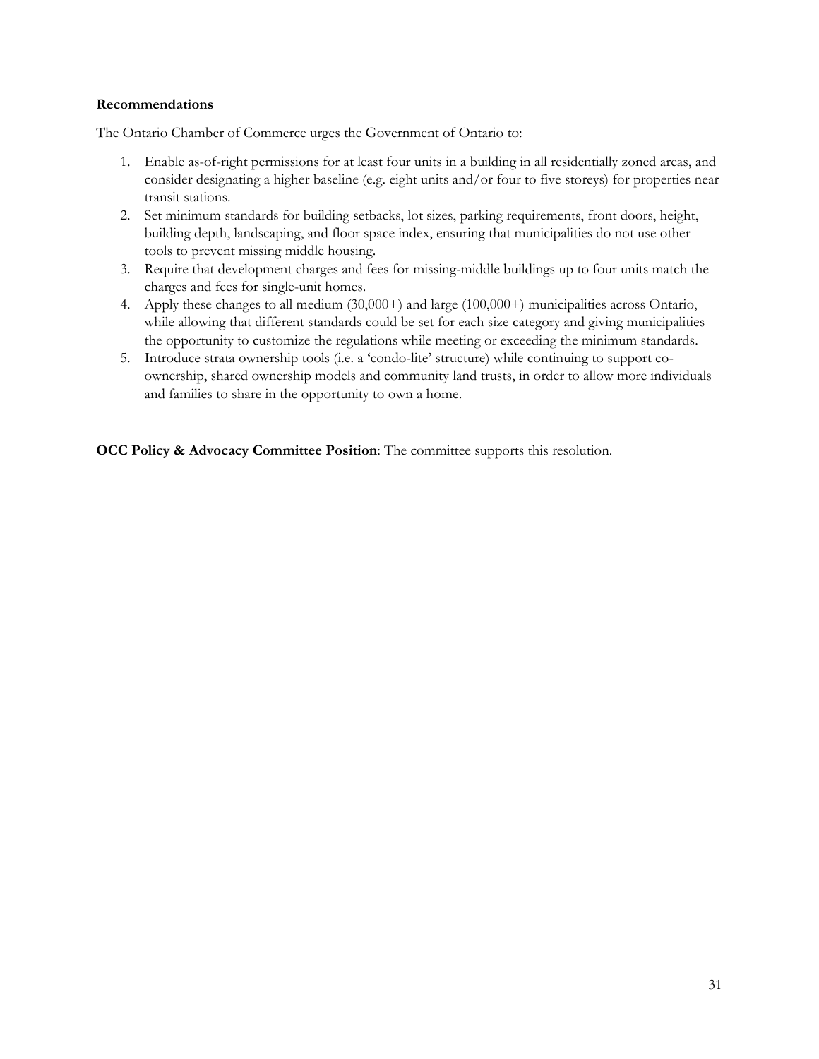**Recommendations**

The Ontario Chamber of Commerce urges the Government of Ontario to:

1. Enable as-of-right permissions for at least four units in a building in all residentially zoned areas, and consider designating a higher baseline (e.g. eight units and/or four to five storeys) for properties near transit stations.
2. Set minimum standards for building setbacks, lot sizes, parking requirements, front doors, height, building depth, landscaping, and floor space index, ensuring that municipalities do not use other tools to prevent missing middle housing.
3. Require that development charges and fees for missing-middle buildings up to four units match the charges and fees for single-unit homes.
4. Apply these changes to all medium (30,000+) and large (100,000+) municipalities across Ontario, while allowing that different standards could be set for each size category and giving municipalities the opportunity to customize the regulations while meeting or exceeding the minimum standards.
5. Introduce strata ownership tools (i.e. a 'condo-lite' structure) while continuing to support co-ownership, shared ownership models and community land trusts, in order to allow more individuals and families to share in the opportunity to own a home.

**OCC Policy & Advocacy Committee Position**: The committee supports this resolution.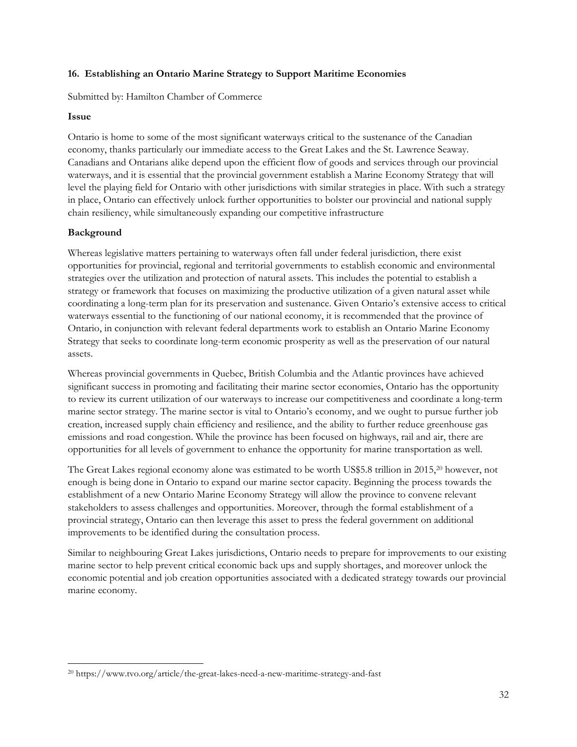### 16. Establishing an Ontario Marine Strategy to Support Maritime Economies

Submitted by: Hamilton Chamber of Commerce

**Issue**

Ontario is home to some of the most significant waterways critical to the sustenance of the Canadian economy, thanks particularly our immediate access to the Great Lakes and the St. Lawrence Seaway. Canadians and Ontarians alike depend upon the efficient flow of goods and services through our provincial waterways, and it is essential that the provincial government establish a Marine Economy Strategy that will level the playing field for Ontario with other jurisdictions with similar strategies in place. With such a strategy in place, Ontario can effectively unlock further opportunities to bolster our provincial and national supply chain resiliency, while simultaneously expanding our competitive infrastructure

**Background**

Whereas legislative matters pertaining to waterways often fall under federal jurisdiction, there exist opportunities for provincial, regional and territorial governments to establish economic and environmental strategies over the utilization and protection of natural assets. This includes the potential to establish a strategy or framework that focuses on maximizing the productive utilization of a given natural asset while coordinating a long-term plan for its preservation and sustenance. Given Ontario's extensive access to critical waterways essential to the functioning of our national economy, it is recommended that the province of Ontario, in conjunction with relevant federal departments work to establish an Ontario Marine Economy Strategy that seeks to coordinate long-term economic prosperity as well as the preservation of our natural assets.

Whereas provincial governments in Quebec, British Columbia and the Atlantic provinces have achieved significant success in promoting and facilitating their marine sector economies, Ontario has the opportunity to review its current utilization of our waterways to increase our competitiveness and coordinate a long-term marine sector strategy. The marine sector is vital to Ontario's economy, and we ought to pursue further job creation, increased supply chain efficiency and resilience, and the ability to further reduce greenhouse gas emissions and road congestion. While the province has been focused on highways, rail and air, there are opportunities for all levels of government to enhance the opportunity for marine transportation as well.

The Great Lakes regional economy alone was estimated to be worth US$5.8 trillion in 2015,[20] however, not enough is being done in Ontario to expand our marine sector capacity. Beginning the process towards the establishment of a new Ontario Marine Economy Strategy will allow the province to convene relevant stakeholders to assess challenges and opportunities. Moreover, through the formal establishment of a provincial strategy, Ontario can then leverage this asset to press the federal government on additional improvements to be identified during the consultation process.

Similar to neighbouring Great Lakes jurisdictions, Ontario needs to prepare for improvements to our existing marine sector to help prevent critical economic back ups and supply shortages, and moreover unlock the economic potential and job creation opportunities associated with a dedicated strategy towards our provincial marine economy.

---

[20] https://www.tvo.org/article/the-great-lakes-need-a-new-maritime-strategy-and-fast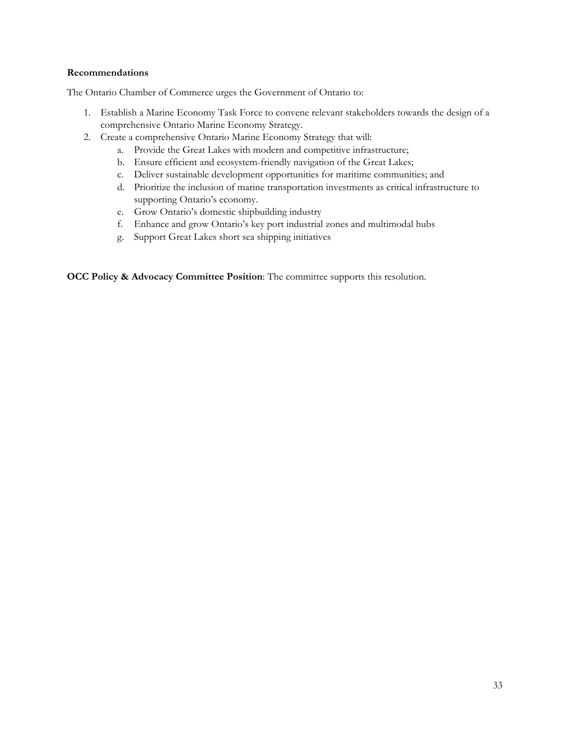**Recommendations**

The Ontario Chamber of Commerce urges the Government of Ontario to:

1. Establish a Marine Economy Task Force to convene relevant stakeholders towards the design of a comprehensive Ontario Marine Economy Strategy.
2. Create a comprehensive Ontario Marine Economy Strategy that will:
   a. Provide the Great Lakes with modern and competitive infrastructure;
   b. Ensure efficient and ecosystem-friendly navigation of the Great Lakes;
   c. Deliver sustainable development opportunities for maritime communities; and
   d. Prioritize the inclusion of marine transportation investments as critical infrastructure to supporting Ontario's economy.
   e. Grow Ontario's domestic shipbuilding industry
   f. Enhance and grow Ontario's key port industrial zones and multimodal hubs
   g. Support Great Lakes short sea shipping initiatives

**OCC Policy & Advocacy Committee Position**: The committee supports this resolution.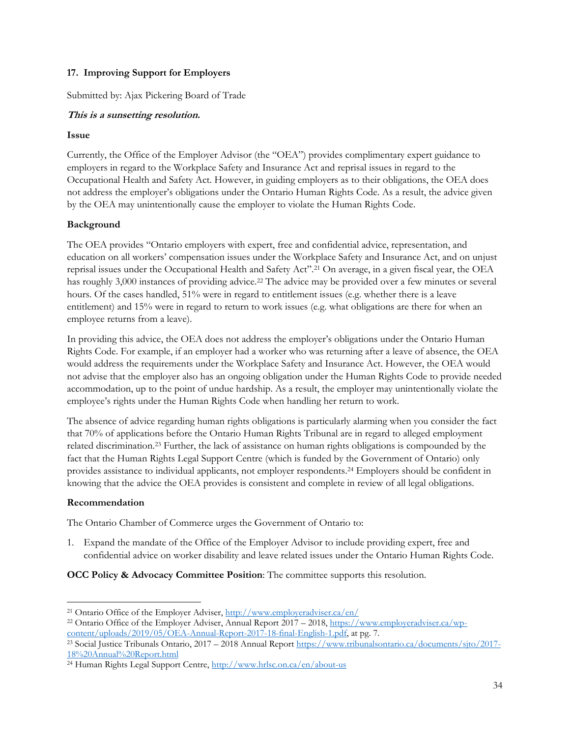## 17. Improving Support for Employers

Submitted by: Ajax Pickering Board of Trade

***This is a sunsetting resolution.***

**Issue**

Currently, the Office of the Employer Advisor (the "OEA") provides complimentary expert guidance to employers in regard to the Workplace Safety and Insurance Act and reprisal issues in regard to the Occupational Health and Safety Act. However, in guiding employers as to their obligations, the OEA does not address the employer's obligations under the Ontario Human Rights Code. As a result, the advice given by the OEA may unintentionally cause the employer to violate the Human Rights Code.

**Background**

The OEA provides "Ontario employers with expert, free and confidential advice, representation, and education on all workers' compensation issues under the Workplace Safety and Insurance Act, and on unjust reprisal issues under the Occupational Health and Safety Act".[21] On average, in a given fiscal year, the OEA has roughly 3,000 instances of providing advice.[22] The advice may be provided over a few minutes or several hours. Of the cases handled, 51% were in regard to entitlement issues (e.g. whether there is a leave entitlement) and 15% were in regard to return to work issues (e.g. what obligations are there for when an employee returns from a leave).

In providing this advice, the OEA does not address the employer's obligations under the Ontario Human Rights Code. For example, if an employer had a worker who was returning after a leave of absence, the OEA would address the requirements under the Workplace Safety and Insurance Act. However, the OEA would not advise that the employer also has an ongoing obligation under the Human Rights Code to provide needed accommodation, up to the point of undue hardship. As a result, the employer may unintentionally violate the employee's rights under the Human Rights Code when handling her return to work.

The absence of advice regarding human rights obligations is particularly alarming when you consider the fact that 70% of applications before the Ontario Human Rights Tribunal are in regard to alleged employment related discrimination.[23] Further, the lack of assistance on human rights obligations is compounded by the fact that the Human Rights Legal Support Centre (which is funded by the Government of Ontario) only provides assistance to individual applicants, not employer respondents.[24] Employers should be confident in knowing that the advice the OEA provides is consistent and complete in review of all legal obligations.

**Recommendation**

The Ontario Chamber of Commerce urges the Government of Ontario to:

1. Expand the mandate of the Office of the Employer Advisor to include providing expert, free and confidential advice on worker disability and leave related issues under the Ontario Human Rights Code.

**OCC Policy & Advocacy Committee Position**: The committee supports this resolution.

---

[21] Ontario Office of the Employer Adviser, http://www.employeradviser.ca/en/

[22] Ontario Office of the Employer Adviser, Annual Report 2017 – 2018, https://www.employeradviser.ca/wp-content/uploads/2019/05/OEA-Annual-Report-2017-18-final-English-1.pdf, at pg. 7.

[23] Social Justice Tribunals Ontario, 2017 – 2018 Annual Report https://www.tribunalsontario.ca/documents/sjto/2017-18%20Annual%20Report.html

[24] Human Rights Legal Support Centre, http://www.hrlsc.on.ca/en/about-us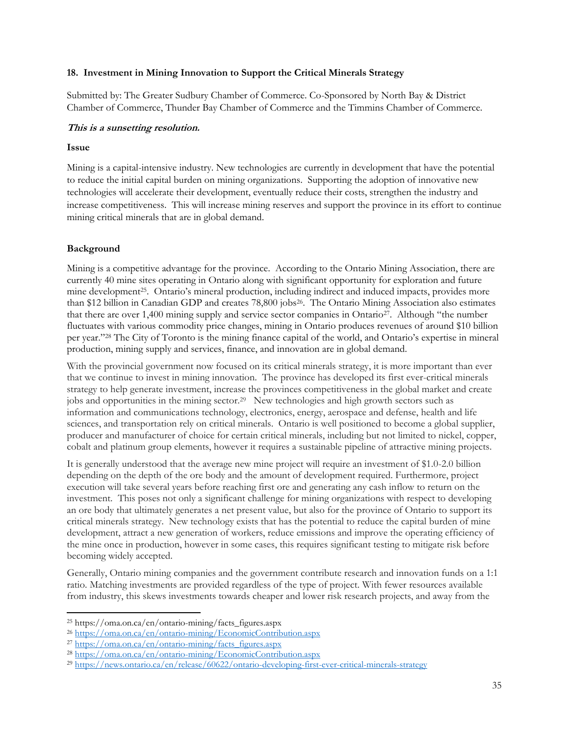**18. Investment in Mining Innovation to Support the Critical Minerals Strategy**

Submitted by: The Greater Sudbury Chamber of Commerce. Co-Sponsored by North Bay & District Chamber of Commerce, Thunder Bay Chamber of Commerce and the Timmins Chamber of Commerce.

***This is a sunsetting resolution.***

**Issue**

Mining is a capital-intensive industry. New technologies are currently in development that have the potential to reduce the initial capital burden on mining organizations. Supporting the adoption of innovative new technologies will accelerate their development, eventually reduce their costs, strengthen the industry and increase competitiveness. This will increase mining reserves and support the province in its effort to continue mining critical minerals that are in global demand.

**Background**

Mining is a competitive advantage for the province. According to the Ontario Mining Association, there are currently 40 mine sites operating in Ontario along with significant opportunity for exploration and future mine development[25]. Ontario's mineral production, including indirect and induced impacts, provides more than $12 billion in Canadian GDP and creates 78,800 jobs[26]. The Ontario Mining Association also estimates that there are over 1,400 mining supply and service sector companies in Ontario[27]. Although "the number fluctuates with various commodity price changes, mining in Ontario produces revenues of around $10 billion per year."[28] The City of Toronto is the mining finance capital of the world, and Ontario's expertise in mineral production, mining supply and services, finance, and innovation are in global demand.

With the provincial government now focused on its critical minerals strategy, it is more important than ever that we continue to invest in mining innovation. The province has developed its first ever-critical minerals strategy to help generate investment, increase the provinces competitiveness in the global market and create jobs and opportunities in the mining sector.[29] New technologies and high growth sectors such as information and communications technology, electronics, energy, aerospace and defense, health and life sciences, and transportation rely on critical minerals. Ontario is well positioned to become a global supplier, producer and manufacturer of choice for certain critical minerals, including but not limited to nickel, copper, cobalt and platinum group elements, however it requires a sustainable pipeline of attractive mining projects.

It is generally understood that the average new mine project will require an investment of $1.0-2.0 billion depending on the depth of the ore body and the amount of development required. Furthermore, project execution will take several years before reaching first ore and generating any cash inflow to return on the investment. This poses not only a significant challenge for mining organizations with respect to developing an ore body that ultimately generates a net present value, but also for the province of Ontario to support its critical minerals strategy. New technology exists that has the potential to reduce the capital burden of mine development, attract a new generation of workers, reduce emissions and improve the operating efficiency of the mine once in production, however in some cases, this requires significant testing to mitigate risk before becoming widely accepted.

Generally, Ontario mining companies and the government contribute research and innovation funds on a 1:1 ratio. Matching investments are provided regardless of the type of project. With fewer resources available from industry, this skews investments towards cheaper and lower risk research projects, and away from the

---

[25] https://oma.on.ca/en/ontario-mining/facts_figures.aspx

[26] https://oma.on.ca/en/ontario-mining/EconomicContribution.aspx

[27] https://oma.on.ca/en/ontario-mining/facts_figures.aspx

[28] https://oma.on.ca/en/ontario-mining/EconomicContribution.aspx

[29] https://news.ontario.ca/en/release/60622/ontario-developing-first-ever-critical-minerals-strategy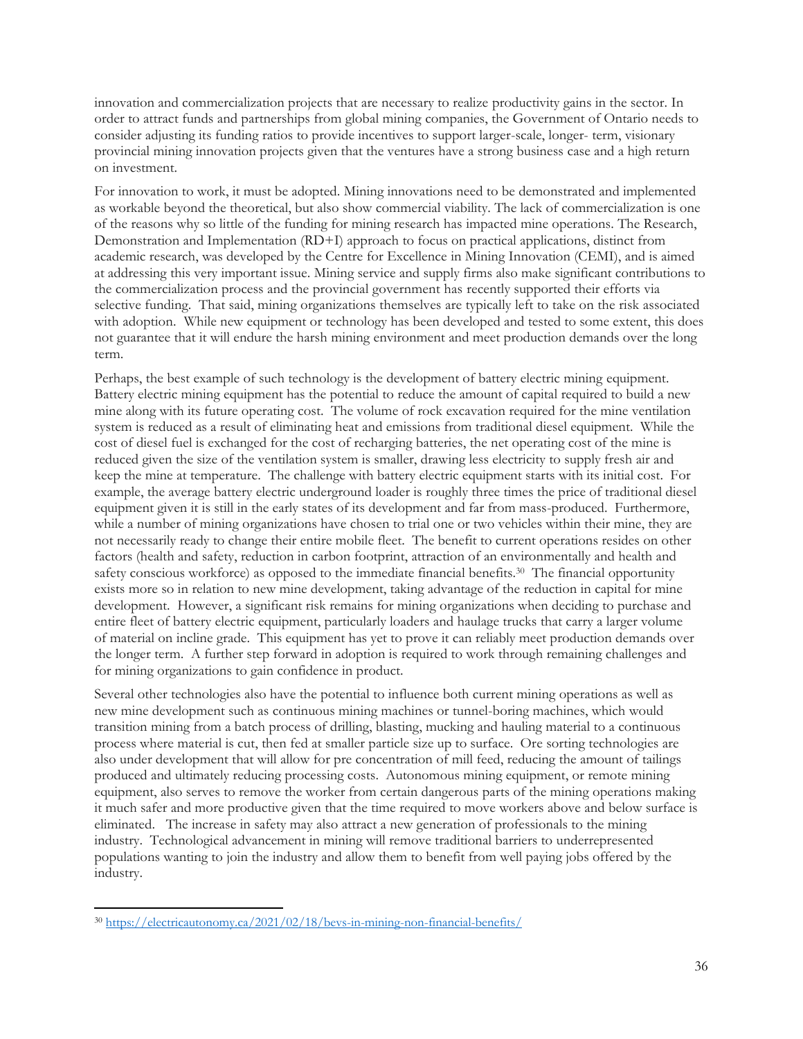innovation and commercialization projects that are necessary to realize productivity gains in the sector. In order to attract funds and partnerships from global mining companies, the Government of Ontario needs to consider adjusting its funding ratios to provide incentives to support larger-scale, longer- term, visionary provincial mining innovation projects given that the ventures have a strong business case and a high return on investment.

For innovation to work, it must be adopted. Mining innovations need to be demonstrated and implemented as workable beyond the theoretical, but also show commercial viability. The lack of commercialization is one of the reasons why so little of the funding for mining research has impacted mine operations. The Research, Demonstration and Implementation (RD+I) approach to focus on practical applications, distinct from academic research, was developed by the Centre for Excellence in Mining Innovation (CEMI), and is aimed at addressing this very important issue. Mining service and supply firms also make significant contributions to the commercialization process and the provincial government has recently supported their efforts via selective funding. That said, mining organizations themselves are typically left to take on the risk associated with adoption. While new equipment or technology has been developed and tested to some extent, this does not guarantee that it will endure the harsh mining environment and meet production demands over the long term.

Perhaps, the best example of such technology is the development of battery electric mining equipment. Battery electric mining equipment has the potential to reduce the amount of capital required to build a new mine along with its future operating cost. The volume of rock excavation required for the mine ventilation system is reduced as a result of eliminating heat and emissions from traditional diesel equipment. While the cost of diesel fuel is exchanged for the cost of recharging batteries, the net operating cost of the mine is reduced given the size of the ventilation system is smaller, drawing less electricity to supply fresh air and keep the mine at temperature. The challenge with battery electric equipment starts with its initial cost. For example, the average battery electric underground loader is roughly three times the price of traditional diesel equipment given it is still in the early states of its development and far from mass-produced. Furthermore, while a number of mining organizations have chosen to trial one or two vehicles within their mine, they are not necessarily ready to change their entire mobile fleet. The benefit to current operations resides on other factors (health and safety, reduction in carbon footprint, attraction of an environmentally and health and safety conscious workforce) as opposed to the immediate financial benefits.[30] The financial opportunity exists more so in relation to new mine development, taking advantage of the reduction in capital for mine development. However, a significant risk remains for mining organizations when deciding to purchase and entire fleet of battery electric equipment, particularly loaders and haulage trucks that carry a larger volume of material on incline grade. This equipment has yet to prove it can reliably meet production demands over the longer term. A further step forward in adoption is required to work through remaining challenges and for mining organizations to gain confidence in product.

Several other technologies also have the potential to influence both current mining operations as well as new mine development such as continuous mining machines or tunnel-boring machines, which would transition mining from a batch process of drilling, blasting, mucking and hauling material to a continuous process where material is cut, then fed at smaller particle size up to surface. Ore sorting technologies are also under development that will allow for pre concentration of mill feed, reducing the amount of tailings produced and ultimately reducing processing costs. Autonomous mining equipment, or remote mining equipment, also serves to remove the worker from certain dangerous parts of the mining operations making it much safer and more productive given that the time required to move workers above and below surface is eliminated. The increase in safety may also attract a new generation of professionals to the mining industry. Technological advancement in mining will remove traditional barriers to underrepresented populations wanting to join the industry and allow them to benefit from well paying jobs offered by the industry.

---

[30] https://electricautonomy.ca/2021/02/18/bevs-in-mining-non-financial-benefits/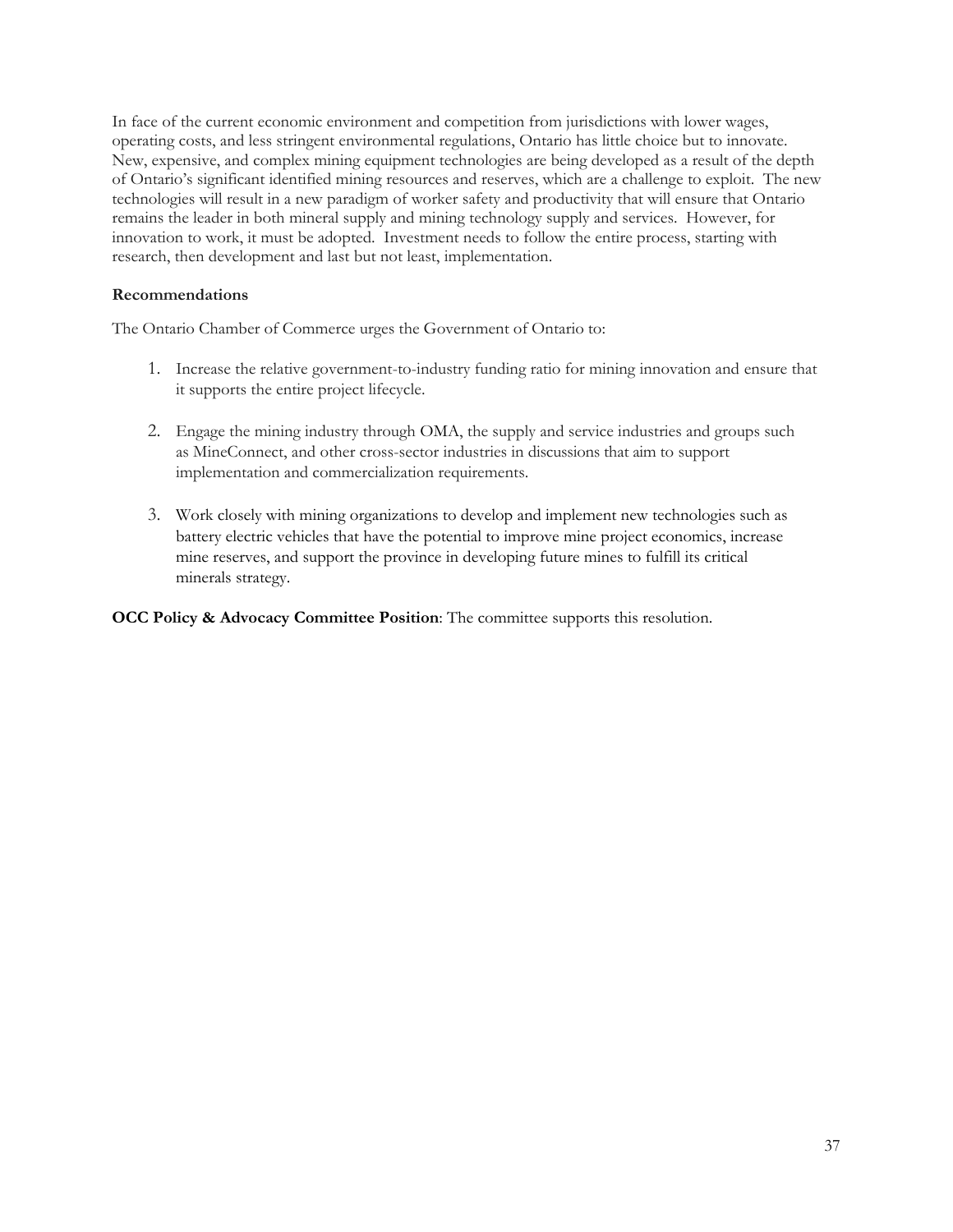In face of the current economic environment and competition from jurisdictions with lower wages, operating costs, and less stringent environmental regulations, Ontario has little choice but to innovate. New, expensive, and complex mining equipment technologies are being developed as a result of the depth of Ontario's significant identified mining resources and reserves, which are a challenge to exploit. The new technologies will result in a new paradigm of worker safety and productivity that will ensure that Ontario remains the leader in both mineral supply and mining technology supply and services. However, for innovation to work, it must be adopted. Investment needs to follow the entire process, starting with research, then development and last but not least, implementation.

**Recommendations**

The Ontario Chamber of Commerce urges the Government of Ontario to:

1. Increase the relative government-to-industry funding ratio for mining innovation and ensure that it supports the entire project lifecycle.

2. Engage the mining industry through OMA, the supply and service industries and groups such as MineConnect, and other cross-sector industries in discussions that aim to support implementation and commercialization requirements.

3. Work closely with mining organizations to develop and implement new technologies such as battery electric vehicles that have the potential to improve mine project economics, increase mine reserves, and support the province in developing future mines to fulfill its critical minerals strategy.

**OCC Policy & Advocacy Committee Position**: The committee supports this resolution.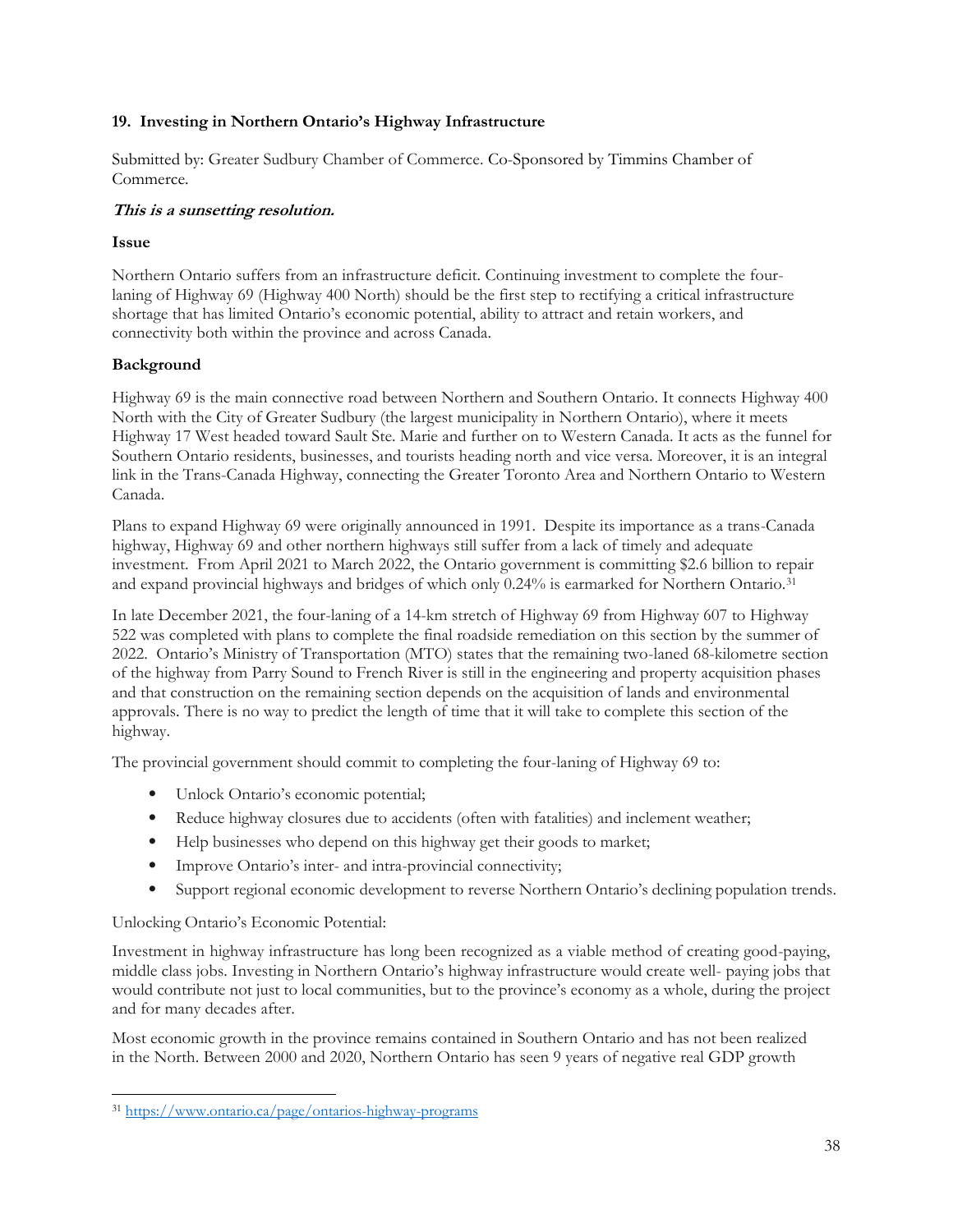### 19. Investing in Northern Ontario's Highway Infrastructure

Submitted by: Greater Sudbury Chamber of Commerce. Co-Sponsored by Timmins Chamber of Commerce.

***This is a sunsetting resolution.***

**Issue**

Northern Ontario suffers from an infrastructure deficit. Continuing investment to complete the four-laning of Highway 69 (Highway 400 North) should be the first step to rectifying a critical infrastructure shortage that has limited Ontario's economic potential, ability to attract and retain workers, and connectivity both within the province and across Canada.

**Background**

Highway 69 is the main connective road between Northern and Southern Ontario. It connects Highway 400 North with the City of Greater Sudbury (the largest municipality in Northern Ontario), where it meets Highway 17 West headed toward Sault Ste. Marie and further on to Western Canada. It acts as the funnel for Southern Ontario residents, businesses, and tourists heading north and vice versa. Moreover, it is an integral link in the Trans-Canada Highway, connecting the Greater Toronto Area and Northern Ontario to Western Canada.

Plans to expand Highway 69 were originally announced in 1991. Despite its importance as a trans-Canada highway, Highway 69 and other northern highways still suffer from a lack of timely and adequate investment. From April 2021 to March 2022, the Ontario government is committing $2.6 billion to repair and expand provincial highways and bridges of which only 0.24% is earmarked for Northern Ontario.[31]

In late December 2021, the four-laning of a 14-km stretch of Highway 69 from Highway 607 to Highway 522 was completed with plans to complete the final roadside remediation on this section by the summer of 2022. Ontario's Ministry of Transportation (MTO) states that the remaining two-laned 68-kilometre section of the highway from Parry Sound to French River is still in the engineering and property acquisition phases and that construction on the remaining section depends on the acquisition of lands and environmental approvals. There is no way to predict the length of time that it will take to complete this section of the highway.

The provincial government should commit to completing the four-laning of Highway 69 to:

- Unlock Ontario's economic potential;
- Reduce highway closures due to accidents (often with fatalities) and inclement weather;
- Help businesses who depend on this highway get their goods to market;
- Improve Ontario's inter- and intra-provincial connectivity;
- Support regional economic development to reverse Northern Ontario's declining population trends.

Unlocking Ontario's Economic Potential:

Investment in highway infrastructure has long been recognized as a viable method of creating good-paying, middle class jobs. Investing in Northern Ontario's highway infrastructure would create well- paying jobs that would contribute not just to local communities, but to the province's economy as a whole, during the project and for many decades after.

Most economic growth in the province remains contained in Southern Ontario and has not been realized in the North. Between 2000 and 2020, Northern Ontario has seen 9 years of negative real GDP growth

---

[31] https://www.ontario.ca/page/ontarios-highway-programs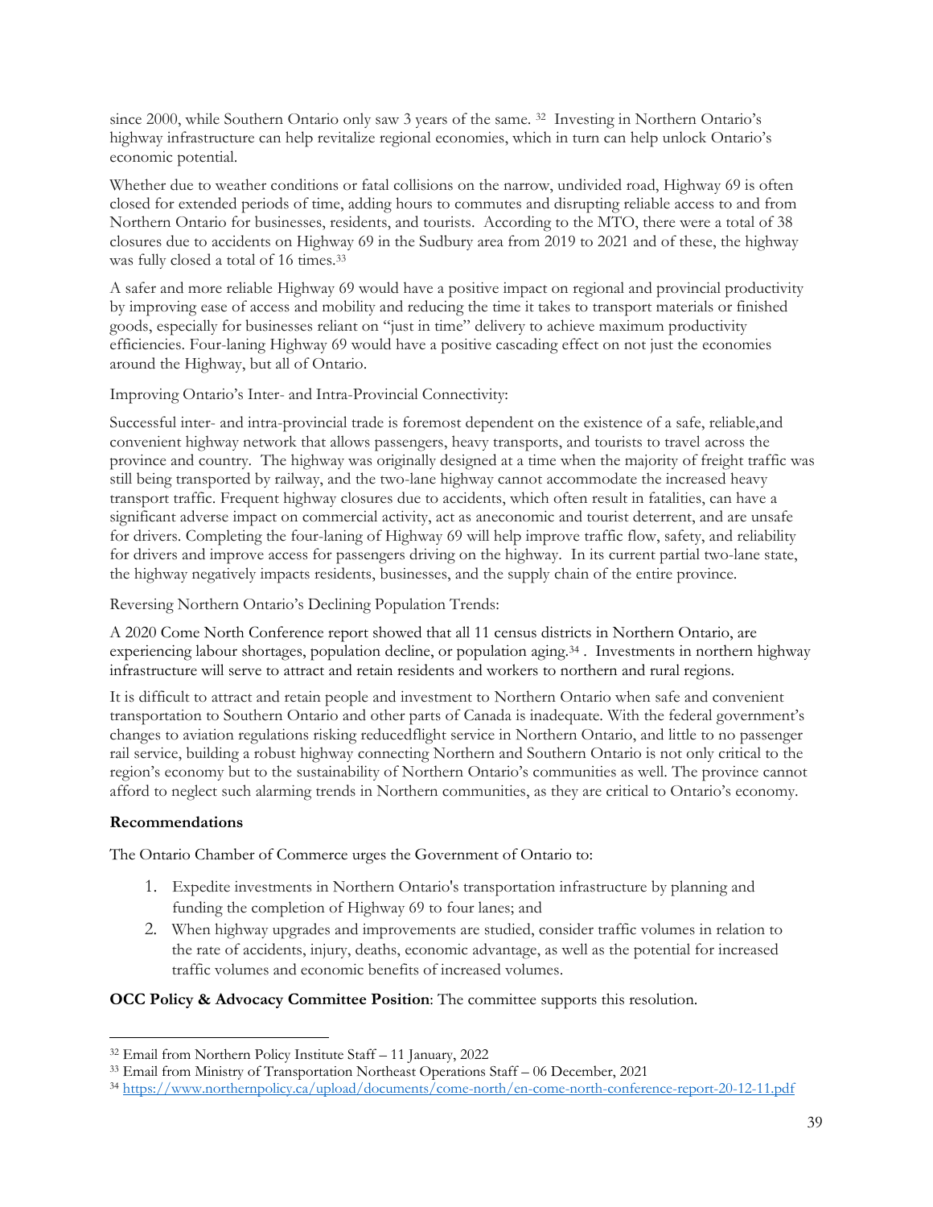since 2000, while Southern Ontario only saw 3 years of the same. [32] Investing in Northern Ontario's highway infrastructure can help revitalize regional economies, which in turn can help unlock Ontario's economic potential.

Whether due to weather conditions or fatal collisions on the narrow, undivided road, Highway 69 is often closed for extended periods of time, adding hours to commutes and disrupting reliable access to and from Northern Ontario for businesses, residents, and tourists. According to the MTO, there were a total of 38 closures due to accidents on Highway 69 in the Sudbury area from 2019 to 2021 and of these, the highway was fully closed a total of 16 times.[33]

A safer and more reliable Highway 69 would have a positive impact on regional and provincial productivity by improving ease of access and mobility and reducing the time it takes to transport materials or finished goods, especially for businesses reliant on "just in time" delivery to achieve maximum productivity efficiencies. Four-laning Highway 69 would have a positive cascading effect on not just the economies around the Highway, but all of Ontario.

Improving Ontario's Inter- and Intra-Provincial Connectivity:

Successful inter- and intra-provincial trade is foremost dependent on the existence of a safe, reliable,and convenient highway network that allows passengers, heavy transports, and tourists to travel across the province and country. The highway was originally designed at a time when the majority of freight traffic was still being transported by railway, and the two-lane highway cannot accommodate the increased heavy transport traffic. Frequent highway closures due to accidents, which often result in fatalities, can have a significant adverse impact on commercial activity, act as aneconomic and tourist deterrent, and are unsafe for drivers. Completing the four-laning of Highway 69 will help improve traffic flow, safety, and reliability for drivers and improve access for passengers driving on the highway. In its current partial two-lane state, the highway negatively impacts residents, businesses, and the supply chain of the entire province.

Reversing Northern Ontario's Declining Population Trends:

A 2020 Come North Conference report showed that all 11 census districts in Northern Ontario, are experiencing labour shortages, population decline, or population aging.[34] . Investments in northern highway infrastructure will serve to attract and retain residents and workers to northern and rural regions.

It is difficult to attract and retain people and investment to Northern Ontario when safe and convenient transportation to Southern Ontario and other parts of Canada is inadequate. With the federal government's changes to aviation regulations risking reducedflight service in Northern Ontario, and little to no passenger rail service, building a robust highway connecting Northern and Southern Ontario is not only critical to the region's economy but to the sustainability of Northern Ontario's communities as well. The province cannot afford to neglect such alarming trends in Northern communities, as they are critical to Ontario's economy.

**Recommendations**

The Ontario Chamber of Commerce urges the Government of Ontario to:

1. Expedite investments in Northern Ontario's transportation infrastructure by planning and funding the completion of Highway 69 to four lanes; and
2. When highway upgrades and improvements are studied, consider traffic volumes in relation to the rate of accidents, injury, deaths, economic advantage, as well as the potential for increased traffic volumes and economic benefits of increased volumes.

**OCC Policy & Advocacy Committee Position**: The committee supports this resolution.

---

[32] Email from Northern Policy Institute Staff – 11 January, 2022

[33] Email from Ministry of Transportation Northeast Operations Staff – 06 December, 2021

[34] https://www.northernpolicy.ca/upload/documents/come-north/en-come-north-conference-report-20-12-11.pdf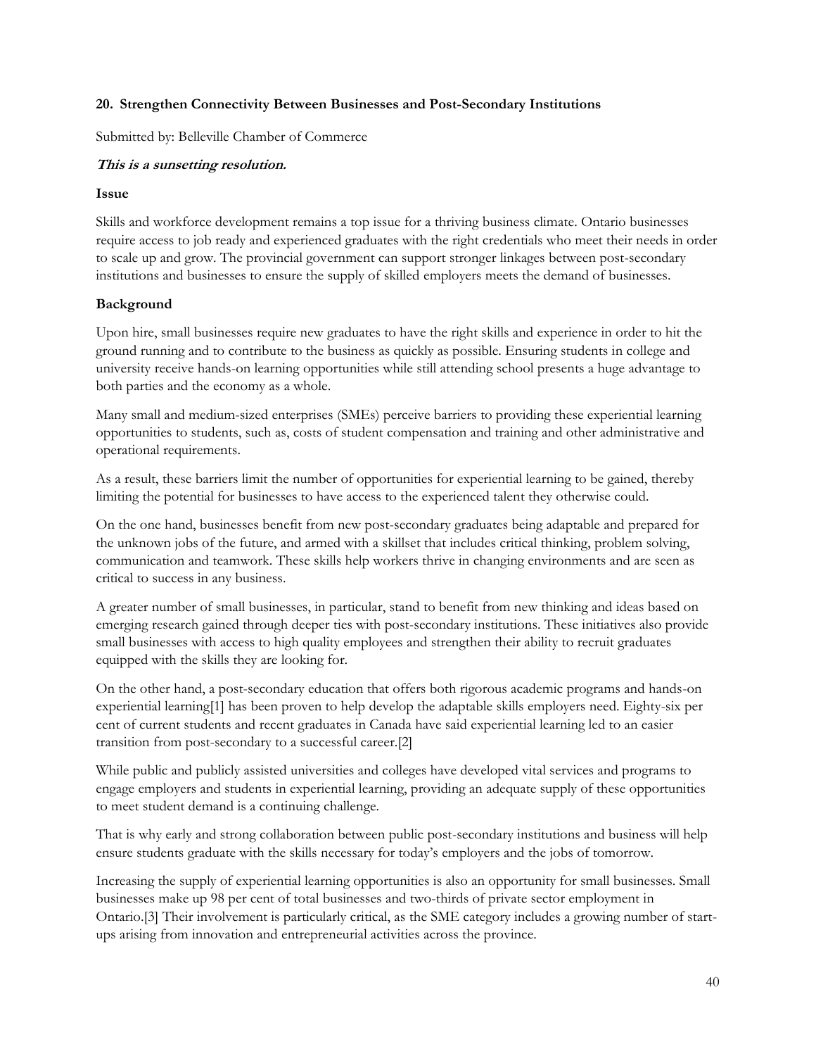**20. Strengthen Connectivity Between Businesses and Post-Secondary Institutions**

Submitted by: Belleville Chamber of Commerce

***This is a sunsetting resolution.***

**Issue**

Skills and workforce development remains a top issue for a thriving business climate. Ontario businesses require access to job ready and experienced graduates with the right credentials who meet their needs in order to scale up and grow. The provincial government can support stronger linkages between post-secondary institutions and businesses to ensure the supply of skilled employers meets the demand of businesses.

**Background**

Upon hire, small businesses require new graduates to have the right skills and experience in order to hit the ground running and to contribute to the business as quickly as possible. Ensuring students in college and university receive hands-on learning opportunities while still attending school presents a huge advantage to both parties and the economy as a whole.

Many small and medium-sized enterprises (SMEs) perceive barriers to providing these experiential learning opportunities to students, such as, costs of student compensation and training and other administrative and operational requirements.

As a result, these barriers limit the number of opportunities for experiential learning to be gained, thereby limiting the potential for businesses to have access to the experienced talent they otherwise could.

On the one hand, businesses benefit from new post-secondary graduates being adaptable and prepared for the unknown jobs of the future, and armed with a skillset that includes critical thinking, problem solving, communication and teamwork. These skills help workers thrive in changing environments and are seen as critical to success in any business.

A greater number of small businesses, in particular, stand to benefit from new thinking and ideas based on emerging research gained through deeper ties with post-secondary institutions. These initiatives also provide small businesses with access to high quality employees and strengthen their ability to recruit graduates equipped with the skills they are looking for.

On the other hand, a post-secondary education that offers both rigorous academic programs and hands-on experiential learning[1] has been proven to help develop the adaptable skills employers need. Eighty-six per cent of current students and recent graduates in Canada have said experiential learning led to an easier transition from post-secondary to a successful career.[2]

While public and publicly assisted universities and colleges have developed vital services and programs to engage employers and students in experiential learning, providing an adequate supply of these opportunities to meet student demand is a continuing challenge.

That is why early and strong collaboration between public post-secondary institutions and business will help ensure students graduate with the skills necessary for today's employers and the jobs of tomorrow.

Increasing the supply of experiential learning opportunities is also an opportunity for small businesses. Small businesses make up 98 per cent of total businesses and two-thirds of private sector employment in Ontario.[3] Their involvement is particularly critical, as the SME category includes a growing number of start-ups arising from innovation and entrepreneurial activities across the province.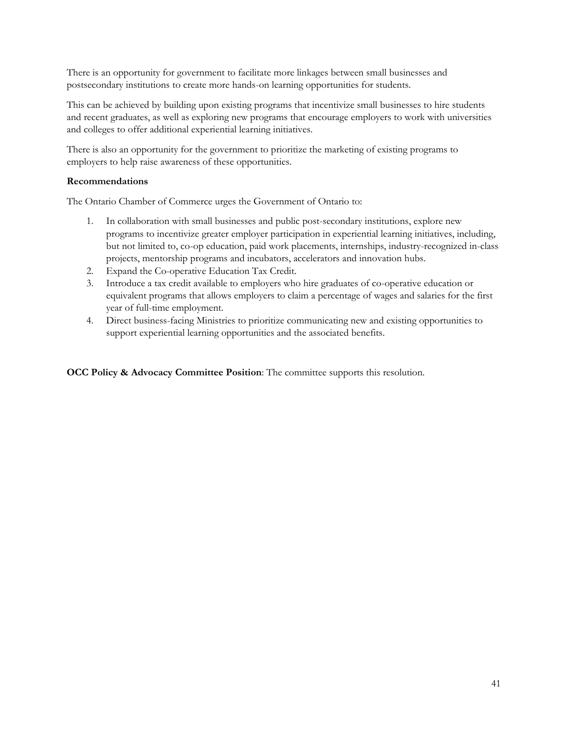There is an opportunity for government to facilitate more linkages between small businesses and postsecondary institutions to create more hands-on learning opportunities for students.

This can be achieved by building upon existing programs that incentivize small businesses to hire students and recent graduates, as well as exploring new programs that encourage employers to work with universities and colleges to offer additional experiential learning initiatives.

There is also an opportunity for the government to prioritize the marketing of existing programs to employers to help raise awareness of these opportunities.

**Recommendations**

The Ontario Chamber of Commerce urges the Government of Ontario to:

1. In collaboration with small businesses and public post-secondary institutions, explore new programs to incentivize greater employer participation in experiential learning initiatives, including, but not limited to, co-op education, paid work placements, internships, industry-recognized in-class projects, mentorship programs and incubators, accelerators and innovation hubs.
2. Expand the Co-operative Education Tax Credit.
3. Introduce a tax credit available to employers who hire graduates of co-operative education or equivalent programs that allows employers to claim a percentage of wages and salaries for the first year of full-time employment.
4. Direct business-facing Ministries to prioritize communicating new and existing opportunities to support experiential learning opportunities and the associated benefits.

**OCC Policy & Advocacy Committee Position**: The committee supports this resolution.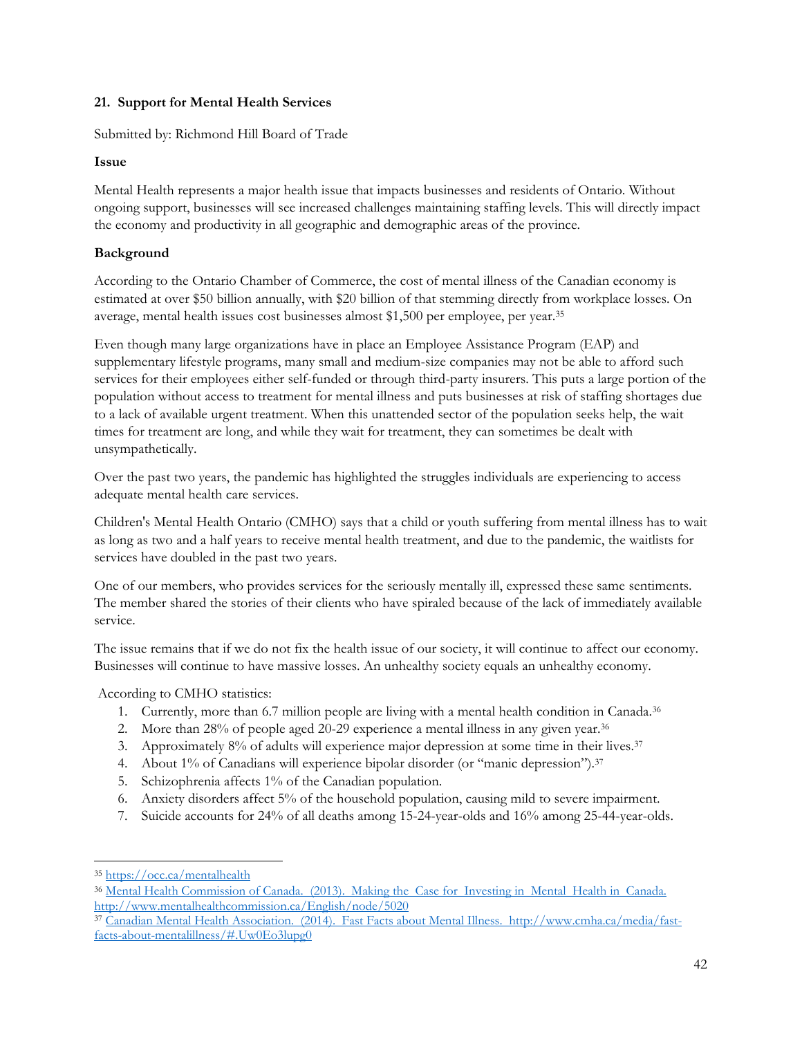### 21. Support for Mental Health Services

Submitted by: Richmond Hill Board of Trade

**Issue**

Mental Health represents a major health issue that impacts businesses and residents of Ontario. Without ongoing support, businesses will see increased challenges maintaining staffing levels. This will directly impact the economy and productivity in all geographic and demographic areas of the province.

**Background**

According to the Ontario Chamber of Commerce, the cost of mental illness of the Canadian economy is estimated at over $50 billion annually, with $20 billion of that stemming directly from workplace losses. On average, mental health issues cost businesses almost $1,500 per employee, per year.[35]

Even though many large organizations have in place an Employee Assistance Program (EAP) and supplementary lifestyle programs, many small and medium-size companies may not be able to afford such services for their employees either self-funded or through third-party insurers. This puts a large portion of the population without access to treatment for mental illness and puts businesses at risk of staffing shortages due to a lack of available urgent treatment. When this unattended sector of the population seeks help, the wait times for treatment are long, and while they wait for treatment, they can sometimes be dealt with unsympathetically.

Over the past two years, the pandemic has highlighted the struggles individuals are experiencing to access adequate mental health care services.

Children's Mental Health Ontario (CMHO) says that a child or youth suffering from mental illness has to wait as long as two and a half years to receive mental health treatment, and due to the pandemic, the waitlists for services have doubled in the past two years.

One of our members, who provides services for the seriously mentally ill, expressed these same sentiments. The member shared the stories of their clients who have spiraled because of the lack of immediately available service.

The issue remains that if we do not fix the health issue of our society, it will continue to affect our economy. Businesses will continue to have massive losses. An unhealthy society equals an unhealthy economy.

According to CMHO statistics:

1. Currently, more than 6.7 million people are living with a mental health condition in Canada.[36]
2. More than 28% of people aged 20-29 experience a mental illness in any given year.[36]
3. Approximately 8% of adults will experience major depression at some time in their lives.[37]
4. About 1% of Canadians will experience bipolar disorder (or "manic depression").[37]
5. Schizophrenia affects 1% of the Canadian population.
6. Anxiety disorders affect 5% of the household population, causing mild to severe impairment.
7. Suicide accounts for 24% of all deaths among 15-24-year-olds and 16% among 25-44-year-olds.

---

[35] https://occ.ca/mentalhealth

[36] Mental Health Commission of Canada. (2013). Making the Case for Investing in Mental Health in Canada. http://www.mentalhealthcommission.ca/English/node/5020

[37] Canadian Mental Health Association. (2014). Fast Facts about Mental Illness. http://www.cmha.ca/media/fast-facts-about-mentalillness/#.Uw0Eo3lupg0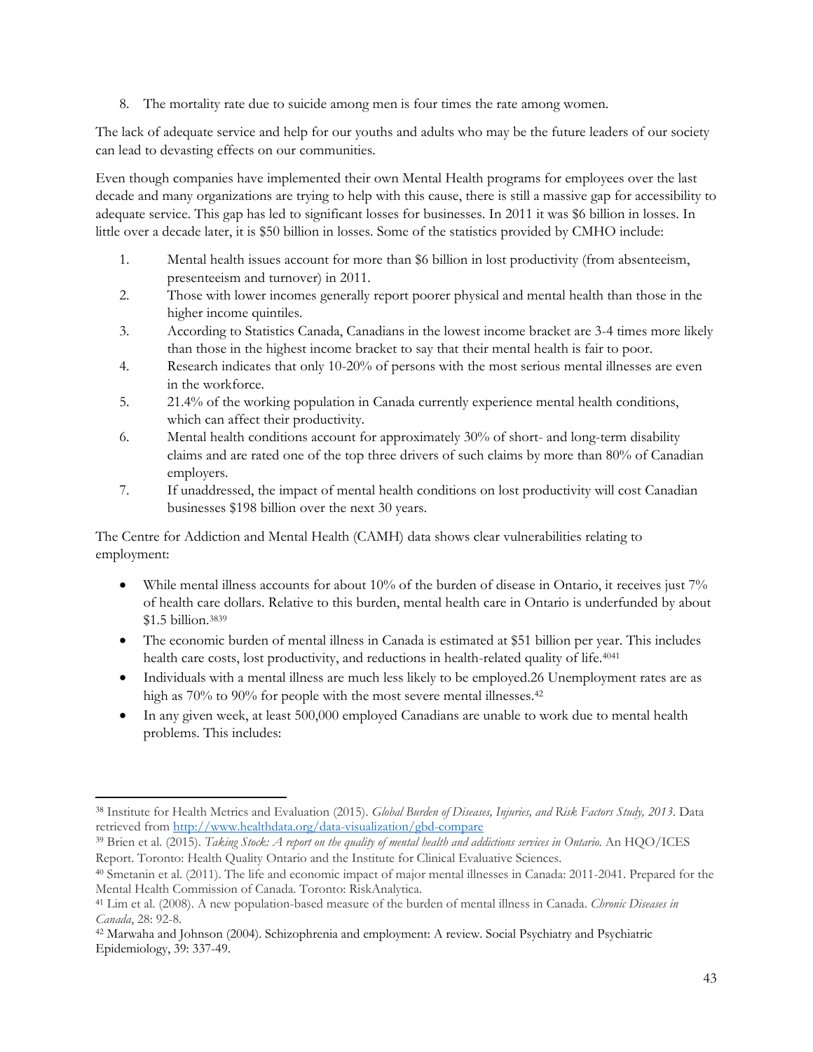8. The mortality rate due to suicide among men is four times the rate among women.

The lack of adequate service and help for our youths and adults who may be the future leaders of our society can lead to devasting effects on our communities.

Even though companies have implemented their own Mental Health programs for employees over the last decade and many organizations are trying to help with this cause, there is still a massive gap for accessibility to adequate service. This gap has led to significant losses for businesses. In 2011 it was $6 billion in losses. In little over a decade later, it is $50 billion in losses. Some of the statistics provided by CMHO include:

1. Mental health issues account for more than $6 billion in lost productivity (from absenteeism, presenteeism and turnover) in 2011.
2. Those with lower incomes generally report poorer physical and mental health than those in the higher income quintiles.
3. According to Statistics Canada, Canadians in the lowest income bracket are 3-4 times more likely than those in the highest income bracket to say that their mental health is fair to poor.
4. Research indicates that only 10-20% of persons with the most serious mental illnesses are even in the workforce.
5. 21.4% of the working population in Canada currently experience mental health conditions, which can affect their productivity.
6. Mental health conditions account for approximately 30% of short- and long-term disability claims and are rated one of the top three drivers of such claims by more than 80% of Canadian employers.
7. If unaddressed, the impact of mental health conditions on lost productivity will cost Canadian businesses $198 billion over the next 30 years.

The Centre for Addiction and Mental Health (CAMH) data shows clear vulnerabilities relating to employment:

- While mental illness accounts for about 10% of the burden of disease in Ontario, it receives just 7% of health care dollars. Relative to this burden, mental health care in Ontario is underfunded by about $1.5 billion.[38][39]
- The economic burden of mental illness in Canada is estimated at $51 billion per year. This includes health care costs, lost productivity, and reductions in health-related quality of life.[40][41]
- Individuals with a mental illness are much less likely to be employed.26 Unemployment rates are as high as 70% to 90% for people with the most severe mental illnesses.[42]
- In any given week, at least 500,000 employed Canadians are unable to work due to mental health problems. This includes:

---

[38] Institute for Health Metrics and Evaluation (2015). *Global Burden of Diseases, Injuries, and Risk Factors Study, 2013*. Data retrieved from http://www.healthdata.org/data-visualization/gbd-compare

[39] Brien et al. (2015). *Taking Stock: A report on the quality of mental health and addictions services in Ontario.* An HQO/ICES Report. Toronto: Health Quality Ontario and the Institute for Clinical Evaluative Sciences.

[40] Smetanin et al. (2011). The life and economic impact of major mental illnesses in Canada: 2011-2041. Prepared for the Mental Health Commission of Canada. Toronto: RiskAnalytica.

[41] Lim et al. (2008). A new population-based measure of the burden of mental illness in Canada. *Chronic Diseases in Canada*, 28: 92-8.

[42] Marwaha and Johnson (2004). Schizophrenia and employment: A review. Social Psychiatry and Psychiatric Epidemiology, 39: 337-49.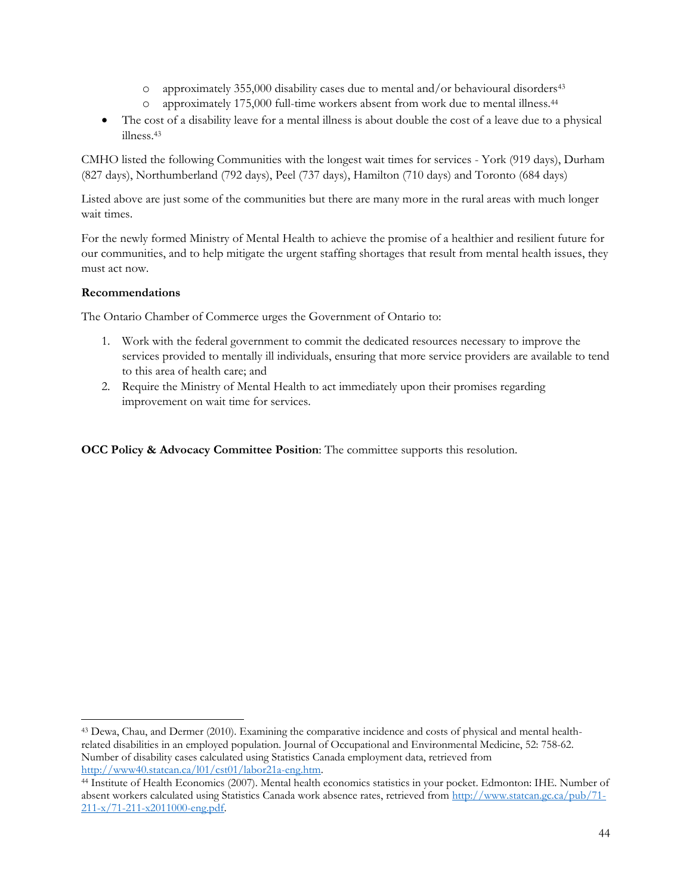- approximately 355,000 disability cases due to mental and/or behavioural disorders[43]
  - approximately 175,000 full-time workers absent from work due to mental illness.[44]
- The cost of a disability leave for a mental illness is about double the cost of a leave due to a physical illness.[43]

CMHO listed the following Communities with the longest wait times for services - York (919 days), Durham (827 days), Northumberland (792 days), Peel (737 days), Hamilton (710 days) and Toronto (684 days)

Listed above are just some of the communities but there are many more in the rural areas with much longer wait times.

For the newly formed Ministry of Mental Health to achieve the promise of a healthier and resilient future for our communities, and to help mitigate the urgent staffing shortages that result from mental health issues, they must act now.

**Recommendations**

The Ontario Chamber of Commerce urges the Government of Ontario to:

1. Work with the federal government to commit the dedicated resources necessary to improve the services provided to mentally ill individuals, ensuring that more service providers are available to tend to this area of health care; and
2. Require the Ministry of Mental Health to act immediately upon their promises regarding improvement on wait time for services.

**OCC Policy & Advocacy Committee Position**: The committee supports this resolution.

---

[43] Dewa, Chau, and Dermer (2010). Examining the comparative incidence and costs of physical and mental health-related disabilities in an employed population. Journal of Occupational and Environmental Medicine, 52: 758-62. Number of disability cases calculated using Statistics Canada employment data, retrieved from http://www40.statcan.ca/l01/cst01/labor21a-eng.htm.

[44] Institute of Health Economics (2007). Mental health economics statistics in your pocket. Edmonton: IHE. Number of absent workers calculated using Statistics Canada work absence rates, retrieved from http://www.statcan.gc.ca/pub/71-211-x/71-211-x2011000-eng.pdf.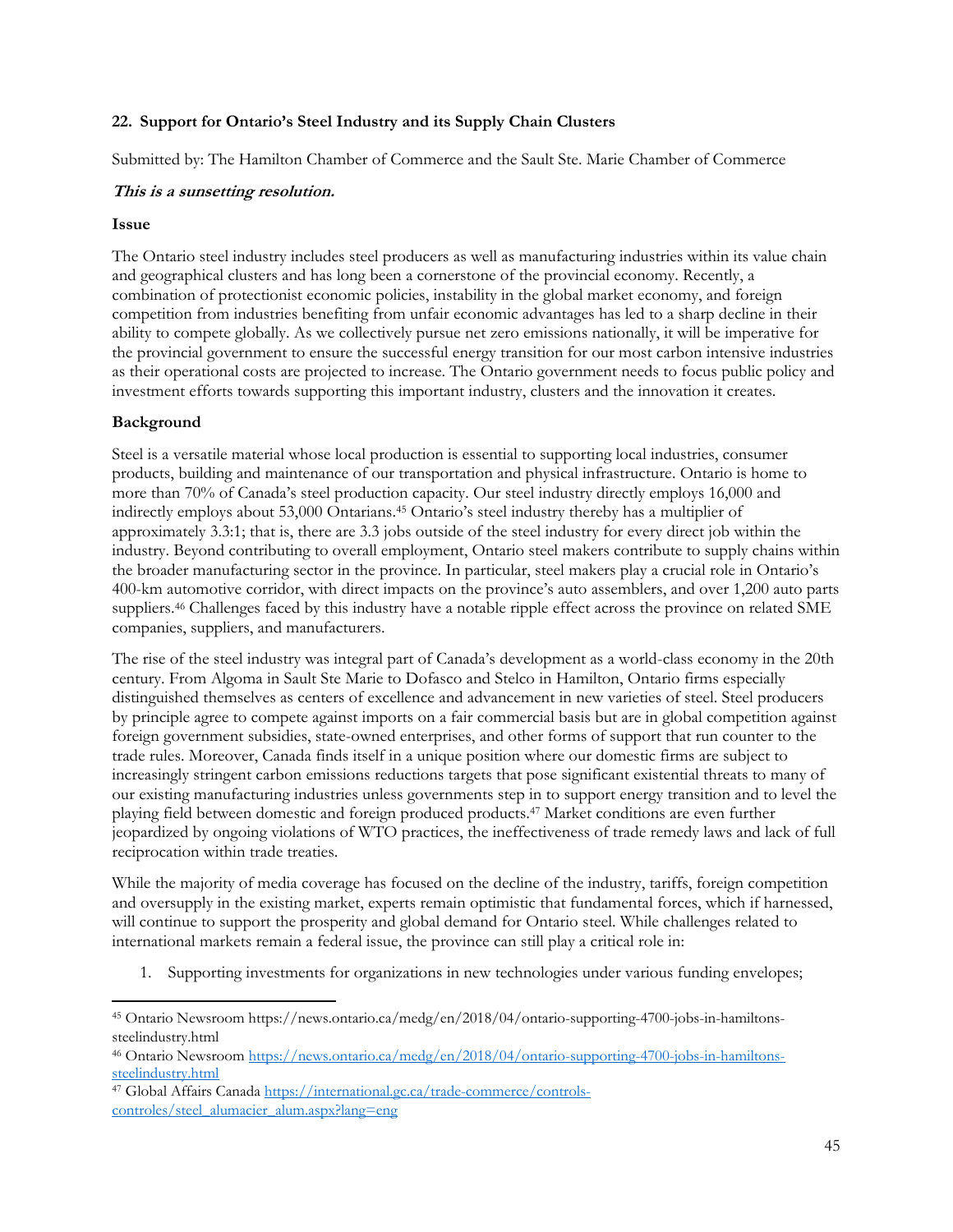### 22. Support for Ontario's Steel Industry and its Supply Chain Clusters

Submitted by: The Hamilton Chamber of Commerce and the Sault Ste. Marie Chamber of Commerce

***This is a sunsetting resolution.***

**Issue**

The Ontario steel industry includes steel producers as well as manufacturing industries within its value chain and geographical clusters and has long been a cornerstone of the provincial economy. Recently, a combination of protectionist economic policies, instability in the global market economy, and foreign competition from industries benefiting from unfair economic advantages has led to a sharp decline in their ability to compete globally. As we collectively pursue net zero emissions nationally, it will be imperative for the provincial government to ensure the successful energy transition for our most carbon intensive industries as their operational costs are projected to increase. The Ontario government needs to focus public policy and investment efforts towards supporting this important industry, clusters and the innovation it creates.

**Background**

Steel is a versatile material whose local production is essential to supporting local industries, consumer products, building and maintenance of our transportation and physical infrastructure. Ontario is home to more than 70% of Canada's steel production capacity. Our steel industry directly employs 16,000 and indirectly employs about 53,000 Ontarians.[45] Ontario's steel industry thereby has a multiplier of approximately 3.3:1; that is, there are 3.3 jobs outside of the steel industry for every direct job within the industry. Beyond contributing to overall employment, Ontario steel makers contribute to supply chains within the broader manufacturing sector in the province. In particular, steel makers play a crucial role in Ontario's 400-km automotive corridor, with direct impacts on the province's auto assemblers, and over 1,200 auto parts suppliers.[46] Challenges faced by this industry have a notable ripple effect across the province on related SME companies, suppliers, and manufacturers.

The rise of the steel industry was integral part of Canada's development as a world-class economy in the 20th century. From Algoma in Sault Ste Marie to Dofasco and Stelco in Hamilton, Ontario firms especially distinguished themselves as centers of excellence and advancement in new varieties of steel. Steel producers by principle agree to compete against imports on a fair commercial basis but are in global competition against foreign government subsidies, state-owned enterprises, and other forms of support that run counter to the trade rules. Moreover, Canada finds itself in a unique position where our domestic firms are subject to increasingly stringent carbon emissions reductions targets that pose significant existential threats to many of our existing manufacturing industries unless governments step in to support energy transition and to level the playing field between domestic and foreign produced products.[47] Market conditions are even further jeopardized by ongoing violations of WTO practices, the ineffectiveness of trade remedy laws and lack of full reciprocation within trade treaties.

While the majority of media coverage has focused on the decline of the industry, tariffs, foreign competition and oversupply in the existing market, experts remain optimistic that fundamental forces, which if harnessed, will continue to support the prosperity and global demand for Ontario steel. While challenges related to international markets remain a federal issue, the province can still play a critical role in:

1. Supporting investments for organizations in new technologies under various funding envelopes;

---

[45] Ontario Newsroom https://news.ontario.ca/medg/en/2018/04/ontario-supporting-4700-jobs-in-hamiltons-steelindustry.html

[46] Ontario Newsroom https://news.ontario.ca/medg/en/2018/04/ontario-supporting-4700-jobs-in-hamiltons-steelindustry.html

[47] Global Affairs Canada https://international.gc.ca/trade-commerce/controls-controles/steel_alumacier_alum.aspx?lang=eng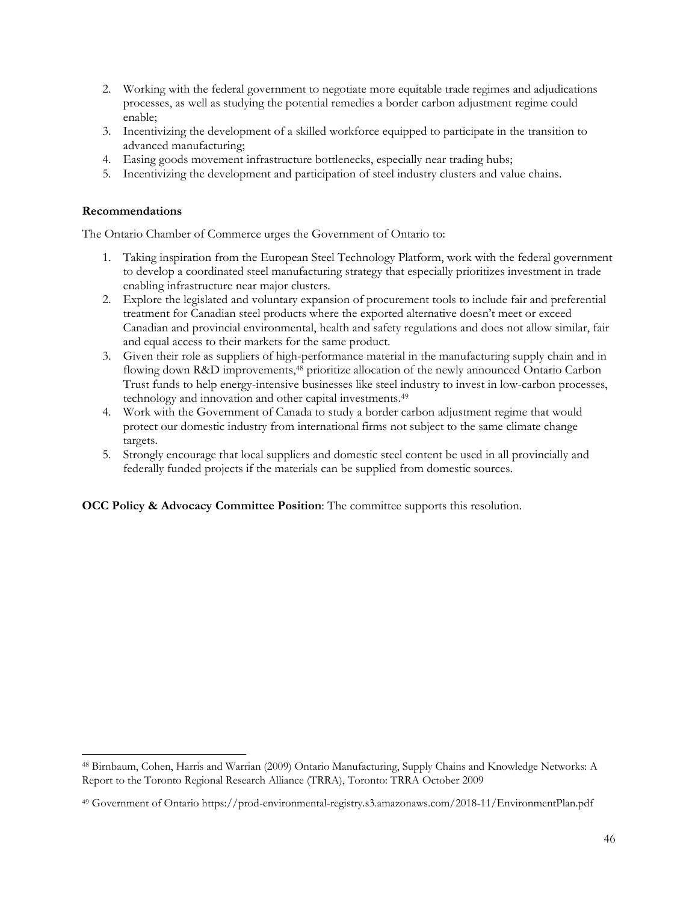2. Working with the federal government to negotiate more equitable trade regimes and adjudications processes, as well as studying the potential remedies a border carbon adjustment regime could enable;
3. Incentivizing the development of a skilled workforce equipped to participate in the transition to advanced manufacturing;
4. Easing goods movement infrastructure bottlenecks, especially near trading hubs;
5. Incentivizing the development and participation of steel industry clusters and value chains.

**Recommendations**

The Ontario Chamber of Commerce urges the Government of Ontario to:

1. Taking inspiration from the European Steel Technology Platform, work with the federal government to develop a coordinated steel manufacturing strategy that especially prioritizes investment in trade enabling infrastructure near major clusters.
2. Explore the legislated and voluntary expansion of procurement tools to include fair and preferential treatment for Canadian steel products where the exported alternative doesn't meet or exceed Canadian and provincial environmental, health and safety regulations and does not allow similar, fair and equal access to their markets for the same product.
3. Given their role as suppliers of high-performance material in the manufacturing supply chain and in flowing down R&D improvements,[48] prioritize allocation of the newly announced Ontario Carbon Trust funds to help energy-intensive businesses like steel industry to invest in low-carbon processes, technology and innovation and other capital investments.[49]
4. Work with the Government of Canada to study a border carbon adjustment regime that would protect our domestic industry from international firms not subject to the same climate change targets.
5. Strongly encourage that local suppliers and domestic steel content be used in all provincially and federally funded projects if the materials can be supplied from domestic sources.

**OCC Policy & Advocacy Committee Position**: The committee supports this resolution.

---

[48] Birnbaum, Cohen, Harris and Warrian (2009) Ontario Manufacturing, Supply Chains and Knowledge Networks: A Report to the Toronto Regional Research Alliance (TRRA), Toronto: TRRA October 2009

[49] Government of Ontario https://prod-environmental-registry.s3.amazonaws.com/2018-11/EnvironmentPlan.pdf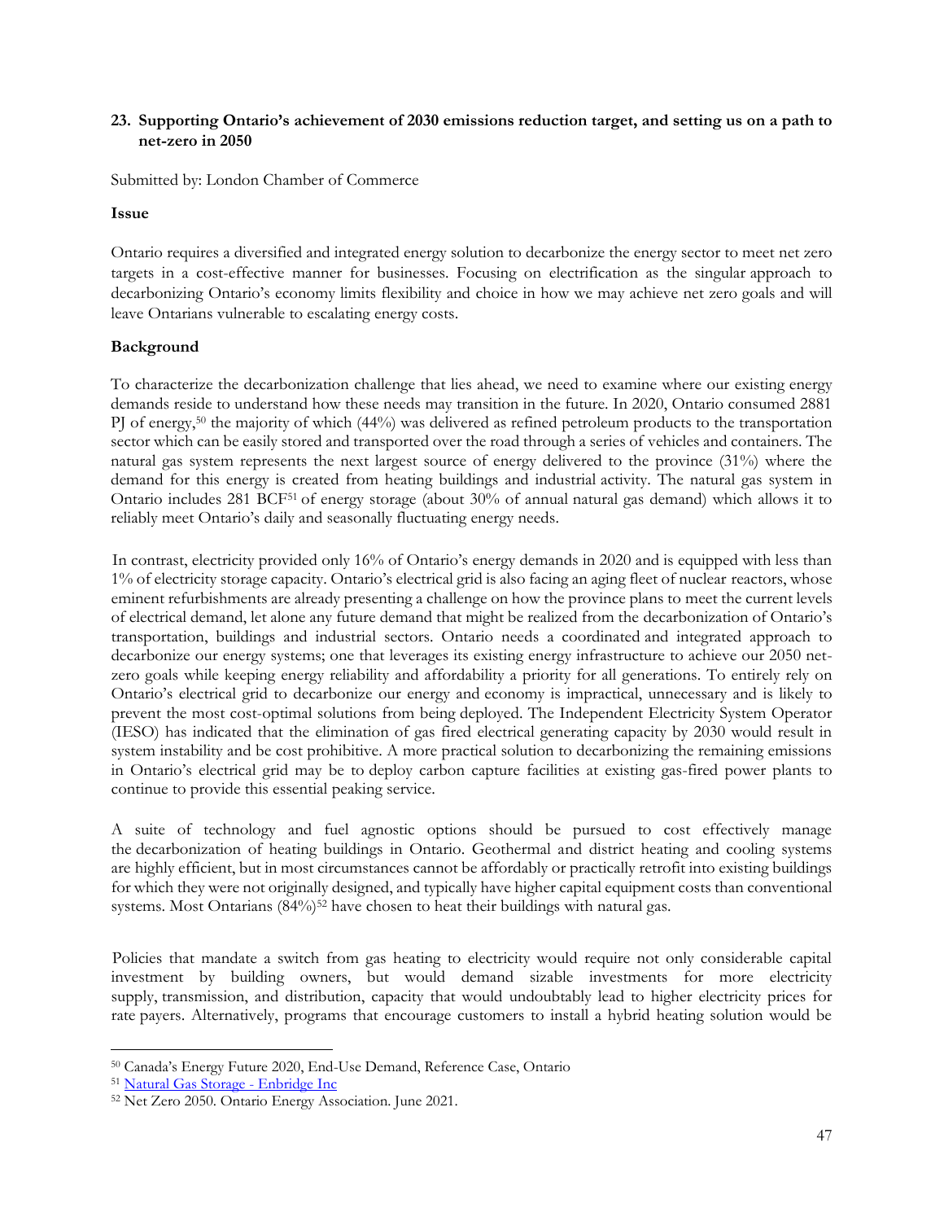## 23. Supporting Ontario's achievement of 2030 emissions reduction target, and setting us on a path to net-zero in 2050

Submitted by: London Chamber of Commerce

### Issue

Ontario requires a diversified and integrated energy solution to decarbonize the energy sector to meet net zero targets in a cost-effective manner for businesses. Focusing on electrification as the singular approach to decarbonizing Ontario's economy limits flexibility and choice in how we may achieve net zero goals and will leave Ontarians vulnerable to escalating energy costs.

### Background

To characterize the decarbonization challenge that lies ahead, we need to examine where our existing energy demands reside to understand how these needs may transition in the future. In 2020, Ontario consumed 2881 PJ of energy,[50] the majority of which (44%) was delivered as refined petroleum products to the transportation sector which can be easily stored and transported over the road through a series of vehicles and containers. The natural gas system represents the next largest source of energy delivered to the province (31%) where the demand for this energy is created from heating buildings and industrial activity. The natural gas system in Ontario includes 281 BCF[51] of energy storage (about 30% of annual natural gas demand) which allows it to reliably meet Ontario's daily and seasonally fluctuating energy needs.

In contrast, electricity provided only 16% of Ontario's energy demands in 2020 and is equipped with less than 1% of electricity storage capacity. Ontario's electrical grid is also facing an aging fleet of nuclear reactors, whose eminent refurbishments are already presenting a challenge on how the province plans to meet the current levels of electrical demand, let alone any future demand that might be realized from the decarbonization of Ontario's transportation, buildings and industrial sectors. Ontario needs a coordinated and integrated approach to decarbonize our energy systems; one that leverages its existing energy infrastructure to achieve our 2050 net-zero goals while keeping energy reliability and affordability a priority for all generations. To entirely rely on Ontario's electrical grid to decarbonize our energy and economy is impractical, unnecessary and is likely to prevent the most cost-optimal solutions from being deployed. The Independent Electricity System Operator (IESO) has indicated that the elimination of gas fired electrical generating capacity by 2030 would result in system instability and be cost prohibitive. A more practical solution to decarbonizing the remaining emissions in Ontario's electrical grid may be to deploy carbon capture facilities at existing gas-fired power plants to continue to provide this essential peaking service.

A suite of technology and fuel agnostic options should be pursued to cost effectively manage the decarbonization of heating buildings in Ontario. Geothermal and district heating and cooling systems are highly efficient, but in most circumstances cannot be affordably or practically retrofit into existing buildings for which they were not originally designed, and typically have higher capital equipment costs than conventional systems. Most Ontarians (84%)[52] have chosen to heat their buildings with natural gas.

Policies that mandate a switch from gas heating to electricity would require not only considerable capital investment by building owners, but would demand sizable investments for more electricity supply, transmission, and distribution, capacity that would undoubtably lead to higher electricity prices for rate payers. Alternatively, programs that encourage customers to install a hybrid heating solution would be

---

[50] Canada's Energy Future 2020, End-Use Demand, Reference Case, Ontario

[51] Natural Gas Storage - Enbridge Inc

[52] Net Zero 2050. Ontario Energy Association. June 2021.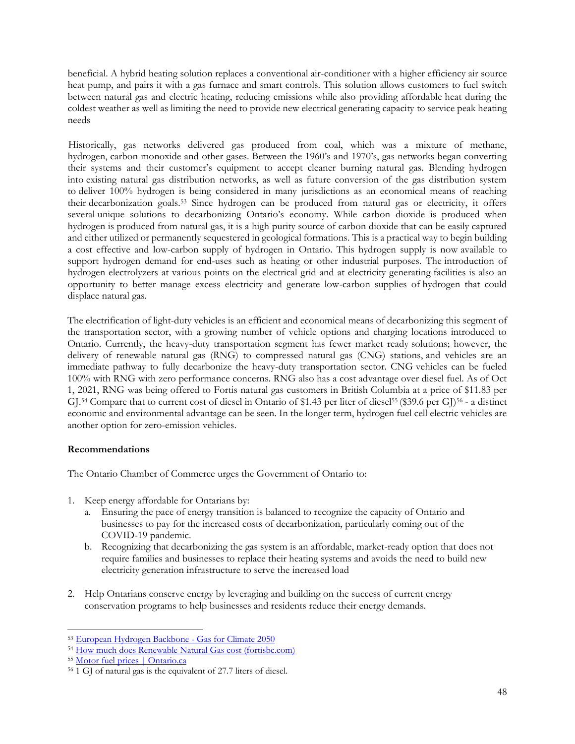beneficial. A hybrid heating solution replaces a conventional air-conditioner with a higher efficiency air source heat pump, and pairs it with a gas furnace and smart controls. This solution allows customers to fuel switch between natural gas and electric heating, reducing emissions while also providing affordable heat during the coldest weather as well as limiting the need to provide new electrical generating capacity to service peak heating needs

Historically, gas networks delivered gas produced from coal, which was a mixture of methane, hydrogen, carbon monoxide and other gases. Between the 1960's and 1970's, gas networks began converting their systems and their customer's equipment to accept cleaner burning natural gas. Blending hydrogen into existing natural gas distribution networks, as well as future conversion of the gas distribution system to deliver 100% hydrogen is being considered in many jurisdictions as an economical means of reaching their decarbonization goals.[53] Since hydrogen can be produced from natural gas or electricity, it offers several unique solutions to decarbonizing Ontario's economy. While carbon dioxide is produced when hydrogen is produced from natural gas, it is a high purity source of carbon dioxide that can be easily captured and either utilized or permanently sequestered in geological formations. This is a practical way to begin building a cost effective and low-carbon supply of hydrogen in Ontario. This hydrogen supply is now available to support hydrogen demand for end-uses such as heating or other industrial purposes. The introduction of hydrogen electrolyzers at various points on the electrical grid and at electricity generating facilities is also an opportunity to better manage excess electricity and generate low-carbon supplies of hydrogen that could displace natural gas.

The electrification of light-duty vehicles is an efficient and economical means of decarbonizing this segment of the transportation sector, with a growing number of vehicle options and charging locations introduced to Ontario. Currently, the heavy-duty transportation segment has fewer market ready solutions; however, the delivery of renewable natural gas (RNG) to compressed natural gas (CNG) stations, and vehicles are an immediate pathway to fully decarbonize the heavy-duty transportation sector. CNG vehicles can be fueled 100% with RNG with zero performance concerns. RNG also has a cost advantage over diesel fuel. As of Oct 1, 2021, RNG was being offered to Fortis natural gas customers in British Columbia at a price of $11.83 per GJ.[54] Compare that to current cost of diesel in Ontario of $1.43 per liter of diesel[55] ($39.6 per GJ)[56] - a distinct economic and environmental advantage can be seen. In the longer term, hydrogen fuel cell electric vehicles are another option for zero-emission vehicles.

**Recommendations**

The Ontario Chamber of Commerce urges the Government of Ontario to:

1. Keep energy affordable for Ontarians by:
   a. Ensuring the pace of energy transition is balanced to recognize the capacity of Ontario and businesses to pay for the increased costs of decarbonization, particularly coming out of the COVID-19 pandemic.
   b. Recognizing that decarbonizing the gas system is an affordable, market-ready option that does not require families and businesses to replace their heating systems and avoids the need to build new electricity generation infrastructure to serve the increased load

2. Help Ontarians conserve energy by leveraging and building on the success of current energy conservation programs to help businesses and residents reduce their energy demands.

---

[53] European Hydrogen Backbone - Gas for Climate 2050

[54] How much does Renewable Natural Gas cost (fortisbc.com)

[55] Motor fuel prices | Ontario.ca

[56] 1 GJ of natural gas is the equivalent of 27.7 liters of diesel.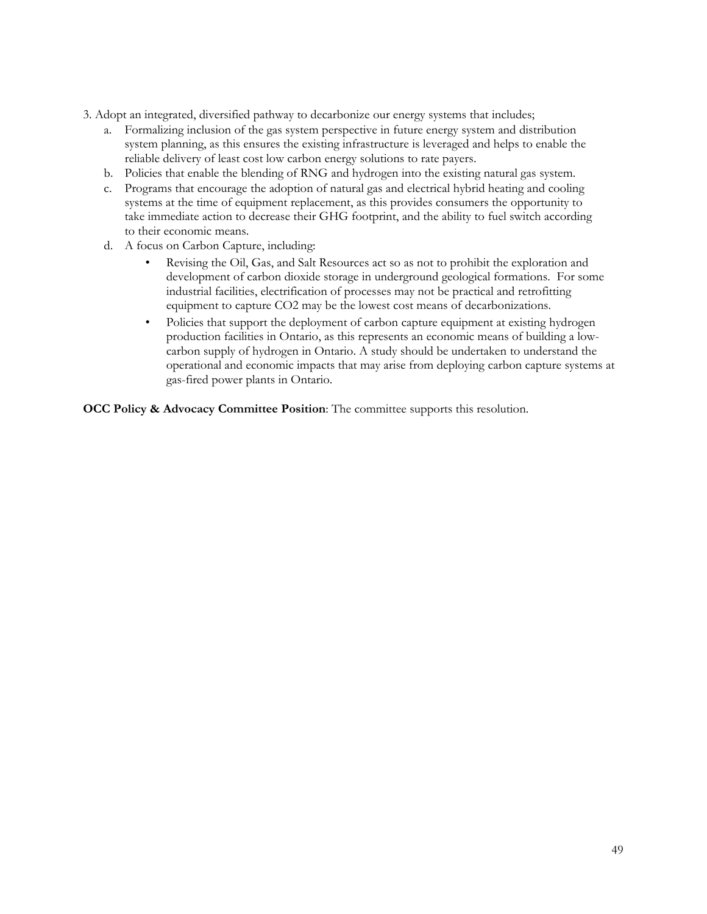3. Adopt an integrated, diversified pathway to decarbonize our energy systems that includes;
   a. Formalizing inclusion of the gas system perspective in future energy system and distribution system planning, as this ensures the existing infrastructure is leveraged and helps to enable the reliable delivery of least cost low carbon energy solutions to rate payers.
   b. Policies that enable the blending of RNG and hydrogen into the existing natural gas system.
   c. Programs that encourage the adoption of natural gas and electrical hybrid heating and cooling systems at the time of equipment replacement, as this provides consumers the opportunity to take immediate action to decrease their GHG footprint, and the ability to fuel switch according to their economic means.
   d. A focus on Carbon Capture, including:
      - Revising the Oil, Gas, and Salt Resources act so as not to prohibit the exploration and development of carbon dioxide storage in underground geological formations. For some industrial facilities, electrification of processes may not be practical and retrofitting equipment to capture CO2 may be the lowest cost means of decarbonizations.
      - Policies that support the deployment of carbon capture equipment at existing hydrogen production facilities in Ontario, as this represents an economic means of building a low-carbon supply of hydrogen in Ontario. A study should be undertaken to understand the operational and economic impacts that may arise from deploying carbon capture systems at gas-fired power plants in Ontario.

**OCC Policy & Advocacy Committee Position**: The committee supports this resolution.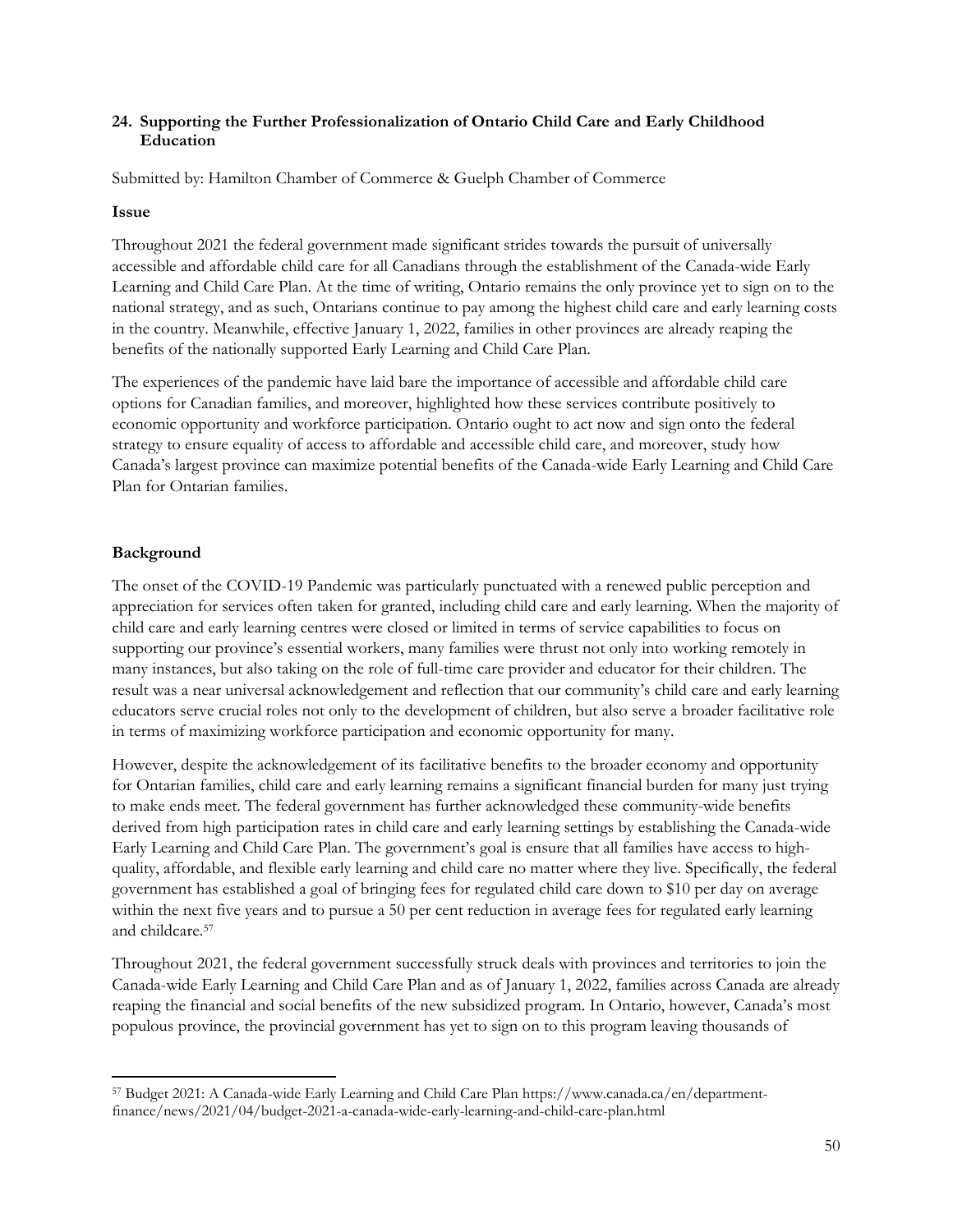### 24. Supporting the Further Professionalization of Ontario Child Care and Early Childhood Education

Submitted by: Hamilton Chamber of Commerce & Guelph Chamber of Commerce

**Issue**

Throughout 2021 the federal government made significant strides towards the pursuit of universally accessible and affordable child care for all Canadians through the establishment of the Canada-wide Early Learning and Child Care Plan. At the time of writing, Ontario remains the only province yet to sign on to the national strategy, and as such, Ontarians continue to pay among the highest child care and early learning costs in the country. Meanwhile, effective January 1, 2022, families in other provinces are already reaping the benefits of the nationally supported Early Learning and Child Care Plan.

The experiences of the pandemic have laid bare the importance of accessible and affordable child care options for Canadian families, and moreover, highlighted how these services contribute positively to economic opportunity and workforce participation. Ontario ought to act now and sign onto the federal strategy to ensure equality of access to affordable and accessible child care, and moreover, study how Canada's largest province can maximize potential benefits of the Canada-wide Early Learning and Child Care Plan for Ontarian families.

**Background**

The onset of the COVID-19 Pandemic was particularly punctuated with a renewed public perception and appreciation for services often taken for granted, including child care and early learning. When the majority of child care and early learning centres were closed or limited in terms of service capabilities to focus on supporting our province's essential workers, many families were thrust not only into working remotely in many instances, but also taking on the role of full-time care provider and educator for their children. The result was a near universal acknowledgement and reflection that our community's child care and early learning educators serve crucial roles not only to the development of children, but also serve a broader facilitative role in terms of maximizing workforce participation and economic opportunity for many.

However, despite the acknowledgement of its facilitative benefits to the broader economy and opportunity for Ontarian families, child care and early learning remains a significant financial burden for many just trying to make ends meet. The federal government has further acknowledged these community-wide benefits derived from high participation rates in child care and early learning settings by establishing the Canada-wide Early Learning and Child Care Plan. The government's goal is ensure that all families have access to high-quality, affordable, and flexible early learning and child care no matter where they live. Specifically, the federal government has established a goal of bringing fees for regulated child care down to $10 per day on average within the next five years and to pursue a 50 per cent reduction in average fees for regulated early learning and childcare.[57]

Throughout 2021, the federal government successfully struck deals with provinces and territories to join the Canada-wide Early Learning and Child Care Plan and as of January 1, 2022, families across Canada are already reaping the financial and social benefits of the new subsidized program. In Ontario, however, Canada's most populous province, the provincial government has yet to sign on to this program leaving thousands of

---

[57] Budget 2021: A Canada-wide Early Learning and Child Care Plan https://www.canada.ca/en/department-finance/news/2021/04/budget-2021-a-canada-wide-early-learning-and-child-care-plan.html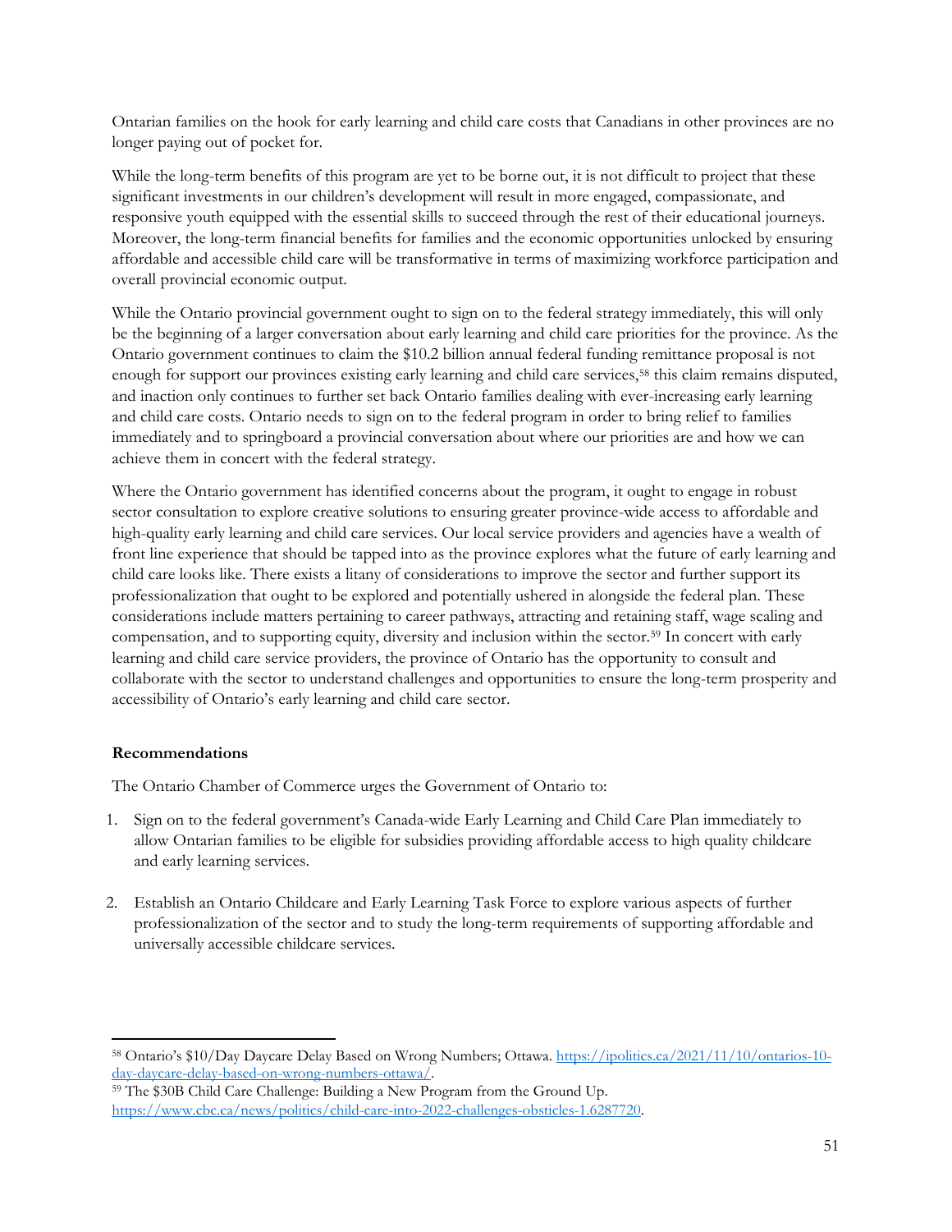Ontarian families on the hook for early learning and child care costs that Canadians in other provinces are no longer paying out of pocket for.

While the long-term benefits of this program are yet to be borne out, it is not difficult to project that these significant investments in our children's development will result in more engaged, compassionate, and responsive youth equipped with the essential skills to succeed through the rest of their educational journeys. Moreover, the long-term financial benefits for families and the economic opportunities unlocked by ensuring affordable and accessible child care will be transformative in terms of maximizing workforce participation and overall provincial economic output.

While the Ontario provincial government ought to sign on to the federal strategy immediately, this will only be the beginning of a larger conversation about early learning and child care priorities for the province. As the Ontario government continues to claim the $10.2 billion annual federal funding remittance proposal is not enough for support our provinces existing early learning and child care services,[58] this claim remains disputed, and inaction only continues to further set back Ontario families dealing with ever-increasing early learning and child care costs. Ontario needs to sign on to the federal program in order to bring relief to families immediately and to springboard a provincial conversation about where our priorities are and how we can achieve them in concert with the federal strategy.

Where the Ontario government has identified concerns about the program, it ought to engage in robust sector consultation to explore creative solutions to ensuring greater province-wide access to affordable and high-quality early learning and child care services. Our local service providers and agencies have a wealth of front line experience that should be tapped into as the province explores what the future of early learning and child care looks like. There exists a litany of considerations to improve the sector and further support its professionalization that ought to be explored and potentially ushered in alongside the federal plan. These considerations include matters pertaining to career pathways, attracting and retaining staff, wage scaling and compensation, and to supporting equity, diversity and inclusion within the sector.[59] In concert with early learning and child care service providers, the province of Ontario has the opportunity to consult and collaborate with the sector to understand challenges and opportunities to ensure the long-term prosperity and accessibility of Ontario's early learning and child care sector.

**Recommendations**

The Ontario Chamber of Commerce urges the Government of Ontario to:

1. Sign on to the federal government's Canada-wide Early Learning and Child Care Plan immediately to allow Ontarian families to be eligible for subsidies providing affordable access to high quality childcare and early learning services.

2. Establish an Ontario Childcare and Early Learning Task Force to explore various aspects of further professionalization of the sector and to study the long-term requirements of supporting affordable and universally accessible childcare services.

---

[58] Ontario's $10/Day Daycare Delay Based on Wrong Numbers; Ottawa. https://ipolitics.ca/2021/11/10/ontarios-10-day-daycare-delay-based-on-wrong-numbers-ottawa/.

[59] The $30B Child Care Challenge: Building a New Program from the Ground Up. https://www.cbc.ca/news/politics/child-care-into-2022-challenges-obsticles-1.6287720.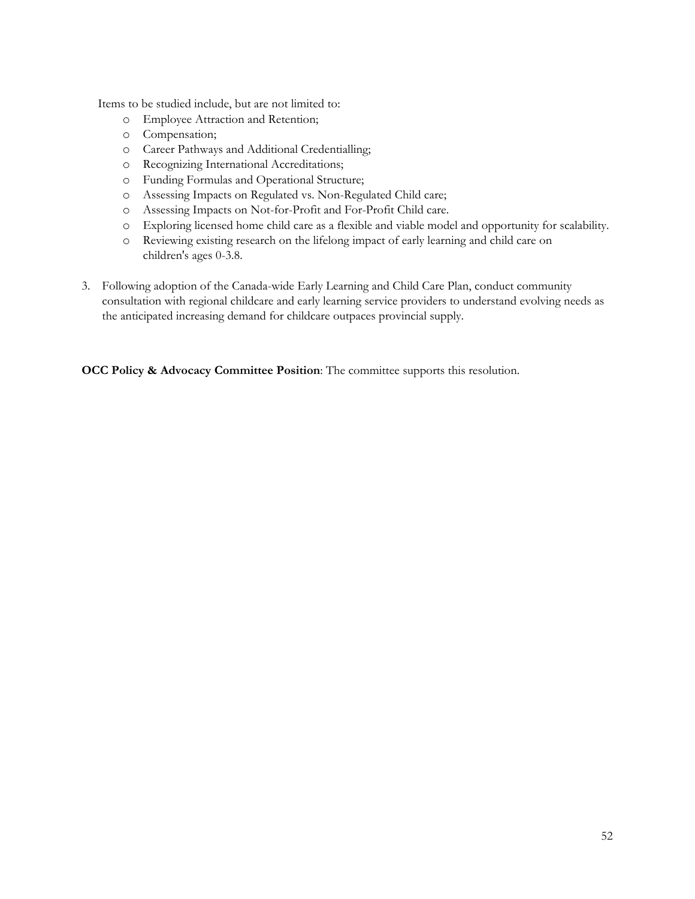Items to be studied include, but are not limited to:

- Employee Attraction and Retention;
- Compensation;
- Career Pathways and Additional Credentialling;
- Recognizing International Accreditations;
- Funding Formulas and Operational Structure;
- Assessing Impacts on Regulated vs. Non-Regulated Child care;
- Assessing Impacts on Not-for-Profit and For-Profit Child care.
- Exploring licensed home child care as a flexible and viable model and opportunity for scalability.
- Reviewing existing research on the lifelong impact of early learning and child care on children's ages 0-3.8.

3. Following adoption of the Canada-wide Early Learning and Child Care Plan, conduct community consultation with regional childcare and early learning service providers to understand evolving needs as the anticipated increasing demand for childcare outpaces provincial supply.

**OCC Policy & Advocacy Committee Position**: The committee supports this resolution.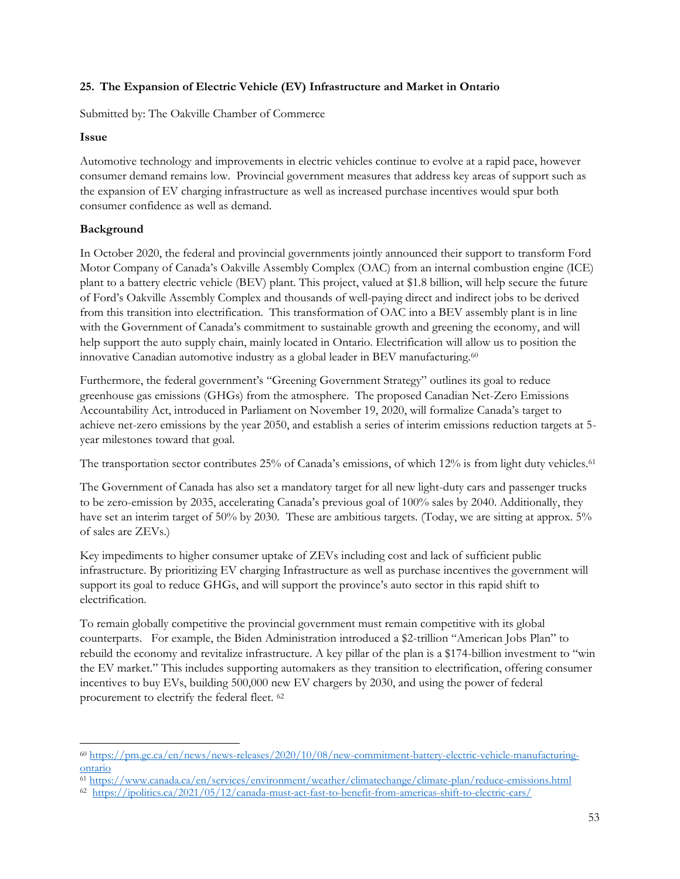## 25. The Expansion of Electric Vehicle (EV) Infrastructure and Market in Ontario

Submitted by: The Oakville Chamber of Commerce

**Issue**

Automotive technology and improvements in electric vehicles continue to evolve at a rapid pace, however consumer demand remains low. Provincial government measures that address key areas of support such as the expansion of EV charging infrastructure as well as increased purchase incentives would spur both consumer confidence as well as demand.

**Background**

In October 2020, the federal and provincial governments jointly announced their support to transform Ford Motor Company of Canada's Oakville Assembly Complex (OAC) from an internal combustion engine (ICE) plant to a battery electric vehicle (BEV) plant. This project, valued at $1.8 billion, will help secure the future of Ford's Oakville Assembly Complex and thousands of well-paying direct and indirect jobs to be derived from this transition into electrification. This transformation of OAC into a BEV assembly plant is in line with the Government of Canada's commitment to sustainable growth and greening the economy, and will help support the auto supply chain, mainly located in Ontario. Electrification will allow us to position the innovative Canadian automotive industry as a global leader in BEV manufacturing.[60]

Furthermore, the federal government's "Greening Government Strategy" outlines its goal to reduce greenhouse gas emissions (GHGs) from the atmosphere. The proposed Canadian Net-Zero Emissions Accountability Act, introduced in Parliament on November 19, 2020, will formalize Canada's target to achieve net-zero emissions by the year 2050, and establish a series of interim emissions reduction targets at 5-year milestones toward that goal.

The transportation sector contributes 25% of Canada's emissions, of which 12% is from light duty vehicles.[61]

The Government of Canada has also set a mandatory target for all new light-duty cars and passenger trucks to be zero-emission by 2035, accelerating Canada's previous goal of 100% sales by 2040. Additionally, they have set an interim target of 50% by 2030. These are ambitious targets. (Today, we are sitting at approx. 5% of sales are ZEVs.)

Key impediments to higher consumer uptake of ZEVs including cost and lack of sufficient public infrastructure. By prioritizing EV charging Infrastructure as well as purchase incentives the government will support its goal to reduce GHGs, and will support the province's auto sector in this rapid shift to electrification.

To remain globally competitive the provincial government must remain competitive with its global counterparts. For example, the Biden Administration introduced a $2-trillion "American Jobs Plan" to rebuild the economy and revitalize infrastructure. A key pillar of the plan is a $174-billion investment to "win the EV market." This includes supporting automakers as they transition to electrification, offering consumer incentives to buy EVs, building 500,000 new EV chargers by 2030, and using the power of federal procurement to electrify the federal fleet. [62]

---

[60] https://pm.gc.ca/en/news/news-releases/2020/10/08/new-commitment-battery-electric-vehicle-manufacturing-ontario

[61] https://www.canada.ca/en/services/environment/weather/climatechange/climate-plan/reduce-emissions.html

[62] https://ipolitics.ca/2021/05/12/canada-must-act-fast-to-benefit-from-americas-shift-to-electric-cars/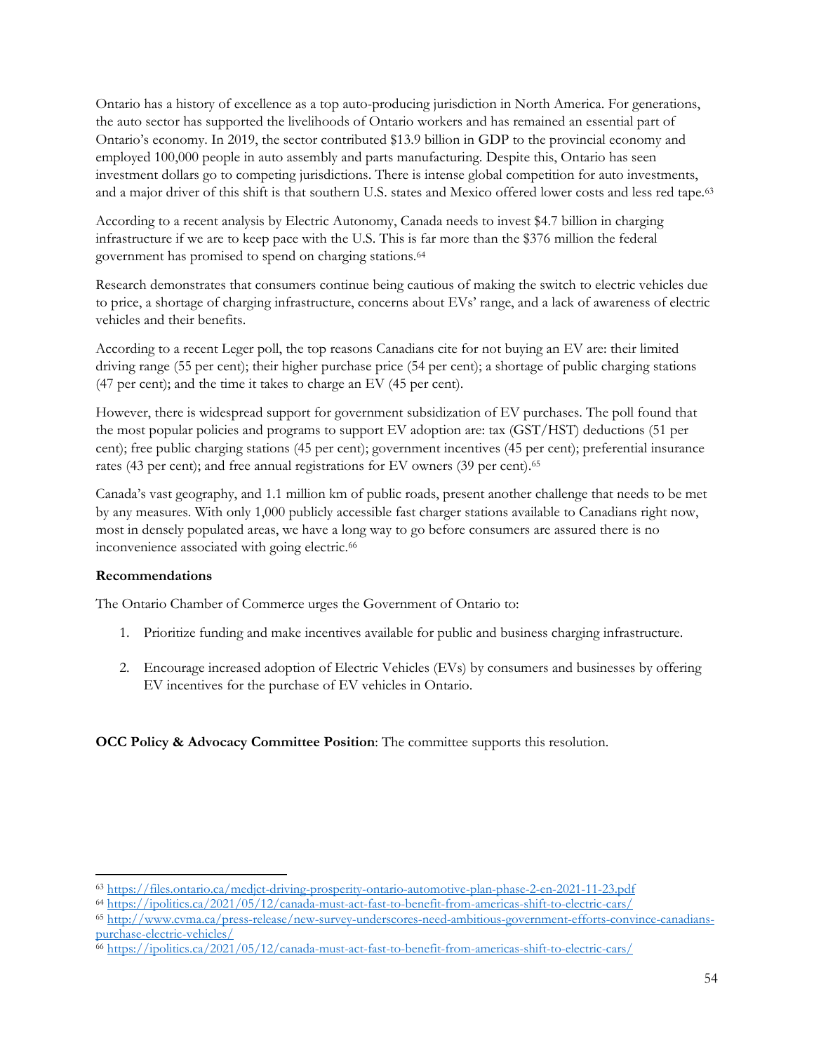Ontario has a history of excellence as a top auto-producing jurisdiction in North America. For generations, the auto sector has supported the livelihoods of Ontario workers and has remained an essential part of Ontario's economy. In 2019, the sector contributed $13.9 billion in GDP to the provincial economy and employed 100,000 people in auto assembly and parts manufacturing. Despite this, Ontario has seen investment dollars go to competing jurisdictions. There is intense global competition for auto investments, and a major driver of this shift is that southern U.S. states and Mexico offered lower costs and less red tape.[63]

According to a recent analysis by Electric Autonomy, Canada needs to invest $4.7 billion in charging infrastructure if we are to keep pace with the U.S. This is far more than the $376 million the federal government has promised to spend on charging stations.[64]

Research demonstrates that consumers continue being cautious of making the switch to electric vehicles due to price, a shortage of charging infrastructure, concerns about EVs' range, and a lack of awareness of electric vehicles and their benefits.

According to a recent Leger poll, the top reasons Canadians cite for not buying an EV are: their limited driving range (55 per cent); their higher purchase price (54 per cent); a shortage of public charging stations (47 per cent); and the time it takes to charge an EV (45 per cent).

However, there is widespread support for government subsidization of EV purchases. The poll found that the most popular policies and programs to support EV adoption are: tax (GST/HST) deductions (51 per cent); free public charging stations (45 per cent); government incentives (45 per cent); preferential insurance rates (43 per cent); and free annual registrations for EV owners (39 per cent).[65]

Canada's vast geography, and 1.1 million km of public roads, present another challenge that needs to be met by any measures. With only 1,000 publicly accessible fast charger stations available to Canadians right now, most in densely populated areas, we have a long way to go before consumers are assured there is no inconvenience associated with going electric.[66]

**Recommendations**

The Ontario Chamber of Commerce urges the Government of Ontario to:

1. Prioritize funding and make incentives available for public and business charging infrastructure.
2. Encourage increased adoption of Electric Vehicles (EVs) by consumers and businesses by offering EV incentives for the purchase of EV vehicles in Ontario.

**OCC Policy & Advocacy Committee Position**: The committee supports this resolution.

---

[63] https://files.ontario.ca/medjct-driving-prosperity-ontario-automotive-plan-phase-2-en-2021-11-23.pdf

[64] https://ipolitics.ca/2021/05/12/canada-must-act-fast-to-benefit-from-americas-shift-to-electric-cars/

[65] http://www.cvma.ca/press-release/new-survey-underscores-need-ambitious-government-efforts-convince-canadians-purchase-electric-vehicles/

[66] https://ipolitics.ca/2021/05/12/canada-must-act-fast-to-benefit-from-americas-shift-to-electric-cars/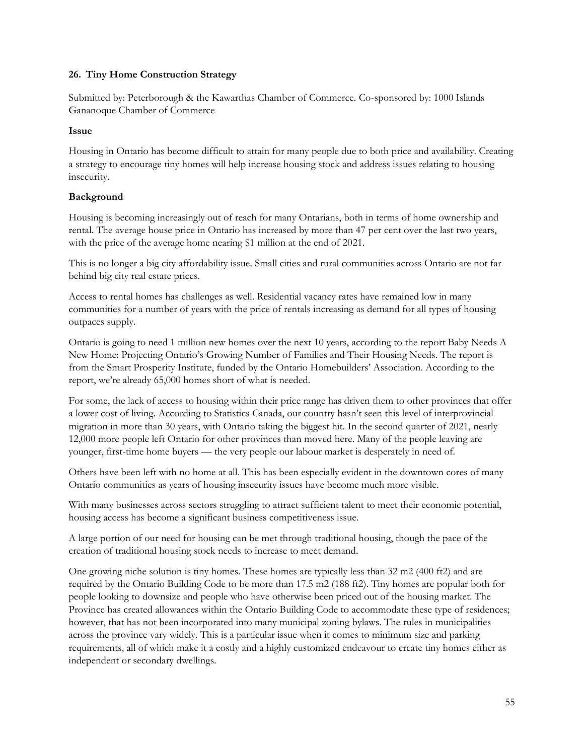### 26. Tiny Home Construction Strategy

Submitted by: Peterborough & the Kawarthas Chamber of Commerce. Co-sponsored by: 1000 Islands Gananoque Chamber of Commerce

**Issue**

Housing in Ontario has become difficult to attain for many people due to both price and availability. Creating a strategy to encourage tiny homes will help increase housing stock and address issues relating to housing insecurity.

**Background**

Housing is becoming increasingly out of reach for many Ontarians, both in terms of home ownership and rental. The average house price in Ontario has increased by more than 47 per cent over the last two years, with the price of the average home nearing $1 million at the end of 2021.

This is no longer a big city affordability issue. Small cities and rural communities across Ontario are not far behind big city real estate prices.

Access to rental homes has challenges as well. Residential vacancy rates have remained low in many communities for a number of years with the price of rentals increasing as demand for all types of housing outpaces supply.

Ontario is going to need 1 million new homes over the next 10 years, according to the report Baby Needs A New Home: Projecting Ontario's Growing Number of Families and Their Housing Needs. The report is from the Smart Prosperity Institute, funded by the Ontario Homebuilders' Association. According to the report, we're already 65,000 homes short of what is needed.

For some, the lack of access to housing within their price range has driven them to other provinces that offer a lower cost of living. According to Statistics Canada, our country hasn't seen this level of interprovincial migration in more than 30 years, with Ontario taking the biggest hit. In the second quarter of 2021, nearly 12,000 more people left Ontario for other provinces than moved here. Many of the people leaving are younger, first-time home buyers — the very people our labour market is desperately in need of.

Others have been left with no home at all. This has been especially evident in the downtown cores of many Ontario communities as years of housing insecurity issues have become much more visible.

With many businesses across sectors struggling to attract sufficient talent to meet their economic potential, housing access has become a significant business competitiveness issue.

A large portion of our need for housing can be met through traditional housing, though the pace of the creation of traditional housing stock needs to increase to meet demand.

One growing niche solution is tiny homes. These homes are typically less than 32 m2 (400 ft2) and are required by the Ontario Building Code to be more than 17.5 m2 (188 ft2). Tiny homes are popular both for people looking to downsize and people who have otherwise been priced out of the housing market. The Province has created allowances within the Ontario Building Code to accommodate these type of residences; however, that has not been incorporated into many municipal zoning bylaws. The rules in municipalities across the province vary widely. This is a particular issue when it comes to minimum size and parking requirements, all of which make it a costly and a highly customized endeavour to create tiny homes either as independent or secondary dwellings.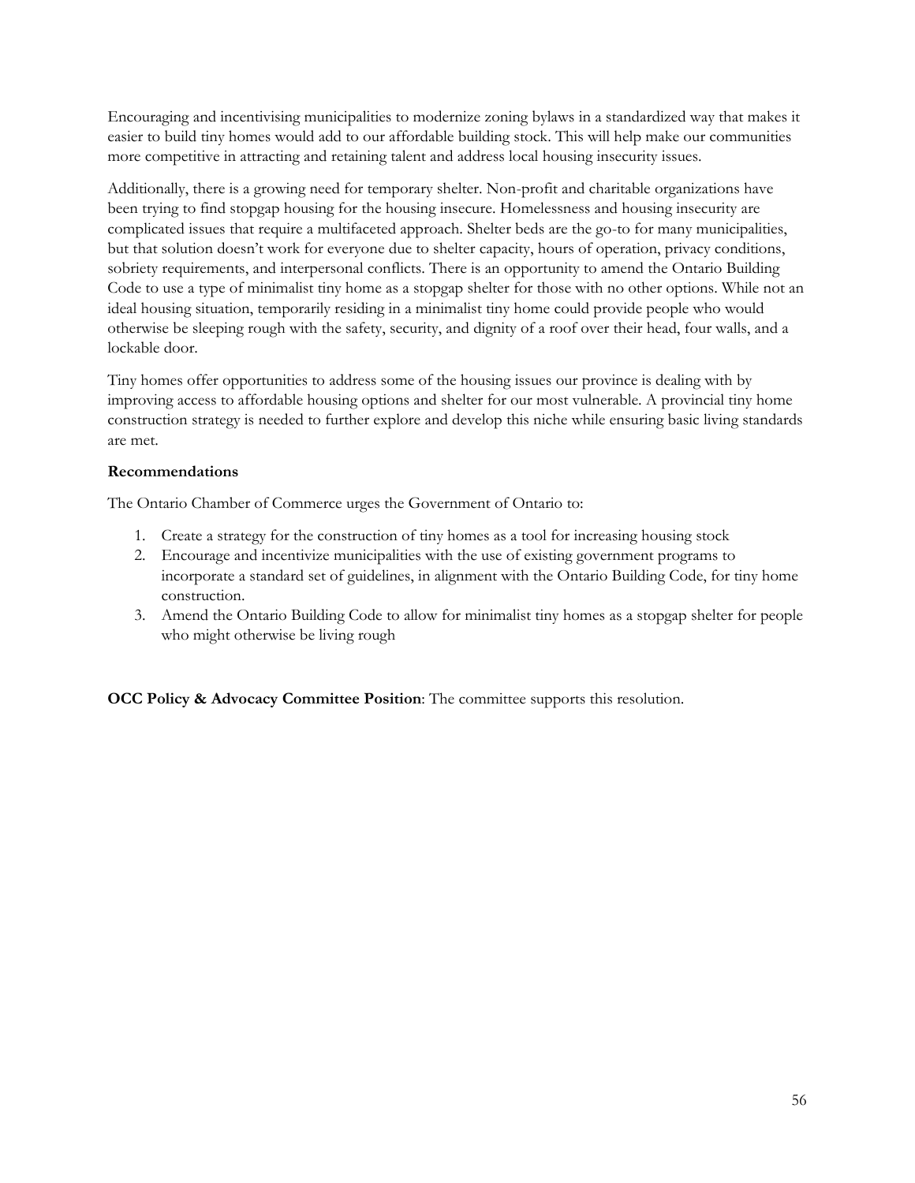Encouraging and incentivising municipalities to modernize zoning bylaws in a standardized way that makes it easier to build tiny homes would add to our affordable building stock. This will help make our communities more competitive in attracting and retaining talent and address local housing insecurity issues.

Additionally, there is a growing need for temporary shelter. Non-profit and charitable organizations have been trying to find stopgap housing for the housing insecure. Homelessness and housing insecurity are complicated issues that require a multifaceted approach. Shelter beds are the go-to for many municipalities, but that solution doesn't work for everyone due to shelter capacity, hours of operation, privacy conditions, sobriety requirements, and interpersonal conflicts. There is an opportunity to amend the Ontario Building Code to use a type of minimalist tiny home as a stopgap shelter for those with no other options. While not an ideal housing situation, temporarily residing in a minimalist tiny home could provide people who would otherwise be sleeping rough with the safety, security, and dignity of a roof over their head, four walls, and a lockable door.

Tiny homes offer opportunities to address some of the housing issues our province is dealing with by improving access to affordable housing options and shelter for our most vulnerable. A provincial tiny home construction strategy is needed to further explore and develop this niche while ensuring basic living standards are met.

**Recommendations**

The Ontario Chamber of Commerce urges the Government of Ontario to:

1. Create a strategy for the construction of tiny homes as a tool for increasing housing stock
2. Encourage and incentivize municipalities with the use of existing government programs to incorporate a standard set of guidelines, in alignment with the Ontario Building Code, for tiny home construction.
3. Amend the Ontario Building Code to allow for minimalist tiny homes as a stopgap shelter for people who might otherwise be living rough

**OCC Policy & Advocacy Committee Position**: The committee supports this resolution.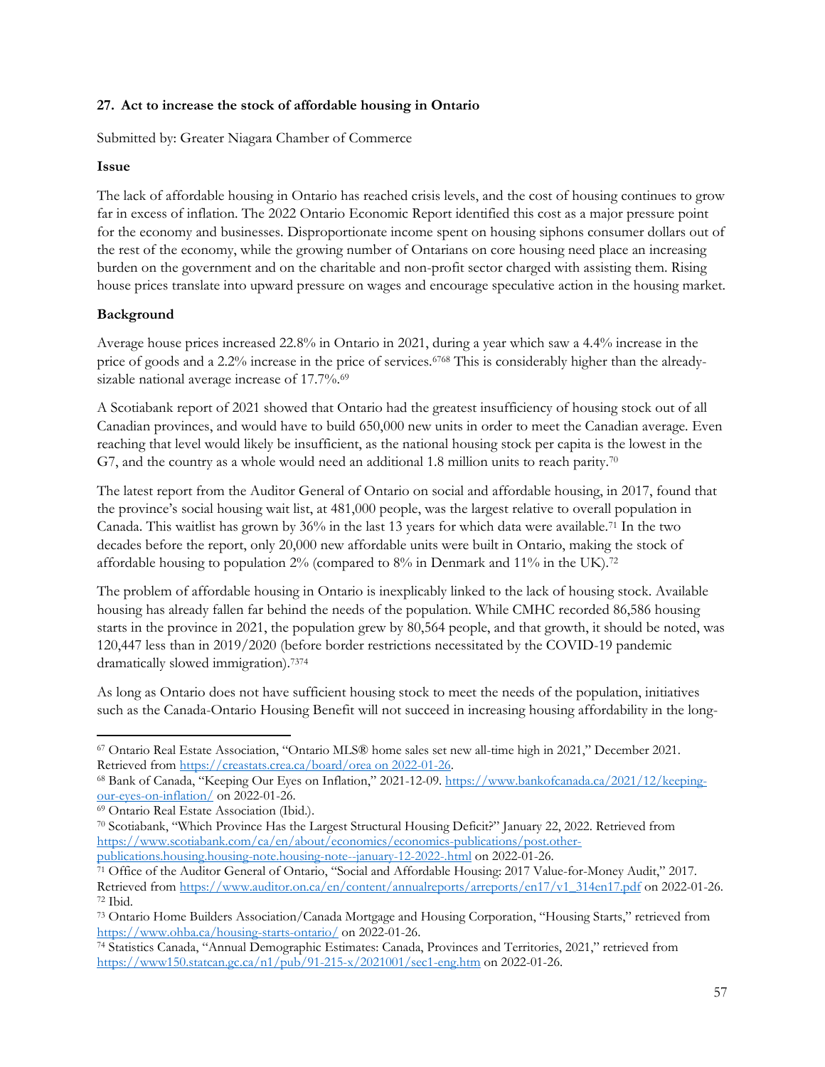### 27. Act to increase the stock of affordable housing in Ontario

Submitted by: Greater Niagara Chamber of Commerce

**Issue**

The lack of affordable housing in Ontario has reached crisis levels, and the cost of housing continues to grow far in excess of inflation. The 2022 Ontario Economic Report identified this cost as a major pressure point for the economy and businesses. Disproportionate income spent on housing siphons consumer dollars out of the rest of the economy, while the growing number of Ontarians on core housing need place an increasing burden on the government and on the charitable and non-profit sector charged with assisting them. Rising house prices translate into upward pressure on wages and encourage speculative action in the housing market.

**Background**

Average house prices increased 22.8% in Ontario in 2021, during a year which saw a 4.4% increase in the price of goods and a 2.2% increase in the price of services.[67][68] This is considerably higher than the already-sizable national average increase of 17.7%.[69]

A Scotiabank report of 2021 showed that Ontario had the greatest insufficiency of housing stock out of all Canadian provinces, and would have to build 650,000 new units in order to meet the Canadian average. Even reaching that level would likely be insufficient, as the national housing stock per capita is the lowest in the G7, and the country as a whole would need an additional 1.8 million units to reach parity.[70]

The latest report from the Auditor General of Ontario on social and affordable housing, in 2017, found that the province's social housing wait list, at 481,000 people, was the largest relative to overall population in Canada. This waitlist has grown by 36% in the last 13 years for which data were available.[71] In the two decades before the report, only 20,000 new affordable units were built in Ontario, making the stock of affordable housing to population 2% (compared to 8% in Denmark and 11% in the UK).[72]

The problem of affordable housing in Ontario is inexplicably linked to the lack of housing stock. Available housing has already fallen far behind the needs of the population. While CMHC recorded 86,586 housing starts in the province in 2021, the population grew by 80,564 people, and that growth, it should be noted, was 120,447 less than in 2019/2020 (before border restrictions necessitated by the COVID-19 pandemic dramatically slowed immigration).[73][74]

As long as Ontario does not have sufficient housing stock to meet the needs of the population, initiatives such as the Canada-Ontario Housing Benefit will not succeed in increasing housing affordability in the long-

---

[67] Ontario Real Estate Association, "Ontario MLS® home sales set new all-time high in 2021," December 2021. Retrieved from https://creastats.crea.ca/board/orea on 2022-01-26.

[68] Bank of Canada, "Keeping Our Eyes on Inflation," 2021-12-09. https://www.bankofcanada.ca/2021/12/keeping-our-eyes-on-inflation/ on 2022-01-26.

[69] Ontario Real Estate Association (Ibid.).

[70] Scotiabank, "Which Province Has the Largest Structural Housing Deficit?" January 22, 2022. Retrieved from https://www.scotiabank.com/ca/en/about/economics/economics-publications/post.other-publications.housing.housing-note.housing-note--january-12-2022-.html on 2022-01-26.

[71] Office of the Auditor General of Ontario, "Social and Affordable Housing: 2017 Value-for-Money Audit," 2017. Retrieved from https://www.auditor.on.ca/en/content/annualreports/arreports/en17/v1_314en17.pdf on 2022-01-26.

[72] Ibid.

[73] Ontario Home Builders Association/Canada Mortgage and Housing Corporation, "Housing Starts," retrieved from https://www.ohba.ca/housing-starts-ontario/ on 2022-01-26.

[74] Statistics Canada, "Annual Demographic Estimates: Canada, Provinces and Territories, 2021," retrieved from https://www150.statcan.gc.ca/n1/pub/91-215-x/2021001/sec1-eng.htm on 2022-01-26.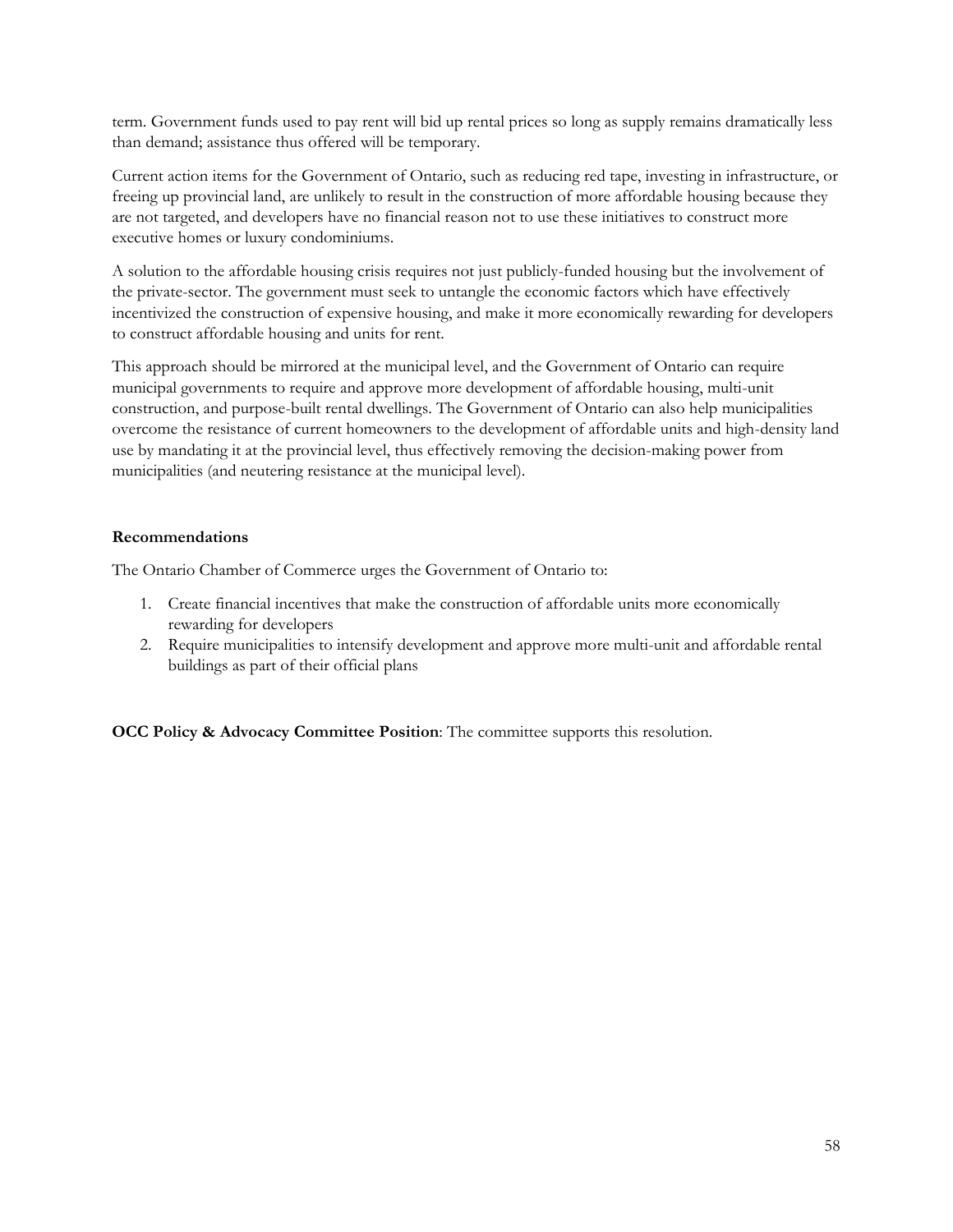term. Government funds used to pay rent will bid up rental prices so long as supply remains dramatically less than demand; assistance thus offered will be temporary.

Current action items for the Government of Ontario, such as reducing red tape, investing in infrastructure, or freeing up provincial land, are unlikely to result in the construction of more affordable housing because they are not targeted, and developers have no financial reason not to use these initiatives to construct more executive homes or luxury condominiums.

A solution to the affordable housing crisis requires not just publicly-funded housing but the involvement of the private-sector. The government must seek to untangle the economic factors which have effectively incentivized the construction of expensive housing, and make it more economically rewarding for developers to construct affordable housing and units for rent.

This approach should be mirrored at the municipal level, and the Government of Ontario can require municipal governments to require and approve more development of affordable housing, multi-unit construction, and purpose-built rental dwellings. The Government of Ontario can also help municipalities overcome the resistance of current homeowners to the development of affordable units and high-density land use by mandating it at the provincial level, thus effectively removing the decision-making power from municipalities (and neutering resistance at the municipal level).

**Recommendations**

The Ontario Chamber of Commerce urges the Government of Ontario to:

1. Create financial incentives that make the construction of affordable units more economically rewarding for developers
2. Require municipalities to intensify development and approve more multi-unit and affordable rental buildings as part of their official plans

**OCC Policy & Advocacy Committee Position**: The committee supports this resolution.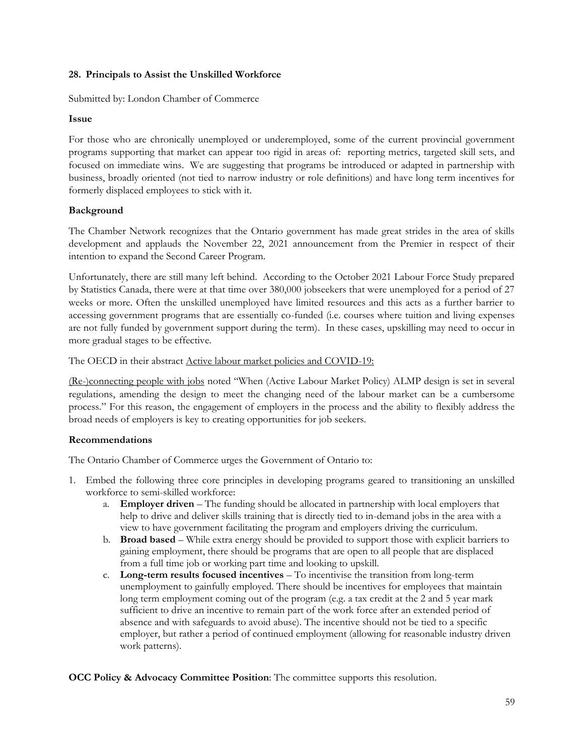### 28. Principals to Assist the Unskilled Workforce

Submitted by: London Chamber of Commerce

**Issue**

For those who are chronically unemployed or underemployed, some of the current provincial government programs supporting that market can appear too rigid in areas of: reporting metrics, targeted skill sets, and focused on immediate wins. We are suggesting that programs be introduced or adapted in partnership with business, broadly oriented (not tied to narrow industry or role definitions) and have long term incentives for formerly displaced employees to stick with it.

**Background**

The Chamber Network recognizes that the Ontario government has made great strides in the area of skills development and applauds the November 22, 2021 announcement from the Premier in respect of their intention to expand the Second Career Program.

Unfortunately, there are still many left behind. According to the October 2021 Labour Force Study prepared by Statistics Canada, there were at that time over 380,000 jobseekers that were unemployed for a period of 27 weeks or more. Often the unskilled unemployed have limited resources and this acts as a further barrier to accessing government programs that are essentially co-funded (i.e. courses where tuition and living expenses are not fully funded by government support during the term). In these cases, upskilling may need to occur in more gradual stages to be effective.

The OECD in their abstract Active labour market policies and COVID-19:

(Re-)connecting people with jobs noted "When (Active Labour Market Policy) ALMP design is set in several regulations, amending the design to meet the changing need of the labour market can be a cumbersome process." For this reason, the engagement of employers in the process and the ability to flexibly address the broad needs of employers is key to creating opportunities for job seekers.

**Recommendations**

The Ontario Chamber of Commerce urges the Government of Ontario to:

1. Embed the following three core principles in developing programs geared to transitioning an unskilled workforce to semi-skilled workforce:
    a. **Employer driven** – The funding should be allocated in partnership with local employers that help to drive and deliver skills training that is directly tied to in-demand jobs in the area with a view to have government facilitating the program and employers driving the curriculum.
    b. **Broad based** – While extra energy should be provided to support those with explicit barriers to gaining employment, there should be programs that are open to all people that are displaced from a full time job or working part time and looking to upskill.
    c. **Long-term results focused incentives** – To incentivise the transition from long-term unemployment to gainfully employed. There should be incentives for employees that maintain long term employment coming out of the program (e.g. a tax credit at the 2 and 5 year mark sufficient to drive an incentive to remain part of the work force after an extended period of absence and with safeguards to avoid abuse). The incentive should not be tied to a specific employer, but rather a period of continued employment (allowing for reasonable industry driven work patterns).

**OCC Policy & Advocacy Committee Position**: The committee supports this resolution.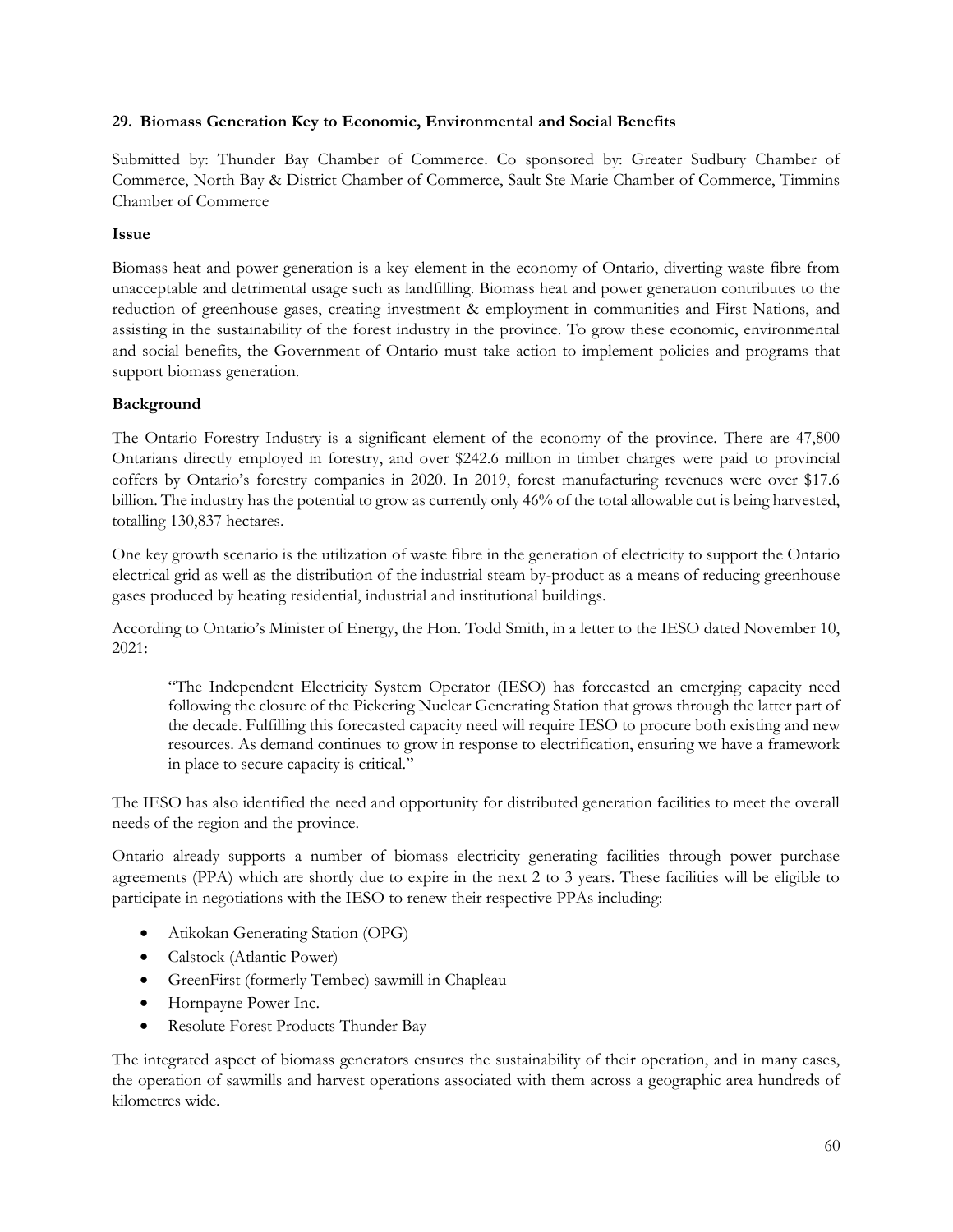### 29. Biomass Generation Key to Economic, Environmental and Social Benefits

Submitted by: Thunder Bay Chamber of Commerce. Co sponsored by: Greater Sudbury Chamber of Commerce, North Bay & District Chamber of Commerce, Sault Ste Marie Chamber of Commerce, Timmins Chamber of Commerce

**Issue**

Biomass heat and power generation is a key element in the economy of Ontario, diverting waste fibre from unacceptable and detrimental usage such as landfilling. Biomass heat and power generation contributes to the reduction of greenhouse gases, creating investment & employment in communities and First Nations, and assisting in the sustainability of the forest industry in the province. To grow these economic, environmental and social benefits, the Government of Ontario must take action to implement policies and programs that support biomass generation.

**Background**

The Ontario Forestry Industry is a significant element of the economy of the province. There are 47,800 Ontarians directly employed in forestry, and over $242.6 million in timber charges were paid to provincial coffers by Ontario's forestry companies in 2020. In 2019, forest manufacturing revenues were over $17.6 billion. The industry has the potential to grow as currently only 46% of the total allowable cut is being harvested, totalling 130,837 hectares.

One key growth scenario is the utilization of waste fibre in the generation of electricity to support the Ontario electrical grid as well as the distribution of the industrial steam by-product as a means of reducing greenhouse gases produced by heating residential, industrial and institutional buildings.

According to Ontario's Minister of Energy, the Hon. Todd Smith, in a letter to the IESO dated November 10, 2021:

> "The Independent Electricity System Operator (IESO) has forecasted an emerging capacity need following the closure of the Pickering Nuclear Generating Station that grows through the latter part of the decade. Fulfilling this forecasted capacity need will require IESO to procure both existing and new resources. As demand continues to grow in response to electrification, ensuring we have a framework in place to secure capacity is critical."

The IESO has also identified the need and opportunity for distributed generation facilities to meet the overall needs of the region and the province.

Ontario already supports a number of biomass electricity generating facilities through power purchase agreements (PPA) which are shortly due to expire in the next 2 to 3 years. These facilities will be eligible to participate in negotiations with the IESO to renew their respective PPAs including:

- Atikokan Generating Station (OPG)
- Calstock (Atlantic Power)
- GreenFirst (formerly Tembec) sawmill in Chapleau
- Hornpayne Power Inc.
- Resolute Forest Products Thunder Bay

The integrated aspect of biomass generators ensures the sustainability of their operation, and in many cases, the operation of sawmills and harvest operations associated with them across a geographic area hundreds of kilometres wide.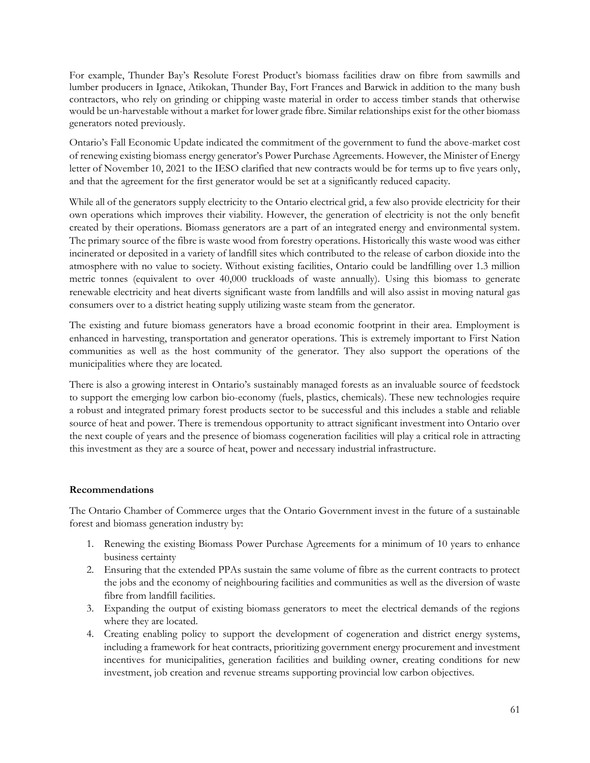For example, Thunder Bay's Resolute Forest Product's biomass facilities draw on fibre from sawmills and lumber producers in Ignace, Atikokan, Thunder Bay, Fort Frances and Barwick in addition to the many bush contractors, who rely on grinding or chipping waste material in order to access timber stands that otherwise would be un-harvestable without a market for lower grade fibre. Similar relationships exist for the other biomass generators noted previously.

Ontario's Fall Economic Update indicated the commitment of the government to fund the above-market cost of renewing existing biomass energy generator's Power Purchase Agreements. However, the Minister of Energy letter of November 10, 2021 to the IESO clarified that new contracts would be for terms up to five years only, and that the agreement for the first generator would be set at a significantly reduced capacity.

While all of the generators supply electricity to the Ontario electrical grid, a few also provide electricity for their own operations which improves their viability. However, the generation of electricity is not the only benefit created by their operations. Biomass generators are a part of an integrated energy and environmental system. The primary source of the fibre is waste wood from forestry operations. Historically this waste wood was either incinerated or deposited in a variety of landfill sites which contributed to the release of carbon dioxide into the atmosphere with no value to society. Without existing facilities, Ontario could be landfilling over 1.3 million metric tonnes (equivalent to over 40,000 truckloads of waste annually). Using this biomass to generate renewable electricity and heat diverts significant waste from landfills and will also assist in moving natural gas consumers over to a district heating supply utilizing waste steam from the generator.

The existing and future biomass generators have a broad economic footprint in their area. Employment is enhanced in harvesting, transportation and generator operations. This is extremely important to First Nation communities as well as the host community of the generator. They also support the operations of the municipalities where they are located.

There is also a growing interest in Ontario's sustainably managed forests as an invaluable source of feedstock to support the emerging low carbon bio-economy (fuels, plastics, chemicals). These new technologies require a robust and integrated primary forest products sector to be successful and this includes a stable and reliable source of heat and power. There is tremendous opportunity to attract significant investment into Ontario over the next couple of years and the presence of biomass cogeneration facilities will play a critical role in attracting this investment as they are a source of heat, power and necessary industrial infrastructure.

**Recommendations**

The Ontario Chamber of Commerce urges that the Ontario Government invest in the future of a sustainable forest and biomass generation industry by:

1. Renewing the existing Biomass Power Purchase Agreements for a minimum of 10 years to enhance business certainty
2. Ensuring that the extended PPAs sustain the same volume of fibre as the current contracts to protect the jobs and the economy of neighbouring facilities and communities as well as the diversion of waste fibre from landfill facilities.
3. Expanding the output of existing biomass generators to meet the electrical demands of the regions where they are located.
4. Creating enabling policy to support the development of cogeneration and district energy systems, including a framework for heat contracts, prioritizing government energy procurement and investment incentives for municipalities, generation facilities and building owner, creating conditions for new investment, job creation and revenue streams supporting provincial low carbon objectives.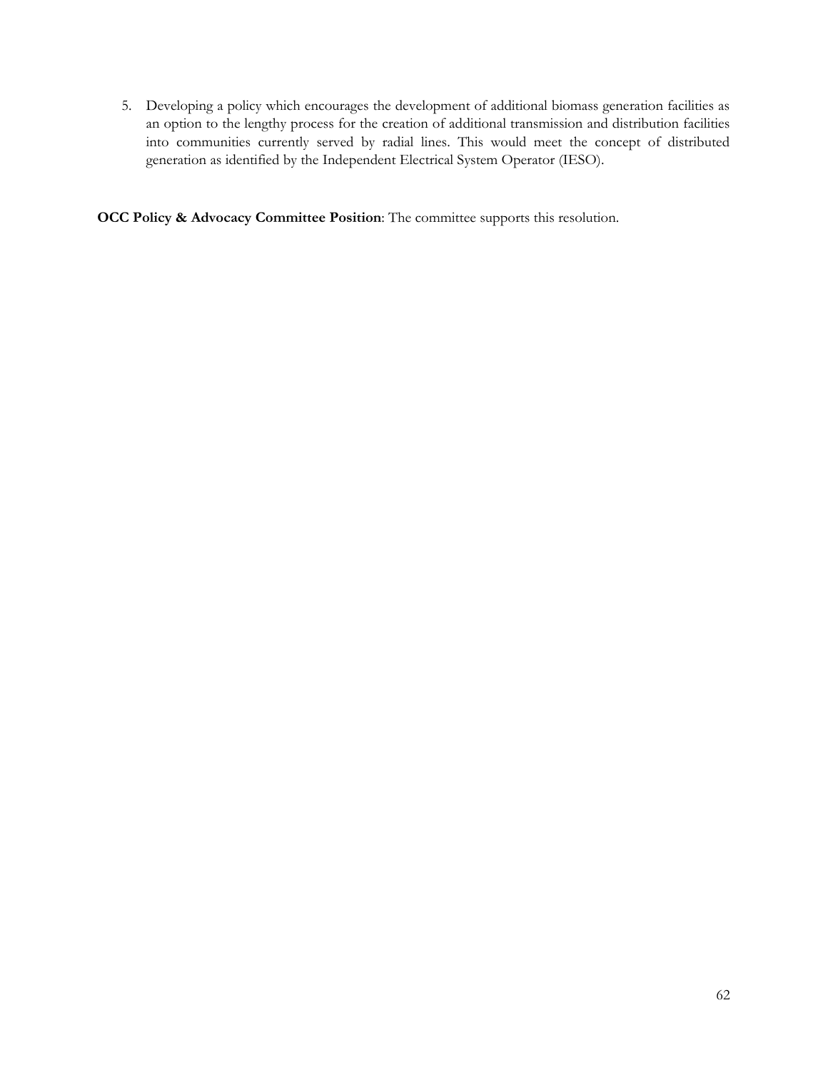5. Developing a policy which encourages the development of additional biomass generation facilities as an option to the lengthy process for the creation of additional transmission and distribution facilities into communities currently served by radial lines. This would meet the concept of distributed generation as identified by the Independent Electrical System Operator (IESO).

**OCC Policy & Advocacy Committee Position**: The committee supports this resolution.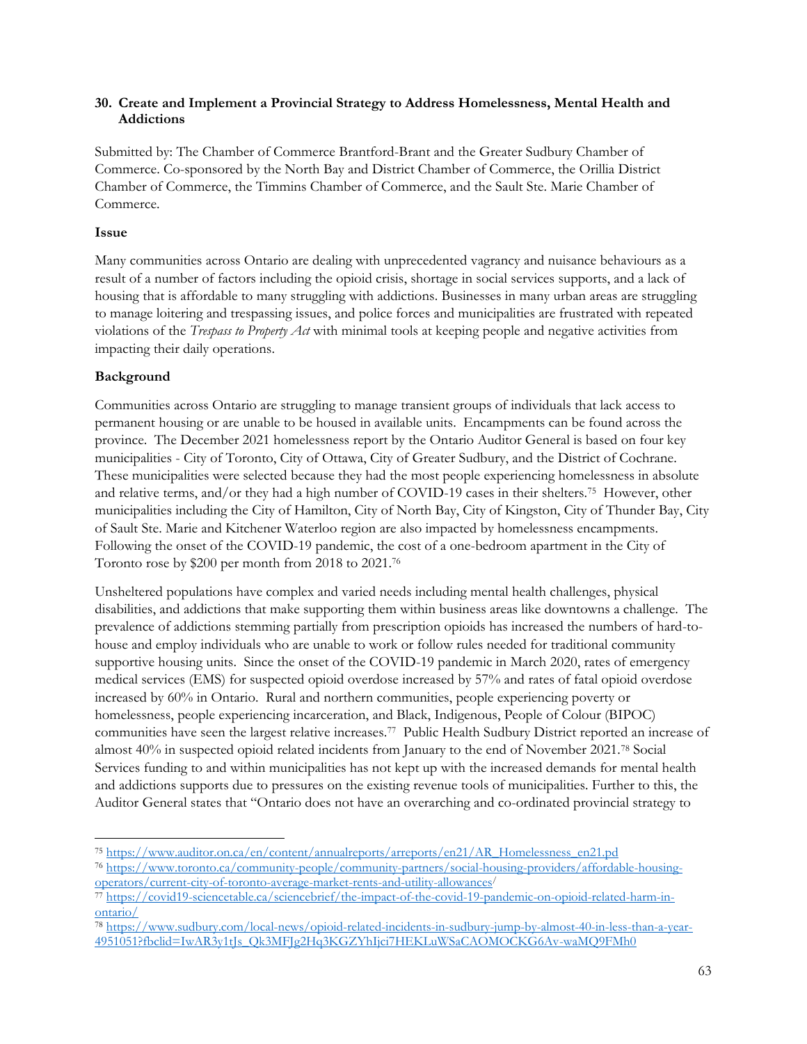### 30. Create and Implement a Provincial Strategy to Address Homelessness, Mental Health and Addictions

Submitted by: The Chamber of Commerce Brantford-Brant and the Greater Sudbury Chamber of Commerce. Co-sponsored by the North Bay and District Chamber of Commerce, the Orillia District Chamber of Commerce, the Timmins Chamber of Commerce, and the Sault Ste. Marie Chamber of Commerce.

**Issue**

Many communities across Ontario are dealing with unprecedented vagrancy and nuisance behaviours as a result of a number of factors including the opioid crisis, shortage in social services supports, and a lack of housing that is affordable to many struggling with addictions. Businesses in many urban areas are struggling to manage loitering and trespassing issues, and police forces and municipalities are frustrated with repeated violations of the *Trespass to Property Act* with minimal tools at keeping people and negative activities from impacting their daily operations.

**Background**

Communities across Ontario are struggling to manage transient groups of individuals that lack access to permanent housing or are unable to be housed in available units. Encampments can be found across the province. The December 2021 homelessness report by the Ontario Auditor General is based on four key municipalities - City of Toronto, City of Ottawa, City of Greater Sudbury, and the District of Cochrane. These municipalities were selected because they had the most people experiencing homelessness in absolute and relative terms, and/or they had a high number of COVID-19 cases in their shelters.[75] However, other municipalities including the City of Hamilton, City of North Bay, City of Kingston, City of Thunder Bay, City of Sault Ste. Marie and Kitchener Waterloo region are also impacted by homelessness encampments. Following the onset of the COVID-19 pandemic, the cost of a one-bedroom apartment in the City of Toronto rose by $200 per month from 2018 to 2021.[76]

Unsheltered populations have complex and varied needs including mental health challenges, physical disabilities, and addictions that make supporting them within business areas like downtowns a challenge. The prevalence of addictions stemming partially from prescription opioids has increased the numbers of hard-to-house and employ individuals who are unable to work or follow rules needed for traditional community supportive housing units. Since the onset of the COVID-19 pandemic in March 2020, rates of emergency medical services (EMS) for suspected opioid overdose increased by 57% and rates of fatal opioid overdose increased by 60% in Ontario. Rural and northern communities, people experiencing poverty or homelessness, people experiencing incarceration, and Black, Indigenous, People of Colour (BIPOC) communities have seen the largest relative increases.[77] Public Health Sudbury District reported an increase of almost 40% in suspected opioid related incidents from January to the end of November 2021.[78] Social Services funding to and within municipalities has not kept up with the increased demands for mental health and addictions supports due to pressures on the existing revenue tools of municipalities. Further to this, the Auditor General states that "Ontario does not have an overarching and co-ordinated provincial strategy to

---

[75] https://www.auditor.on.ca/en/content/annualreports/arreports/en21/AR_Homelessness_en21.pd

[76] https://www.toronto.ca/community-people/community-partners/social-housing-providers/affordable-housing-operators/current-city-of-toronto-average-market-rents-and-utility-allowances/

[77] https://covid19-sciencetable.ca/sciencebrief/the-impact-of-the-covid-19-pandemic-on-opioid-related-harm-in-ontario/

[78] https://www.sudbury.com/local-news/opioid-related-incidents-in-sudbury-jump-by-almost-40-in-less-than-a-year-4951051?fbclid=IwAR3y1tJs_Qk3MFJg2Hq3KGZYhIjci7HEKLuWSaCAOMOCKG6Av-waMQ9FMh0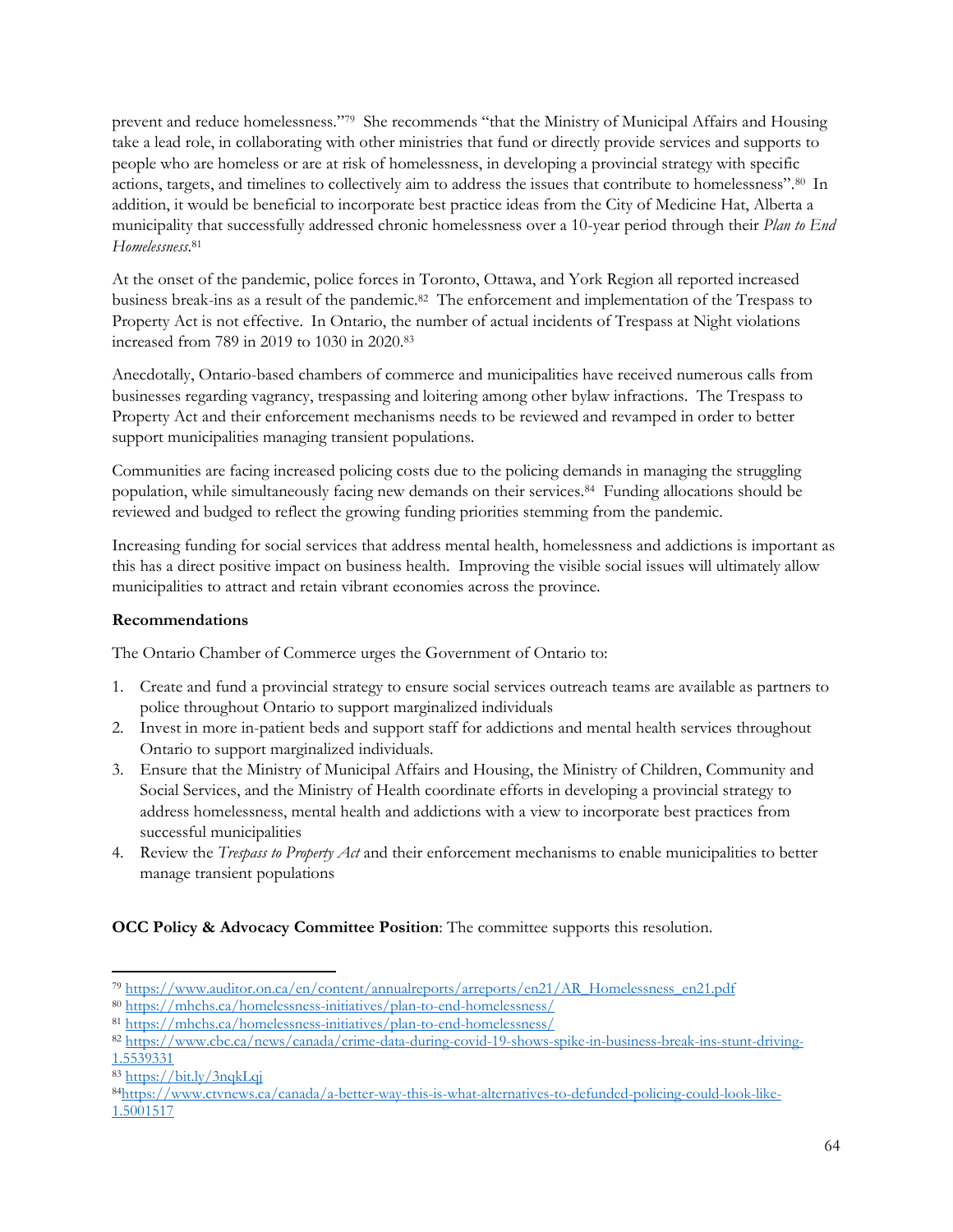prevent and reduce homelessness."[79] She recommends "that the Ministry of Municipal Affairs and Housing take a lead role, in collaborating with other ministries that fund or directly provide services and supports to people who are homeless or are at risk of homelessness, in developing a provincial strategy with specific actions, targets, and timelines to collectively aim to address the issues that contribute to homelessness".[80] In addition, it would be beneficial to incorporate best practice ideas from the City of Medicine Hat, Alberta a municipality that successfully addressed chronic homelessness over a 10-year period through their *Plan to End Homelessness*.[81]

At the onset of the pandemic, police forces in Toronto, Ottawa, and York Region all reported increased business break-ins as a result of the pandemic.[82] The enforcement and implementation of the Trespass to Property Act is not effective. In Ontario, the number of actual incidents of Trespass at Night violations increased from 789 in 2019 to 1030 in 2020.[83]

Anecdotally, Ontario-based chambers of commerce and municipalities have received numerous calls from businesses regarding vagrancy, trespassing and loitering among other bylaw infractions. The Trespass to Property Act and their enforcement mechanisms needs to be reviewed and revamped in order to better support municipalities managing transient populations.

Communities are facing increased policing costs due to the policing demands in managing the struggling population, while simultaneously facing new demands on their services.[84] Funding allocations should be reviewed and budged to reflect the growing funding priorities stemming from the pandemic.

Increasing funding for social services that address mental health, homelessness and addictions is important as this has a direct positive impact on business health. Improving the visible social issues will ultimately allow municipalities to attract and retain vibrant economies across the province.

**Recommendations**

The Ontario Chamber of Commerce urges the Government of Ontario to:

1. Create and fund a provincial strategy to ensure social services outreach teams are available as partners to police throughout Ontario to support marginalized individuals
2. Invest in more in-patient beds and support staff for addictions and mental health services throughout Ontario to support marginalized individuals.
3. Ensure that the Ministry of Municipal Affairs and Housing, the Ministry of Children, Community and Social Services, and the Ministry of Health coordinate efforts in developing a provincial strategy to address homelessness, mental health and addictions with a view to incorporate best practices from successful municipalities
4. Review the *Trespass to Property Act* and their enforcement mechanisms to enable municipalities to better manage transient populations

**OCC Policy & Advocacy Committee Position**: The committee supports this resolution.

---

[79] https://www.auditor.on.ca/en/content/annualreports/arreports/en21/AR_Homelessness_en21.pdf
[80] https://mhchs.ca/homelessness-initiatives/plan-to-end-homelessness/
[81] https://mhchs.ca/homelessness-initiatives/plan-to-end-homelessness/
[82] https://www.cbc.ca/news/canada/crime-data-during-covid-19-shows-spike-in-business-break-ins-stunt-driving-1.5539331
[83] https://bit.ly/3nqkLqj
[84] https://www.ctvnews.ca/canada/a-better-way-this-is-what-alternatives-to-defunded-policing-could-look-like-1.5001517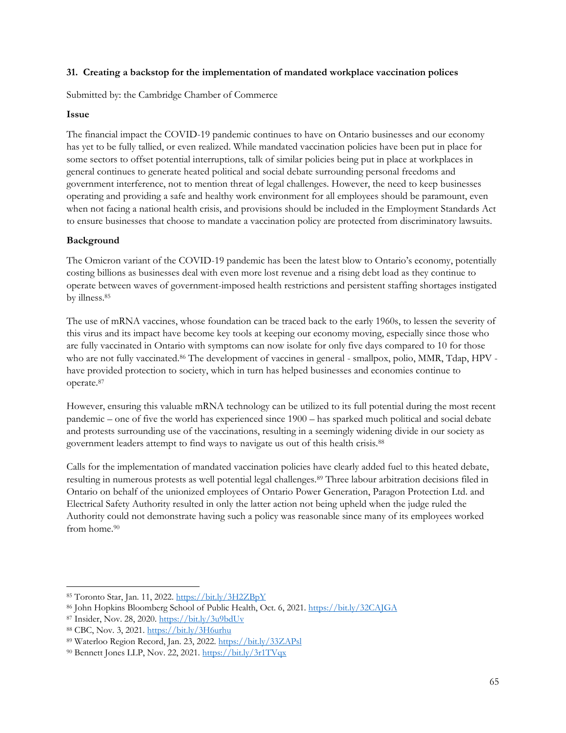### 31. Creating a backstop for the implementation of mandated workplace vaccination polices

Submitted by: the Cambridge Chamber of Commerce

**Issue**

The financial impact the COVID-19 pandemic continues to have on Ontario businesses and our economy has yet to be fully tallied, or even realized. While mandated vaccination policies have been put in place for some sectors to offset potential interruptions, talk of similar policies being put in place at workplaces in general continues to generate heated political and social debate surrounding personal freedoms and government interference, not to mention threat of legal challenges. However, the need to keep businesses operating and providing a safe and healthy work environment for all employees should be paramount, even when not facing a national health crisis, and provisions should be included in the Employment Standards Act to ensure businesses that choose to mandate a vaccination policy are protected from discriminatory lawsuits.

**Background**

The Omicron variant of the COVID-19 pandemic has been the latest blow to Ontario's economy, potentially costing billions as businesses deal with even more lost revenue and a rising debt load as they continue to operate between waves of government-imposed health restrictions and persistent staffing shortages instigated by illness.[85]

The use of mRNA vaccines, whose foundation can be traced back to the early 1960s, to lessen the severity of this virus and its impact have become key tools at keeping our economy moving, especially since those who are fully vaccinated in Ontario with symptoms can now isolate for only five days compared to 10 for those who are not fully vaccinated.[86] The development of vaccines in general - smallpox, polio, MMR, Tdap, HPV - have provided protection to society, which in turn has helped businesses and economies continue to operate.[87]

However, ensuring this valuable mRNA technology can be utilized to its full potential during the most recent pandemic – one of five the world has experienced since 1900 – has sparked much political and social debate and protests surrounding use of the vaccinations, resulting in a seemingly widening divide in our society as government leaders attempt to find ways to navigate us out of this health crisis.[88]

Calls for the implementation of mandated vaccination policies have clearly added fuel to this heated debate, resulting in numerous protests as well potential legal challenges.[89] Three labour arbitration decisions filed in Ontario on behalf of the unionized employees of Ontario Power Generation, Paragon Protection Ltd. and Electrical Safety Authority resulted in only the latter action not being upheld when the judge ruled the Authority could not demonstrate having such a policy was reasonable since many of its employees worked from home.[90]

---

[85] Toronto Star, Jan. 11, 2022. https://bit.ly/3H2ZBpY
[86] John Hopkins Bloomberg School of Public Health, Oct. 6, 2021. https://bit.ly/32CAJGA
[87] Insider, Nov. 28, 2020. https://bit.ly/3u9bdUv
[88] CBC, Nov. 3, 2021. https://bit.ly/3H6urhu
[89] Waterloo Region Record, Jan. 23, 2022. https://bit.ly/33ZAPsl
[90] Bennett Jones LLP, Nov. 22, 2021. https://bit.ly/3r1TVqx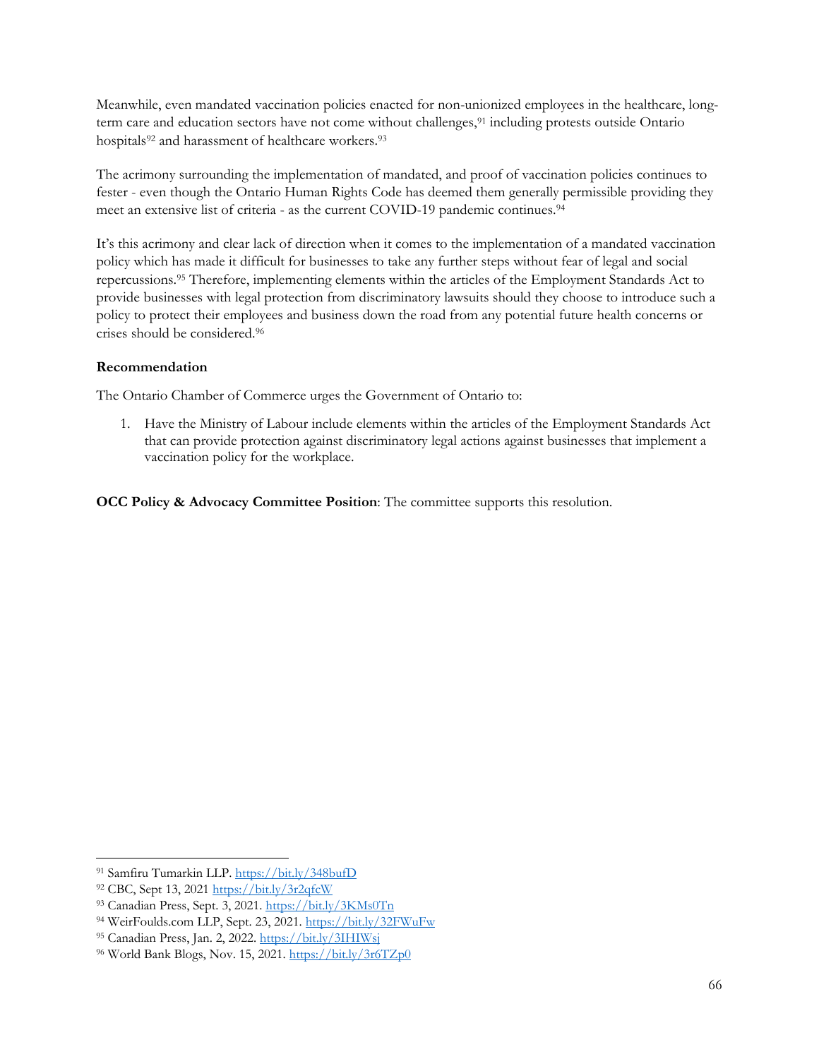Meanwhile, even mandated vaccination policies enacted for non-unionized employees in the healthcare, long-term care and education sectors have not come without challenges,[91] including protests outside Ontario hospitals[92] and harassment of healthcare workers.[93]

The acrimony surrounding the implementation of mandated, and proof of vaccination policies continues to fester - even though the Ontario Human Rights Code has deemed them generally permissible providing they meet an extensive list of criteria - as the current COVID-19 pandemic continues.[94]

It's this acrimony and clear lack of direction when it comes to the implementation of a mandated vaccination policy which has made it difficult for businesses to take any further steps without fear of legal and social repercussions.[95] Therefore, implementing elements within the articles of the Employment Standards Act to provide businesses with legal protection from discriminatory lawsuits should they choose to introduce such a policy to protect their employees and business down the road from any potential future health concerns or crises should be considered.[96]

**Recommendation**

The Ontario Chamber of Commerce urges the Government of Ontario to:

1. Have the Ministry of Labour include elements within the articles of the Employment Standards Act that can provide protection against discriminatory legal actions against businesses that implement a vaccination policy for the workplace.

**OCC Policy & Advocacy Committee Position**: The committee supports this resolution.

---

[91] Samfiru Tumarkin LLP. https://bit.ly/348bufD

[92] CBC, Sept 13, 2021 https://bit.ly/3r2qfcW

[93] Canadian Press, Sept. 3, 2021. https://bit.ly/3KMs0Tn

[94] WeirFoulds.com LLP, Sept. 23, 2021. https://bit.ly/32FWuFw

[95] Canadian Press, Jan. 2, 2022. https://bit.ly/3IHIWsj

[96] World Bank Blogs, Nov. 15, 2021. https://bit.ly/3r6TZp0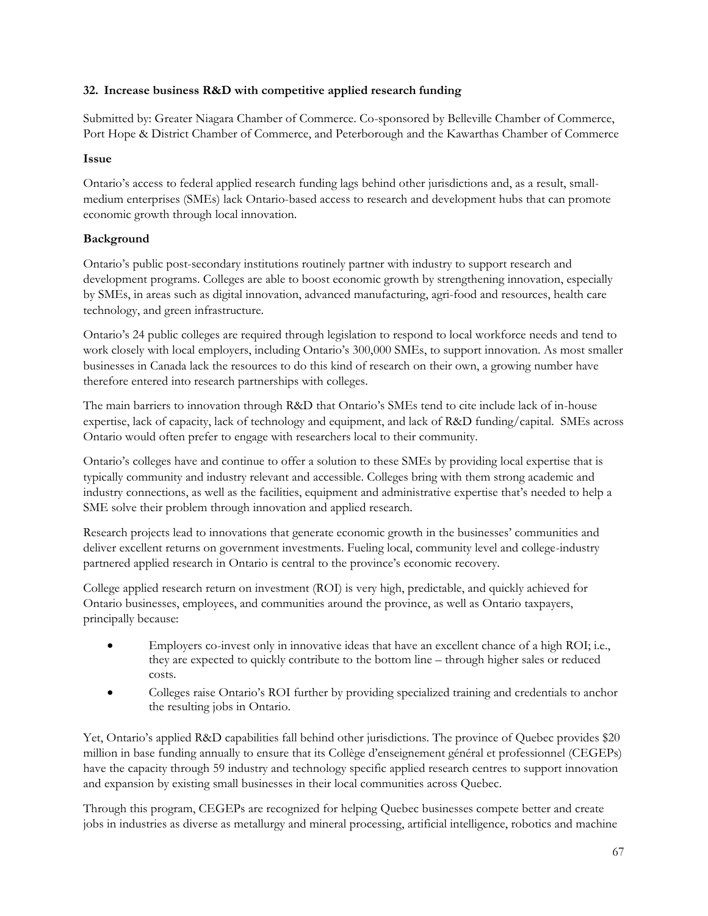### 32. Increase business R&D with competitive applied research funding

Submitted by: Greater Niagara Chamber of Commerce. Co-sponsored by Belleville Chamber of Commerce, Port Hope & District Chamber of Commerce, and Peterborough and the Kawarthas Chamber of Commerce

**Issue**

Ontario's access to federal applied research funding lags behind other jurisdictions and, as a result, small-medium enterprises (SMEs) lack Ontario-based access to research and development hubs that can promote economic growth through local innovation.

**Background**

Ontario's public post-secondary institutions routinely partner with industry to support research and development programs. Colleges are able to boost economic growth by strengthening innovation, especially by SMEs, in areas such as digital innovation, advanced manufacturing, agri-food and resources, health care technology, and green infrastructure.

Ontario's 24 public colleges are required through legislation to respond to local workforce needs and tend to work closely with local employers, including Ontario's 300,000 SMEs, to support innovation. As most smaller businesses in Canada lack the resources to do this kind of research on their own, a growing number have therefore entered into research partnerships with colleges.

The main barriers to innovation through R&D that Ontario's SMEs tend to cite include lack of in-house expertise, lack of capacity, lack of technology and equipment, and lack of R&D funding/capital. SMEs across Ontario would often prefer to engage with researchers local to their community.

Ontario's colleges have and continue to offer a solution to these SMEs by providing local expertise that is typically community and industry relevant and accessible. Colleges bring with them strong academic and industry connections, as well as the facilities, equipment and administrative expertise that's needed to help a SME solve their problem through innovation and applied research.

Research projects lead to innovations that generate economic growth in the businesses' communities and deliver excellent returns on government investments. Fueling local, community level and college-industry partnered applied research in Ontario is central to the province's economic recovery.

College applied research return on investment (ROI) is very high, predictable, and quickly achieved for Ontario businesses, employees, and communities around the province, as well as Ontario taxpayers, principally because:

- Employers co-invest only in innovative ideas that have an excellent chance of a high ROI; i.e., they are expected to quickly contribute to the bottom line – through higher sales or reduced costs.
- Colleges raise Ontario's ROI further by providing specialized training and credentials to anchor the resulting jobs in Ontario.

Yet, Ontario's applied R&D capabilities fall behind other jurisdictions. The province of Quebec provides $20 million in base funding annually to ensure that its Collège d'enseignement général et professionnel (CEGEPs) have the capacity through 59 industry and technology specific applied research centres to support innovation and expansion by existing small businesses in their local communities across Quebec.

Through this program, CEGEPs are recognized for helping Quebec businesses compete better and create jobs in industries as diverse as metallurgy and mineral processing, artificial intelligence, robotics and machine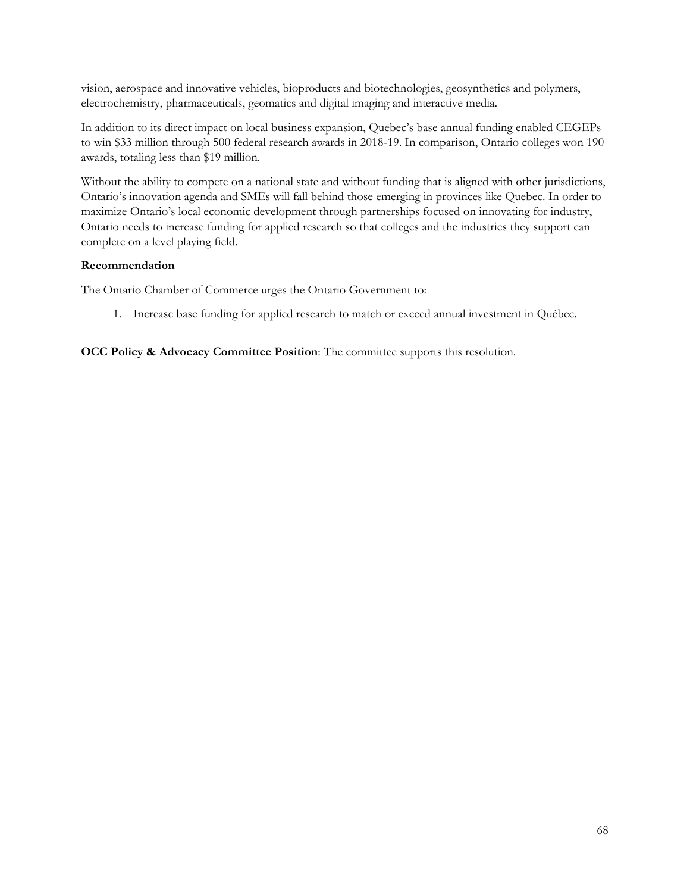vision, aerospace and innovative vehicles, bioproducts and biotechnologies, geosynthetics and polymers, electrochemistry, pharmaceuticals, geomatics and digital imaging and interactive media.

In addition to its direct impact on local business expansion, Quebec's base annual funding enabled CEGEPs to win $33 million through 500 federal research awards in 2018-19. In comparison, Ontario colleges won 190 awards, totaling less than $19 million.

Without the ability to compete on a national state and without funding that is aligned with other jurisdictions, Ontario's innovation agenda and SMEs will fall behind those emerging in provinces like Quebec. In order to maximize Ontario's local economic development through partnerships focused on innovating for industry, Ontario needs to increase funding for applied research so that colleges and the industries they support can complete on a level playing field.

**Recommendation**

The Ontario Chamber of Commerce urges the Ontario Government to:

1. Increase base funding for applied research to match or exceed annual investment in Québec.

**OCC Policy & Advocacy Committee Position**: The committee supports this resolution.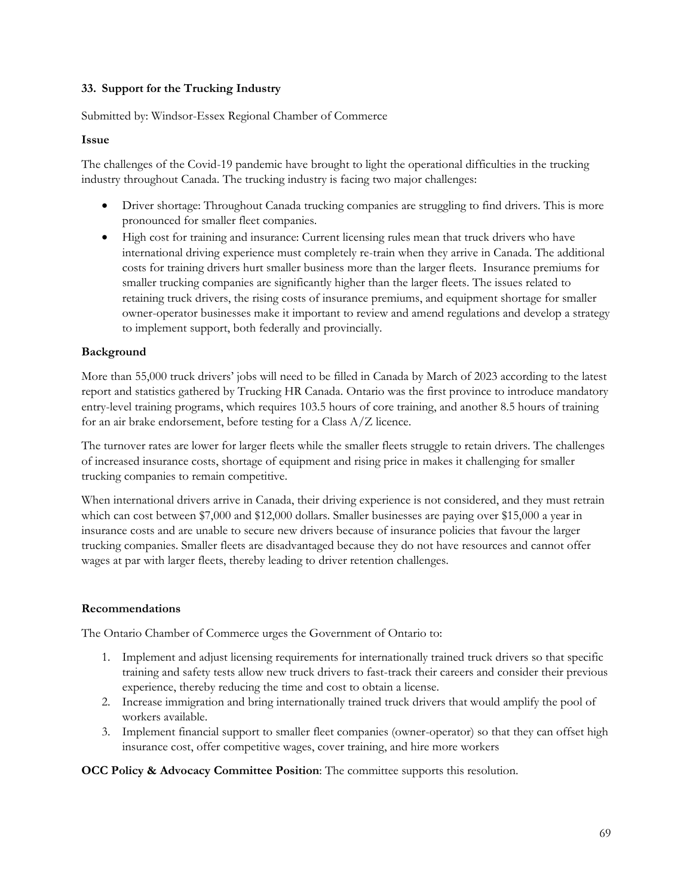### 33. Support for the Trucking Industry

Submitted by: Windsor-Essex Regional Chamber of Commerce

**Issue**

The challenges of the Covid-19 pandemic have brought to light the operational difficulties in the trucking industry throughout Canada. The trucking industry is facing two major challenges:

- Driver shortage: Throughout Canada trucking companies are struggling to find drivers. This is more pronounced for smaller fleet companies.
- High cost for training and insurance: Current licensing rules mean that truck drivers who have international driving experience must completely re-train when they arrive in Canada. The additional costs for training drivers hurt smaller business more than the larger fleets. Insurance premiums for smaller trucking companies are significantly higher than the larger fleets. The issues related to retaining truck drivers, the rising costs of insurance premiums, and equipment shortage for smaller owner-operator businesses make it important to review and amend regulations and develop a strategy to implement support, both federally and provincially.

**Background**

More than 55,000 truck drivers' jobs will need to be filled in Canada by March of 2023 according to the latest report and statistics gathered by Trucking HR Canada. Ontario was the first province to introduce mandatory entry-level training programs, which requires 103.5 hours of core training, and another 8.5 hours of training for an air brake endorsement, before testing for a Class A/Z licence.

The turnover rates are lower for larger fleets while the smaller fleets struggle to retain drivers. The challenges of increased insurance costs, shortage of equipment and rising price in makes it challenging for smaller trucking companies to remain competitive.

When international drivers arrive in Canada, their driving experience is not considered, and they must retrain which can cost between $7,000 and $12,000 dollars. Smaller businesses are paying over $15,000 a year in insurance costs and are unable to secure new drivers because of insurance policies that favour the larger trucking companies. Smaller fleets are disadvantaged because they do not have resources and cannot offer wages at par with larger fleets, thereby leading to driver retention challenges.

**Recommendations**

The Ontario Chamber of Commerce urges the Government of Ontario to:

1. Implement and adjust licensing requirements for internationally trained truck drivers so that specific training and safety tests allow new truck drivers to fast-track their careers and consider their previous experience, thereby reducing the time and cost to obtain a license.
2. Increase immigration and bring internationally trained truck drivers that would amplify the pool of workers available.
3. Implement financial support to smaller fleet companies (owner-operator) so that they can offset high insurance cost, offer competitive wages, cover training, and hire more workers

**OCC Policy & Advocacy Committee Position**: The committee supports this resolution.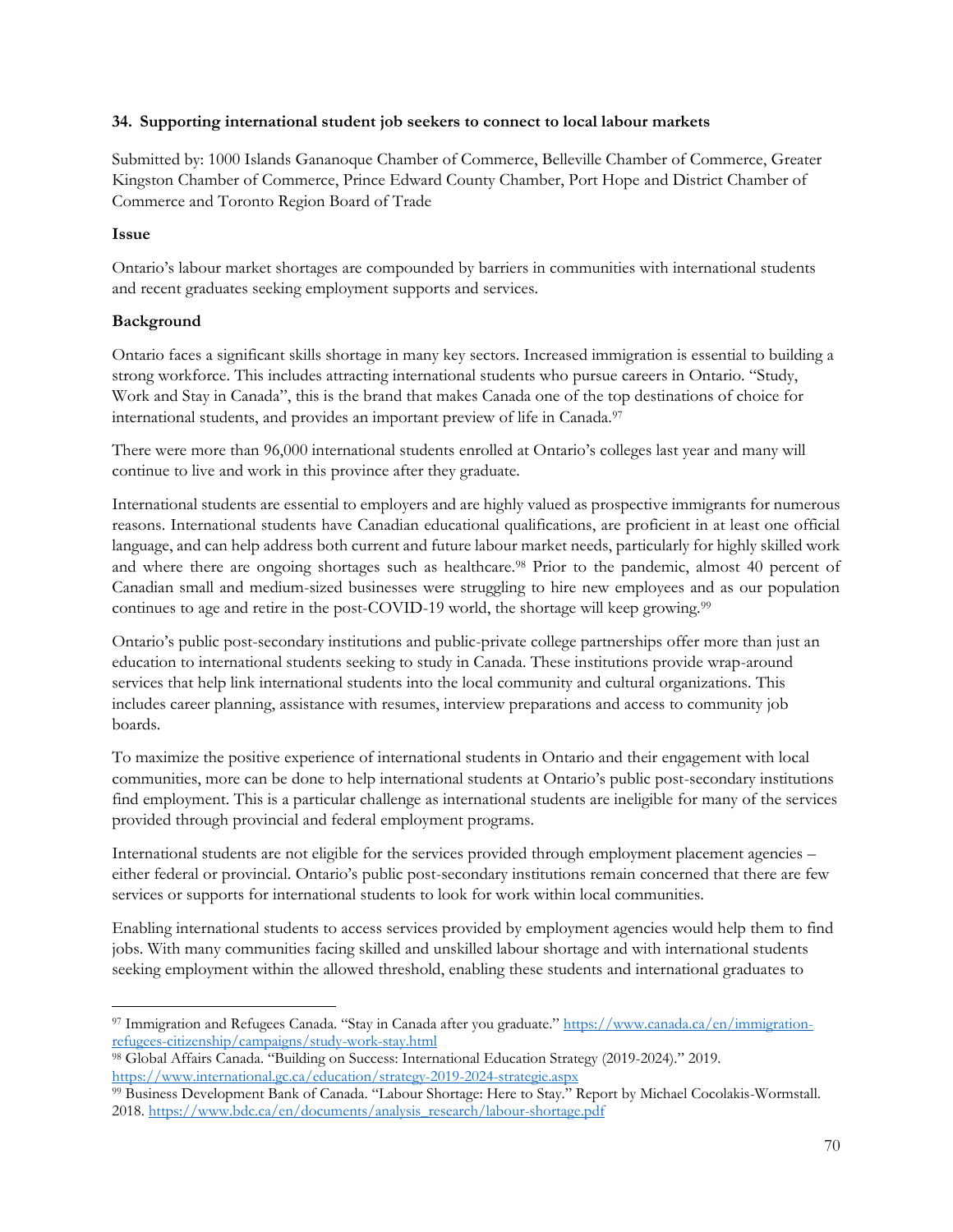### 34. Supporting international student job seekers to connect to local labour markets

Submitted by: 1000 Islands Gananoque Chamber of Commerce, Belleville Chamber of Commerce, Greater Kingston Chamber of Commerce, Prince Edward County Chamber, Port Hope and District Chamber of Commerce and Toronto Region Board of Trade

**Issue**

Ontario's labour market shortages are compounded by barriers in communities with international students and recent graduates seeking employment supports and services.

**Background**

Ontario faces a significant skills shortage in many key sectors. Increased immigration is essential to building a strong workforce. This includes attracting international students who pursue careers in Ontario. "Study, Work and Stay in Canada", this is the brand that makes Canada one of the top destinations of choice for international students, and provides an important preview of life in Canada.[97]

There were more than 96,000 international students enrolled at Ontario's colleges last year and many will continue to live and work in this province after they graduate.

International students are essential to employers and are highly valued as prospective immigrants for numerous reasons. International students have Canadian educational qualifications, are proficient in at least one official language, and can help address both current and future labour market needs, particularly for highly skilled work and where there are ongoing shortages such as healthcare.[98] Prior to the pandemic, almost 40 percent of Canadian small and medium-sized businesses were struggling to hire new employees and as our population continues to age and retire in the post-COVID-19 world, the shortage will keep growing.[99]

Ontario's public post-secondary institutions and public-private college partnerships offer more than just an education to international students seeking to study in Canada. These institutions provide wrap-around services that help link international students into the local community and cultural organizations. This includes career planning, assistance with resumes, interview preparations and access to community job boards.

To maximize the positive experience of international students in Ontario and their engagement with local communities, more can be done to help international students at Ontario's public post-secondary institutions find employment. This is a particular challenge as international students are ineligible for many of the services provided through provincial and federal employment programs.

International students are not eligible for the services provided through employment placement agencies – either federal or provincial. Ontario's public post-secondary institutions remain concerned that there are few services or supports for international students to look for work within local communities.

Enabling international students to access services provided by employment agencies would help them to find jobs. With many communities facing skilled and unskilled labour shortage and with international students seeking employment within the allowed threshold, enabling these students and international graduates to

---

[97] Immigration and Refugees Canada. "Stay in Canada after you graduate." https://www.canada.ca/en/immigration-refugees-citizenship/campaigns/study-work-stay.html

[98] Global Affairs Canada. "Building on Success: International Education Strategy (2019-2024)." 2019. https://www.international.gc.ca/education/strategy-2019-2024-strategie.aspx

[99] Business Development Bank of Canada. "Labour Shortage: Here to Stay." Report by Michael Cocolakis-Wormstall. 2018. https://www.bdc.ca/en/documents/analysis_research/labour-shortage.pdf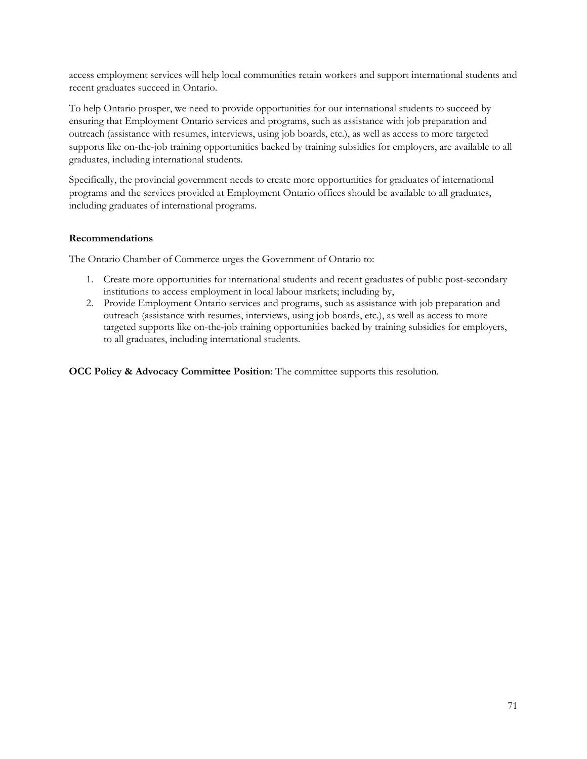access employment services will help local communities retain workers and support international students and recent graduates succeed in Ontario.

To help Ontario prosper, we need to provide opportunities for our international students to succeed by ensuring that Employment Ontario services and programs, such as assistance with job preparation and outreach (assistance with resumes, interviews, using job boards, etc.), as well as access to more targeted supports like on-the-job training opportunities backed by training subsidies for employers, are available to all graduates, including international students.

Specifically, the provincial government needs to create more opportunities for graduates of international programs and the services provided at Employment Ontario offices should be available to all graduates, including graduates of international programs.

**Recommendations**

The Ontario Chamber of Commerce urges the Government of Ontario to:

1. Create more opportunities for international students and recent graduates of public post-secondary institutions to access employment in local labour markets; including by,
2. Provide Employment Ontario services and programs, such as assistance with job preparation and outreach (assistance with resumes, interviews, using job boards, etc.), as well as access to more targeted supports like on-the-job training opportunities backed by training subsidies for employers, to all graduates, including international students.

**OCC Policy & Advocacy Committee Position**: The committee supports this resolution.